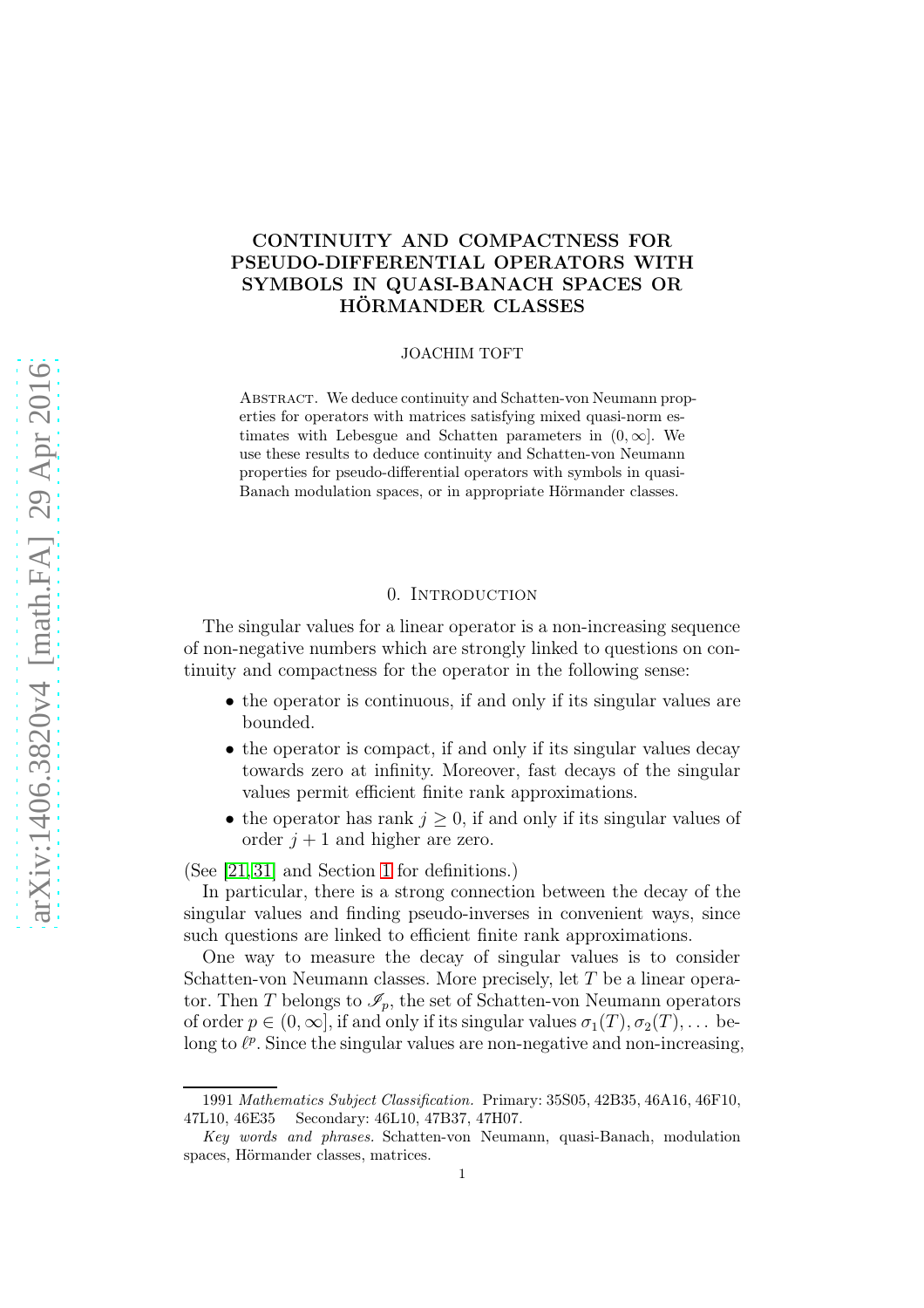# CONTINUITY AND COMPACTNESS FOR PSEUDO-DIFFERENTIAL OPERATORS WITH SYMBOLS IN QUASI-BANACH SPACES OR HÖRMANDER CLASSES

JOACHIM TOFT

Abstract. We deduce continuity and Schatten-von Neumann properties for operators with matrices satisfying mixed quasi-norm estimates with Lebesgue and Schatten parameters in $(0, \infty]$. We use these results to deduce continuity and Schatten-von Neumann properties for pseudo-differential operators with symbols in quasi-Banach modulation spaces, or in appropriate Hörmander classes.

## 0. Introduction

The singular values for a linear operator is a non-increasing sequence of non-negative numbers which are strongly linked to questions on continuity and compactness for the operator in the following sense:

- the operator is continuous, if and only if its singular values are bounded.
- the operator is compact, if and only if its singular values decay towards zero at infinity. Moreover, fast decays of the singular values permit efficient finite rank approximations.
- the operator has rank $j \ge 0$, if and only if its singular values of order $j+1$ and higher are zero.

(See [21,31] and Section 1 for definitions.)

In particular, there is a strong connection between the decay of the singular values and finding pseudo-inverses in convenient ways, since such questions are linked to efficient finite rank approximations.

One way to measure the decay of singular values is to consider Schatten-von Neumann classes. More precisely, let $T$ be a linear operator. Then $T$ belongs to $\mathscr{I}_p$, the set of Schatten-von Neumann operators of order $p \in (0, \infty]$, if and only if its singular values $\sigma_1(T), \sigma_2(T), \dots$ belong to $\ell^p$. Since the singular values are non-negative and non-increasing,

1991 *Mathematics Subject Classification.* Primary: 35S05, 42B35, 46A16, 46F10, 47L10, 46E35 Secondary: 46L10, 47B37, 47H07.

*Key words and phrases.* Schatten-von Neumann, quasi-Banach, modulation spaces, Hörmander classes, matrices.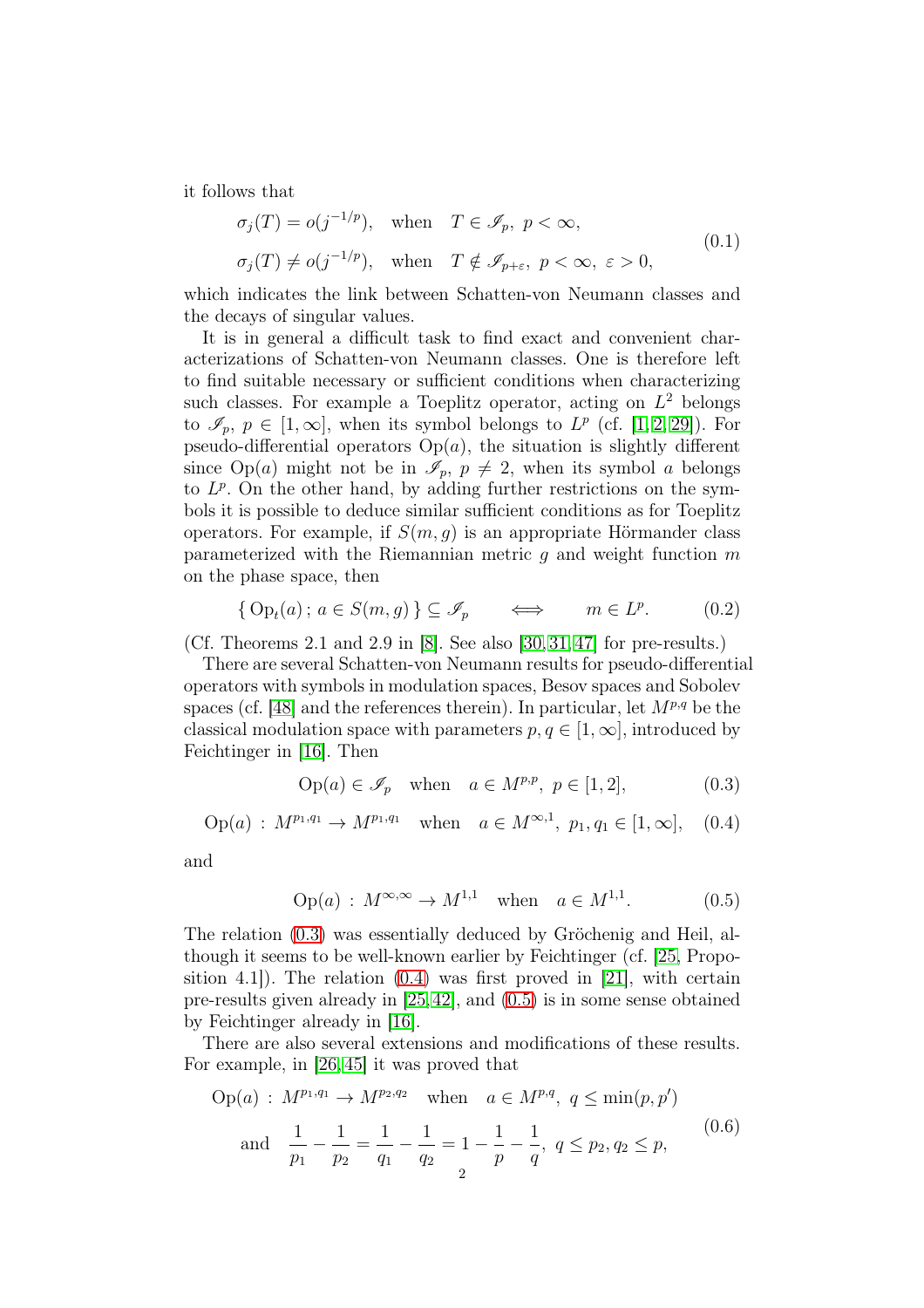it follows that

$$
\begin{aligned}
&\sigma_j(T) = o(j^{-1/p}), \quad \text{when} \quad T \in \mathscr{I}_p,\ p < \infty, \\
&\sigma_j(T) \neq o(j^{-1/p}), \quad \text{when} \quad T \notin \mathscr{I}_{p+\varepsilon},\ p < \infty,\ \varepsilon > 0,
\end{aligned}
\tag{0.1}
$$

which indicates the link between Schatten-von Neumann classes and the decays of singular values.

It is in general a difficult task to find exact and convenient characterizations of Schatten-von Neumann classes. One is therefore left to find suitable necessary or sufficient conditions when characterizing such classes. For example a Toeplitz operator, acting on $L^2$ belongs to $\mathscr{I}_p$, $p \in [1, \infty]$, when its symbol belongs to $L^p$ (cf. [1, 2, 29]). For pseudo-differential operators $\operatorname{Op}(a)$, the situation is slightly different since $\operatorname{Op}(a)$ might not be in $\mathscr{I}_p$, $p \neq 2$, when its symbol $a$ belongs to $L^p$. On the other hand, by adding further restrictions on the symbols it is possible to deduce similar sufficient conditions as for Toeplitz operators. For example, if $S(m, g)$ is an appropriate Hörmander class parameterized with the Riemannian metric $g$ and weight function $m$ on the phase space, then

$$
\{ \operatorname{Op}_t(a)\, ;\, a \in S(m, g) \} \subseteq \mathscr{I}_p \qquad \Longleftrightarrow \qquad m \in L^p. \tag{0.2}
$$

(Cf. Theorems 2.1 and 2.9 in [8]. See also [30, 31, 47] for pre-results.)

There are several Schatten-von Neumann results for pseudo-differential operators with symbols in modulation spaces, Besov spaces and Sobolev spaces (cf. [48] and the references therein). In particular, let $M^{p,q}$ be the classical modulation space with parameters $p, q \in [1, \infty]$, introduced by Feichtinger in [16]. Then

$$
\operatorname{Op}(a) \in \mathscr{I}_p \quad \text{when} \quad a \in M^{p,p},\ p \in [1, 2], \tag{0.3}
$$

$$
\operatorname{Op}(a) \,:\, M^{p_1,q_1} \to M^{p_1,q_1} \quad \text{when} \quad a \in M^{\infty,1},\ p_1, q_1 \in [1, \infty], \tag{0.4}
$$

and

$$
\operatorname{Op}(a) \,:\, M^{\infty,\infty} \to M^{1,1} \quad \text{when} \quad a \in M^{1,1}. \tag{0.5}
$$

The relation (0.3) was essentially deduced by Gröchenig and Heil, although it seems to be well-known earlier by Feichtinger (cf. [25, Proposition 4.1]). The relation (0.4) was first proved in [21], with certain pre-results given already in [25, 42], and (0.5) is in some sense obtained by Feichtinger already in [16].

There are also several extensions and modifications of these results. For example, in [26, 45] it was proved that

$$
\begin{aligned}
&\operatorname{Op}(a) \,:\, M^{p_1,q_1} \to M^{p_2,q_2} \quad \text{when} \quad a \in M^{p,q},\ q \le \min(p, p') \\
&\quad \text{and} \quad \frac{1}{p_1} - \frac{1}{p_2} = \frac{1}{q_1} - \frac{1}{q_2} = 1 - \frac{1}{p} - \frac{1}{q},\ q \le p_2, q_2 \le p,
\end{aligned}
\tag{0.6}
$$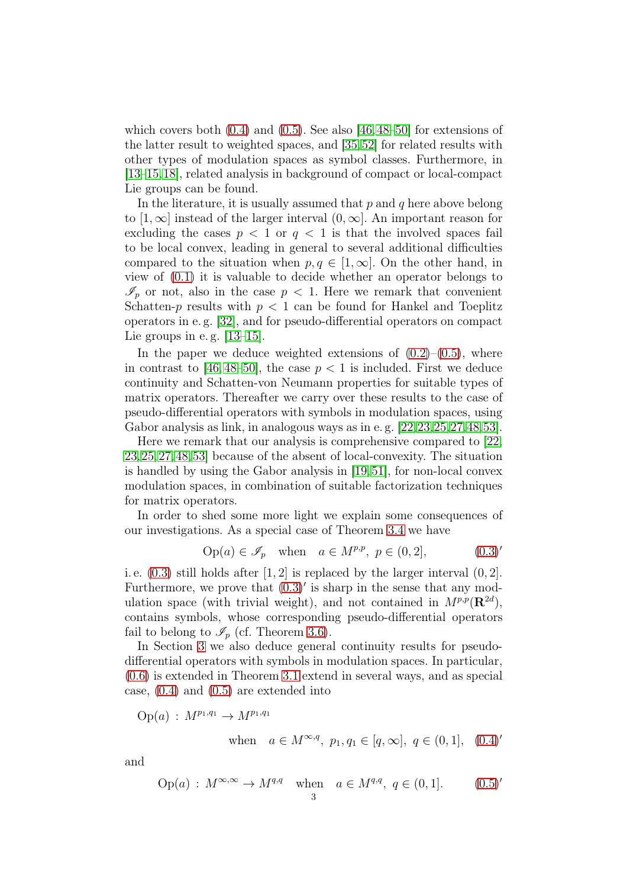which covers both (0.4) and (0.5). See also [46,48–50] for extensions of the latter result to weighted spaces, and [35,52] for related results with other types of modulation spaces as symbol classes. Furthermore, in [13–15,18], related analysis in background of compact or local-compact Lie groups can be found.

In the literature, it is usually assumed that $p$ and $q$ here above belong to $[1,\infty]$ instead of the larger interval $(0,\infty]$. An important reason for excluding the cases $p<1$ or $q<1$ is that the involved spaces fail to be local convex, leading in general to several additional difficulties compared to the situation when $p,q\in[1,\infty]$. On the other hand, in view of (0.1) it is valuable to decide whether an operator belongs to $\mathscr{I}_p$ or not, also in the case $p<1$. Here we remark that convenient Schatten-$p$ results with $p<1$ can be found for Hankel and Toeplitz operators in e. g. [32], and for pseudo-differential operators on compact Lie groups in e. g. [13–15].

In the paper we deduce weighted extensions of (0.2)–(0.5), where in contrast to [46,48–50], the case $p<1$ is included. First we deduce continuity and Schatten-von Neumann properties for suitable types of matrix operators. Thereafter we carry over these results to the case of pseudo-differential operators with symbols in modulation spaces, using Gabor analysis as link, in analogous ways as in e. g. [22,23,25,27,48,53].

Here we remark that our analysis is comprehensive compared to [22, 23,25,27,48,53] because of the absent of local-convexity. The situation is handled by using the Gabor analysis in [19,51], for non-local convex modulation spaces, in combination of suitable factorization techniques for matrix operators.

In order to shed some more light we explain some consequences of our investigations. As a special case of Theorem 3.4 we have

$$\operatorname{Op}(a)\in\mathscr{I}_p \quad \text{when} \quad a\in M^{p,p},\ p\in(0,2], \tag{0.3$'$}$$

i. e. (0.3) still holds after $[1,2]$ is replaced by the larger interval $(0,2]$. Furthermore, we prove that (0.3)$'$ is sharp in the sense that any modulation space (with trivial weight), and not contained in $M^{p,p}(\mathbf{R}^{2d})$, contains symbols, whose corresponding pseudo-differential operators fail to belong to $\mathscr{I}_p$ (cf. Theorem 3.6).

In Section 3 we also deduce general continuity results for pseudo-differential operators with symbols in modulation spaces. In particular, (0.6) is extended in Theorem 3.1 extend in several ways, and as special case, (0.4) and (0.5) are extended into

$$\operatorname{Op}(a)\,:\,M^{p_1,q_1}\to M^{p_1,q_1} \quad \text{when} \quad a\in M^{\infty,q},\ p_1,q_1\in[q,\infty],\ q\in(0,1], \tag{0.4$'$}$$

and

$$\operatorname{Op}(a)\,:\,M^{\infty,\infty}\to M^{q,q} \quad \text{when} \quad a\in M^{q,q},\ q\in(0,1]. \tag{0.5$'$}$$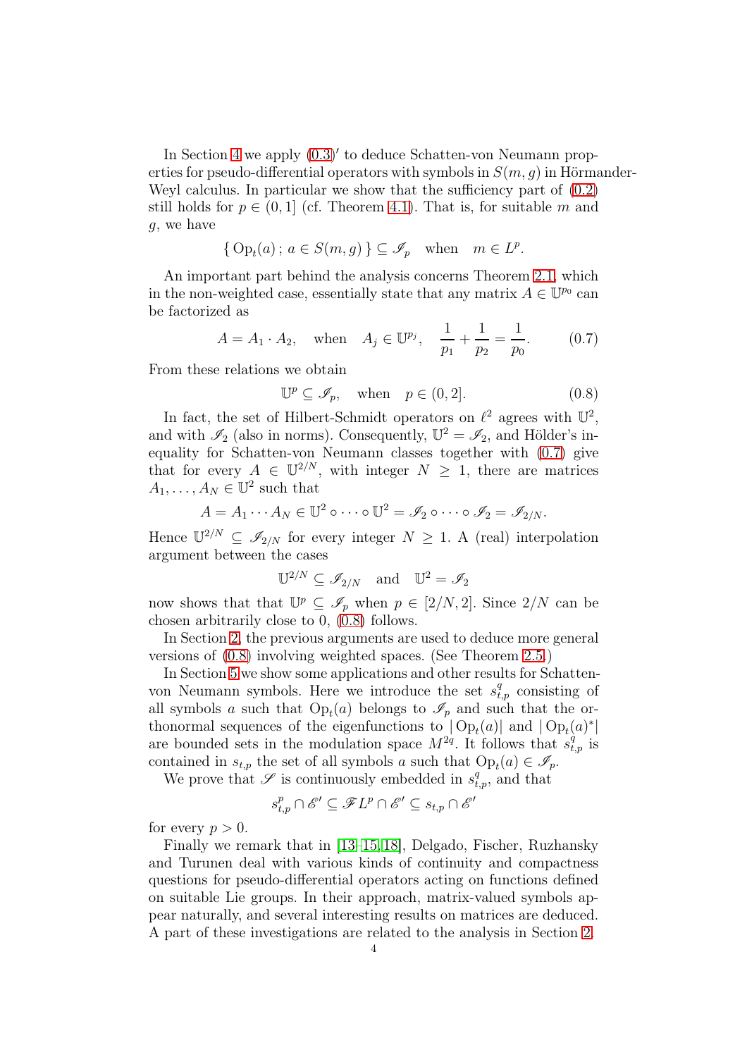In Section 4 we apply (0.3)′ to deduce Schatten-von Neumann properties for pseudo-differential operators with symbols in $S(m,g)$ in Hörmander-Weyl calculus. In particular we show that the sufficiency part of (0.2) still holds for $p \in (0,1]$ (cf. Theorem 4.1). That is, for suitable $m$ and $g$, we have

$$\{\, \operatorname{Op}_t(a)\, ;\, a \in S(m,g)\,\} \subseteq \mathscr{I}_p \quad \text{when} \quad m \in L^p.$$

An important part behind the analysis concerns Theorem 2.1, which in the non-weighted case, essentially state that any matrix $A \in \mathbb{U}^{p_0}$ can be factorized as

$$A = A_1 \cdot A_2, \quad \text{when} \quad A_j \in \mathbb{U}^{p_j}, \quad \frac{1}{p_1} + \frac{1}{p_2} = \frac{1}{p_0}. \tag{0.7}$$

From these relations we obtain

$$\mathbb{U}^p \subseteq \mathscr{I}_p, \quad \text{when} \quad p \in (0,2]. \tag{0.8}$$

In fact, the set of Hilbert-Schmidt operators on $\ell^2$ agrees with $\mathbb{U}^2$, and with $\mathscr{I}_2$ (also in norms). Consequently, $\mathbb{U}^2 = \mathscr{I}_2$, and Hölder's inequality for Schatten-von Neumann classes together with (0.7) give that for every $A \in \mathbb{U}^{2/N}$, with integer $N \geq 1$, there are matrices $A_1, \dots, A_N \in \mathbb{U}^2$ such that

$$A = A_1 \cdots A_N \in \mathbb{U}^2 \circ \cdots \circ \mathbb{U}^2 = \mathscr{I}_2 \circ \cdots \circ \mathscr{I}_2 = \mathscr{I}_{2/N}.$$

Hence $\mathbb{U}^{2/N} \subseteq \mathscr{I}_{2/N}$ for every integer $N \geq 1$. A (real) interpolation argument between the cases

$$\mathbb{U}^{2/N} \subseteq \mathscr{I}_{2/N} \quad \text{and} \quad \mathbb{U}^2 = \mathscr{I}_2$$

now shows that that $\mathbb{U}^p \subseteq \mathscr{I}_p$ when $p \in [2/N, 2]$. Since $2/N$ can be chosen arbitrarily close to 0, (0.8) follows.

In Section 2, the previous arguments are used to deduce more general versions of (0.8) involving weighted spaces. (See Theorem 2.5.)

In Section 5 we show some applications and other results for Schatten-von Neumann symbols. Here we introduce the set $s^q_{t,p}$ consisting of all symbols $a$ such that $\operatorname{Op}_t(a)$ belongs to $\mathscr{I}_p$ and such that the orthonormal sequences of the eigenfunctions to $|\operatorname{Op}_t(a)|$ and $|\operatorname{Op}_t(a)^*|$ are bounded sets in the modulation space $M^{2q}$. It follows that $s^q_{t,p}$ is contained in $s_{t,p}$ the set of all symbols $a$ such that $\operatorname{Op}_t(a) \in \mathscr{I}_p$.

We prove that $\mathscr{S}$ is continuously embedded in $s^q_{t,p}$, and that

$$s^p_{t,p} \cap \mathscr{E}' \subseteq \mathscr{F}L^p \cap \mathscr{E}' \subseteq s_{t,p} \cap \mathscr{E}'$$

for every $p > 0$.

Finally we remark that in [13–15, 18], Delgado, Fischer, Ruzhansky and Turunen deal with various kinds of continuity and compactness questions for pseudo-differential operators acting on functions defined on suitable Lie groups. In their approach, matrix-valued symbols appear naturally, and several interesting results on matrices are deduced. A part of these investigations are related to the analysis in Section 2.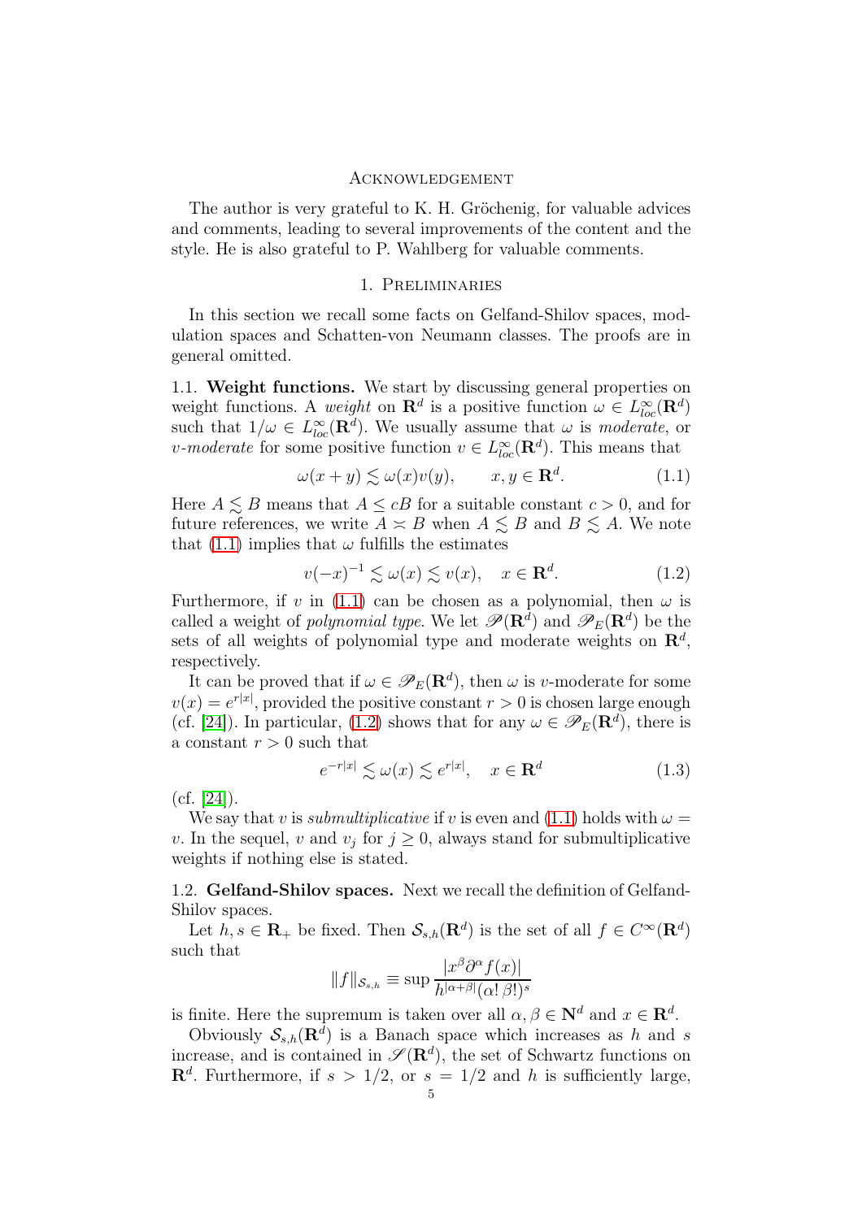## Acknowledgement

The author is very grateful to K. H. Gröchenig, for valuable advices and comments, leading to several improvements of the content and the style. He is also grateful to P. Wahlberg for valuable comments.

## 1. Preliminaries

In this section we recall some facts on Gelfand-Shilov spaces, modulation spaces and Schatten-von Neumann classes. The proofs are in general omitted.

### 1.1. Weight functions.

We start by discussing general properties on weight functions. A *weight* on $\mathbf{R}^d$ is a positive function $\omega \in L^\infty_{loc}(\mathbf{R}^d)$ such that $1/\omega \in L^\infty_{loc}(\mathbf{R}^d)$. We usually assume that $\omega$ is *moderate*, or *$v$-moderate* for some positive function $v \in L^\infty_{loc}(\mathbf{R}^d)$. This means that

$$\omega(x+y) \lesssim \omega(x)v(y), \qquad x, y \in \mathbf{R}^d. \tag{1.1}$$

Here $A \lesssim B$ means that $A \le cB$ for a suitable constant $c > 0$, and for future references, we write $A \asymp B$ when $A \lesssim B$ and $B \lesssim A$. We note that (1.1) implies that $\omega$ fulfills the estimates

$$v(-x)^{-1} \lesssim \omega(x) \lesssim v(x), \quad x \in \mathbf{R}^d. \tag{1.2}$$

Furthermore, if $v$ in (1.1) can be chosen as a polynomial, then $\omega$ is called a weight of *polynomial type*. We let $\mathscr{P}(\mathbf{R}^d)$ and $\mathscr{P}_E(\mathbf{R}^d)$ be the sets of all weights of polynomial type and moderate weights on $\mathbf{R}^d$, respectively.

It can be proved that if $\omega \in \mathscr{P}_E(\mathbf{R}^d)$, then $\omega$ is $v$-moderate for some $v(x) = e^{r|x|}$, provided the positive constant $r > 0$ is chosen large enough (cf. [24]). In particular, (1.2) shows that for any $\omega \in \mathscr{P}_E(\mathbf{R}^d)$, there is a constant $r > 0$ such that

$$e^{-r|x|} \lesssim \omega(x) \lesssim e^{r|x|}, \quad x \in \mathbf{R}^d \tag{1.3}$$

(cf. [24]).

We say that $v$ is *submultiplicative* if $v$ is even and (1.1) holds with $\omega = v$. In the sequel, $v$ and $v_j$ for $j \ge 0$, always stand for submultiplicative weights if nothing else is stated.

### 1.2. Gelfand-Shilov spaces.

Next we recall the definition of Gelfand-Shilov spaces.

Let $h, s \in \mathbf{R}_+$ be fixed. Then $\mathcal{S}_{s,h}(\mathbf{R}^d)$ is the set of all $f \in C^\infty(\mathbf{R}^d)$ such that

$$\|f\|_{\mathcal{S}_{s,h}} \equiv \sup \frac{|x^\beta \partial^\alpha f(x)|}{h^{|\alpha+\beta|}(\alpha!\,\beta!)^s}$$

is finite. Here the supremum is taken over all $\alpha, \beta \in \mathbf{N}^d$ and $x \in \mathbf{R}^d$.

Obviously $\mathcal{S}_{s,h}(\mathbf{R}^d)$ is a Banach space which increases as $h$ and $s$ increase, and is contained in $\mathscr{S}(\mathbf{R}^d)$, the set of Schwartz functions on $\mathbf{R}^d$. Furthermore, if $s > 1/2$, or $s = 1/2$ and $h$ is sufficiently large,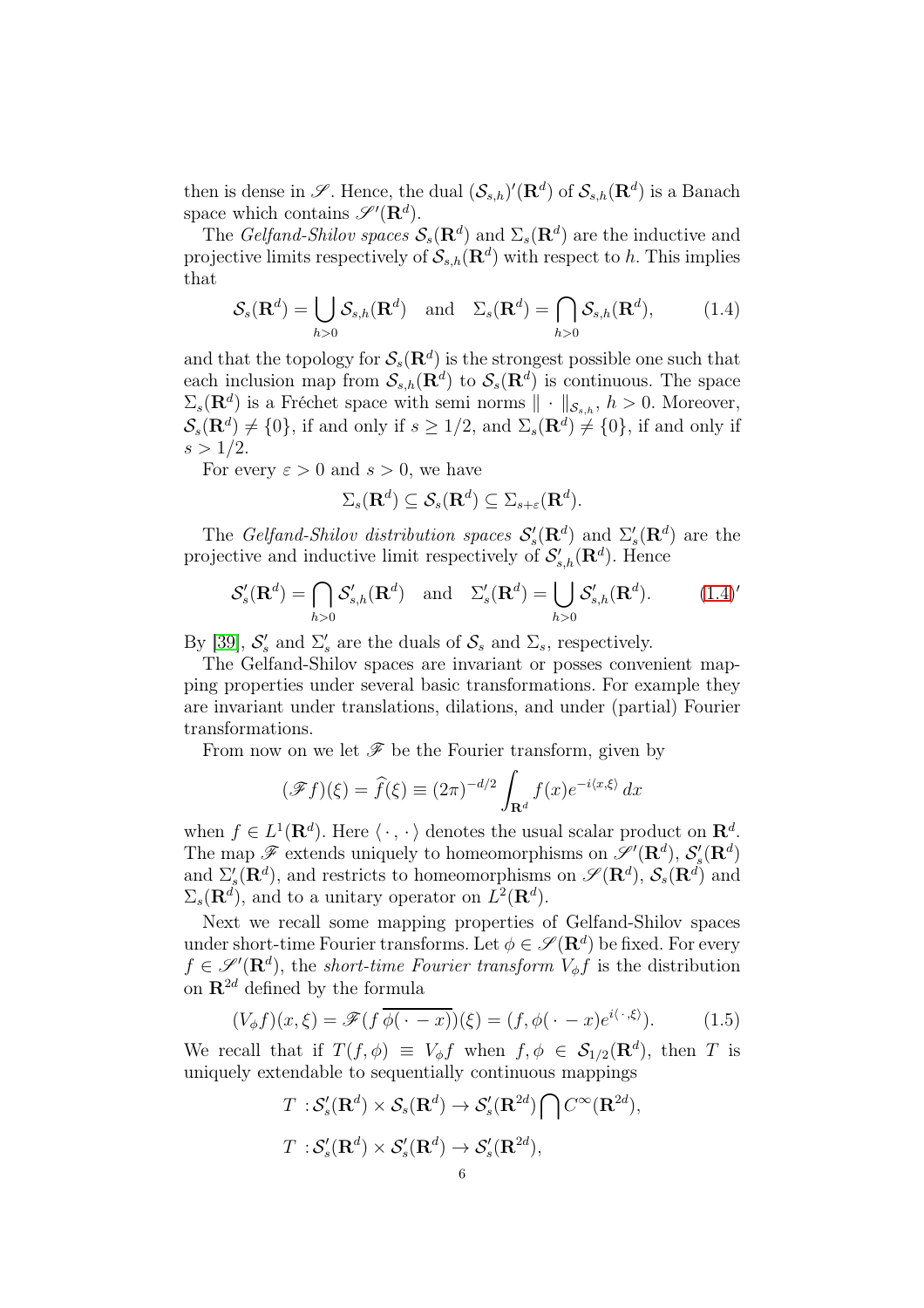then is dense in $\mathscr{S}$. Hence, the dual $(\mathcal{S}_{s,h})'(\mathbf{R}^d)$ of $\mathcal{S}_{s,h}(\mathbf{R}^d)$ is a Banach space which contains $\mathscr{S}'(\mathbf{R}^d)$.

The *Gelfand-Shilov spaces* $\mathcal{S}_s(\mathbf{R}^d)$ and $\Sigma_s(\mathbf{R}^d)$ are the inductive and projective limits respectively of $\mathcal{S}_{s,h}(\mathbf{R}^d)$ with respect to $h$. This implies that

$$\mathcal{S}_s(\mathbf{R}^d) = \bigcup_{h>0} \mathcal{S}_{s,h}(\mathbf{R}^d) \quad \text{and} \quad \Sigma_s(\mathbf{R}^d) = \bigcap_{h>0} \mathcal{S}_{s,h}(\mathbf{R}^d), \tag{1.4}$$

and that the topology for $\mathcal{S}_s(\mathbf{R}^d)$ is the strongest possible one such that each inclusion map from $\mathcal{S}_{s,h}(\mathbf{R}^d)$ to $\mathcal{S}_s(\mathbf{R}^d)$ is continuous. The space $\Sigma_s(\mathbf{R}^d)$ is a Fréchet space with semi norms $\| \cdot \|_{\mathcal{S}_{s,h}}$, $h > 0$. Moreover, $\mathcal{S}_s(\mathbf{R}^d) \neq \{0\}$, if and only if $s \ge 1/2$, and $\Sigma_s(\mathbf{R}^d) \neq \{0\}$, if and only if $s > 1/2$.

For every $\varepsilon > 0$ and $s > 0$, we have

$$\Sigma_s(\mathbf{R}^d) \subseteq \mathcal{S}_s(\mathbf{R}^d) \subseteq \Sigma_{s+\varepsilon}(\mathbf{R}^d).$$

The *Gelfand-Shilov distribution spaces* $\mathcal{S}_s'(\mathbf{R}^d)$ and $\Sigma_s'(\mathbf{R}^d)$ are the projective and inductive limit respectively of $\mathcal{S}_{s,h}'(\mathbf{R}^d)$. Hence

$$\mathcal{S}_s'(\mathbf{R}^d) = \bigcap_{h>0} \mathcal{S}_{s,h}'(\mathbf{R}^d) \quad \text{and} \quad \Sigma_s'(\mathbf{R}^d) = \bigcup_{h>0} \mathcal{S}_{s,h}'(\mathbf{R}^d). \tag{1.4$'$}$$

By [39], $\mathcal{S}_s'$ and $\Sigma_s'$ are the duals of $\mathcal{S}_s$ and $\Sigma_s$, respectively.

The Gelfand-Shilov spaces are invariant or posses convenient mapping properties under several basic transformations. For example they are invariant under translations, dilations, and under (partial) Fourier transformations.

From now on we let $\mathscr{F}$ be the Fourier transform, given by

$$(\mathscr{F}f)(\xi) = \widehat{f}(\xi) \equiv (2\pi)^{-d/2} \int_{\mathbf{R}^d} f(x) e^{-i\langle x, \xi \rangle}\, dx$$

when $f \in L^1(\mathbf{R}^d)$. Here $\langle \cdot\, , \cdot \rangle$ denotes the usual scalar product on $\mathbf{R}^d$. The map $\mathscr{F}$ extends uniquely to homeomorphisms on $\mathscr{S}'(\mathbf{R}^d)$, $\mathcal{S}_s'(\mathbf{R}^d)$ and $\Sigma_s'(\mathbf{R}^d)$, and restricts to homeomorphisms on $\mathscr{S}(\mathbf{R}^d)$, $\mathcal{S}_s(\mathbf{R}^d)$ and $\Sigma_s(\mathbf{R}^d)$, and to a unitary operator on $L^2(\mathbf{R}^d)$.

Next we recall some mapping properties of Gelfand-Shilov spaces under short-time Fourier transforms. Let $\phi \in \mathscr{S}(\mathbf{R}^d)$ be fixed. For every $f \in \mathscr{S}'(\mathbf{R}^d)$, the *short-time Fourier transform* $V_\phi f$ is the distribution on $\mathbf{R}^{2d}$ defined by the formula

$$(V_\phi f)(x, \xi) = \mathscr{F}(f\, \overline{\phi(\, \cdot - x)})(\xi) = (f, \phi(\, \cdot - x) e^{i\langle \cdot \,, \xi \rangle}). \tag{1.5}$$

We recall that if $T(f, \phi) \equiv V_\phi f$ when $f, \phi \in \mathcal{S}_{1/2}(\mathbf{R}^d)$, then $T$ is uniquely extendable to sequentially continuous mappings

$$T\, : \mathcal{S}_s'(\mathbf{R}^d) \times \mathcal{S}_s(\mathbf{R}^d) \to \mathcal{S}_s'(\mathbf{R}^{2d}) \bigcap C^\infty(\mathbf{R}^{2d}),$$

$$T\, : \mathcal{S}_s'(\mathbf{R}^d) \times \mathcal{S}_s'(\mathbf{R}^d) \to \mathcal{S}_s'(\mathbf{R}^{2d}),$$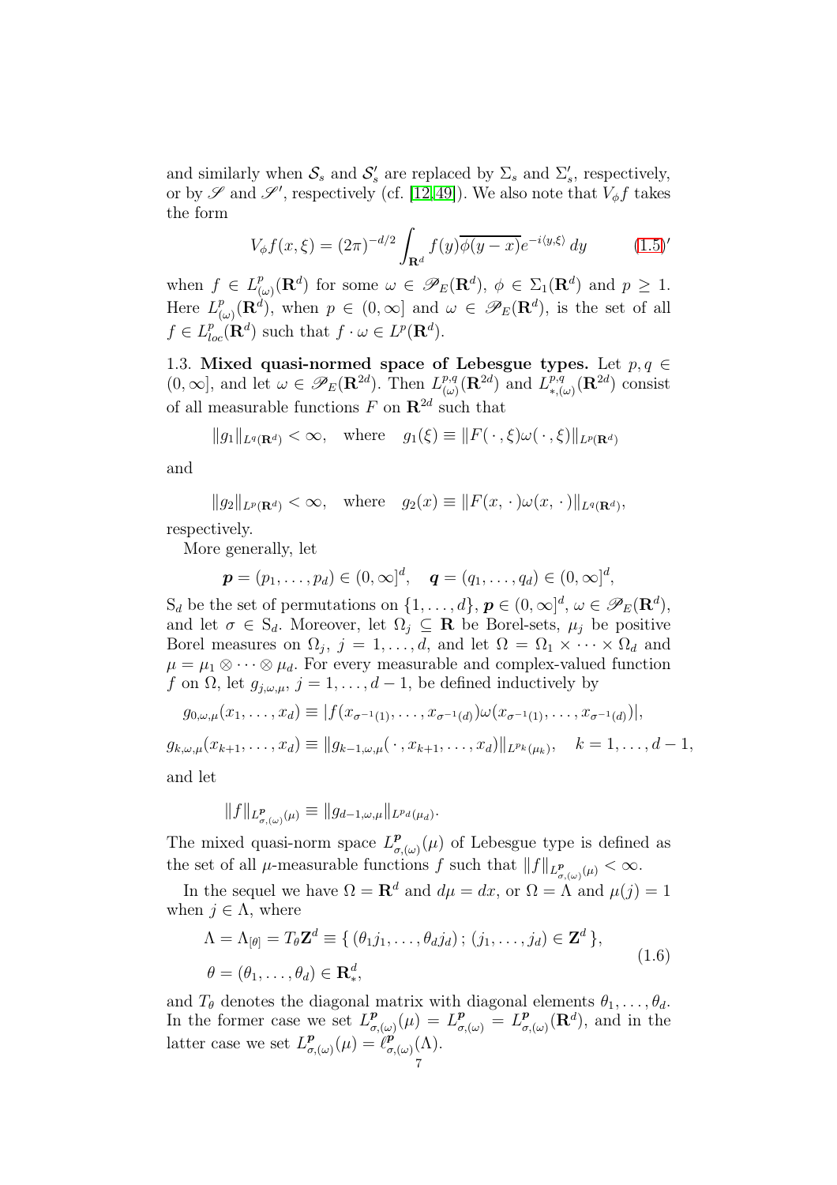and similarly when $\mathcal{S}_s$ and $\mathcal{S}_s'$ are replaced by $\Sigma_s$ and $\Sigma_s'$, respectively, or by $\mathscr{S}$ and $\mathscr{S}'$, respectively (cf. [12,49]). We also note that $V_\phi f$ takes the form

$$V_\phi f(x,\xi) = (2\pi)^{-d/2} \int_{\mathbf{R}^d} f(y)\overline{\phi(y-x)} e^{-i\langle y,\xi\rangle}\, dy \tag{(1.5)$'$}$$

when $f \in L^p_{(\omega)}(\mathbf{R}^d)$ for some $\omega \in \mathscr{P}_E(\mathbf{R}^d)$, $\phi \in \Sigma_1(\mathbf{R}^d)$ and $p \ge 1$. Here $L^p_{(\omega)}(\mathbf{R}^d)$, when $p \in (0,\infty]$ and $\omega \in \mathscr{P}_E(\mathbf{R}^d)$, is the set of all $f \in L^p_{loc}(\mathbf{R}^d)$ such that $f \cdot \omega \in L^p(\mathbf{R}^d)$.

1.3. **Mixed quasi-normed space of Lebesgue types.** Let $p, q \in (0,\infty]$, and let $\omega \in \mathscr{P}_E(\mathbf{R}^{2d})$. Then $L^{p,q}_{(\omega)}(\mathbf{R}^{2d})$ and $L^{p,q}_{*,(\omega)}(\mathbf{R}^{2d})$ consist of all measurable functions $F$ on $\mathbf{R}^{2d}$ such that

$$\|g_1\|_{L^q(\mathbf{R}^d)} < \infty, \quad \text{where} \quad g_1(\xi) \equiv \|F(\,\cdot\,,\xi)\omega(\,\cdot\,,\xi)\|_{L^p(\mathbf{R}^d)}$$

and

$$\|g_2\|_{L^p(\mathbf{R}^d)} < \infty, \quad \text{where} \quad g_2(x) \equiv \|F(x,\,\cdot\,)\omega(x,\,\cdot\,)\|_{L^q(\mathbf{R}^d)},$$

respectively.

More generally, let

$$\boldsymbol{p} = (p_1,\dots,p_d) \in (0,\infty]^d, \quad \boldsymbol{q} = (q_1,\dots,q_d) \in (0,\infty]^d,$$

$\mathrm{S}_d$ be the set of permutations on $\{1,\dots,d\}$, $\boldsymbol{p} \in (0,\infty]^d$, $\omega \in \mathscr{P}_E(\mathbf{R}^d)$, and let $\sigma \in \mathrm{S}_d$. Moreover, let $\Omega_j \subseteq \mathbf{R}$ be Borel-sets, $\mu_j$ be positive Borel measures on $\Omega_j$, $j = 1,\dots,d$, and let $\Omega = \Omega_1 \times \cdots \times \Omega_d$ and $\mu = \mu_1 \otimes \cdots \otimes \mu_d$. For every measurable and complex-valued function $f$ on $\Omega$, let $g_{j,\omega,\mu}$, $j = 1,\dots,d-1$, be defined inductively by

$$g_{0,\omega,\mu}(x_1,\dots,x_d) \equiv |f(x_{\sigma^{-1}(1)},\dots,x_{\sigma^{-1}(d)})\omega(x_{\sigma^{-1}(1)},\dots,x_{\sigma^{-1}(d)})|,$$

$$g_{k,\omega,\mu}(x_{k+1},\dots,x_d) \equiv \|g_{k-1,\omega,\mu}(\,\cdot\,,x_{k+1},\dots,x_d)\|_{L^{p_k}(\mu_k)}, \quad k = 1,\dots,d-1,$$

and let

$$\|f\|_{L^{\boldsymbol{p}}_{\sigma,(\omega)}(\mu)} \equiv \|g_{d-1,\omega,\mu}\|_{L^{p_d}(\mu_d)}.$$

The mixed quasi-norm space $L^{\boldsymbol{p}}_{\sigma,(\omega)}(\mu)$ of Lebesgue type is defined as the set of all $\mu$-measurable functions $f$ such that $\|f\|_{L^{\boldsymbol{p}}_{\sigma,(\omega)}(\mu)} < \infty$.

In the sequel we have $\Omega = \mathbf{R}^d$ and $d\mu = dx$, or $\Omega = \Lambda$ and $\mu(j) = 1$ when $j \in \Lambda$, where

$$\begin{aligned} &\Lambda = \Lambda_{[\theta]} = T_\theta \mathbf{Z}^d \equiv \{\, (\theta_1 j_1,\dots,\theta_d j_d)\,;\, (j_1,\dots,j_d) \in \mathbf{Z}^d \,\}, \\ &\theta = (\theta_1,\dots,\theta_d) \in \mathbf{R}^d_*, \end{aligned} \tag{1.6}$$

and $T_\theta$ denotes the diagonal matrix with diagonal elements $\theta_1,\dots,\theta_d$. In the former case we set $L^{\boldsymbol{p}}_{\sigma,(\omega)}(\mu) = L^{\boldsymbol{p}}_{\sigma,(\omega)} = L^{\boldsymbol{p}}_{\sigma,(\omega)}(\mathbf{R}^d)$, and in the latter case we set $L^{\boldsymbol{p}}_{\sigma,(\omega)}(\mu) = \ell^{\boldsymbol{p}}_{\sigma,(\omega)}(\Lambda)$.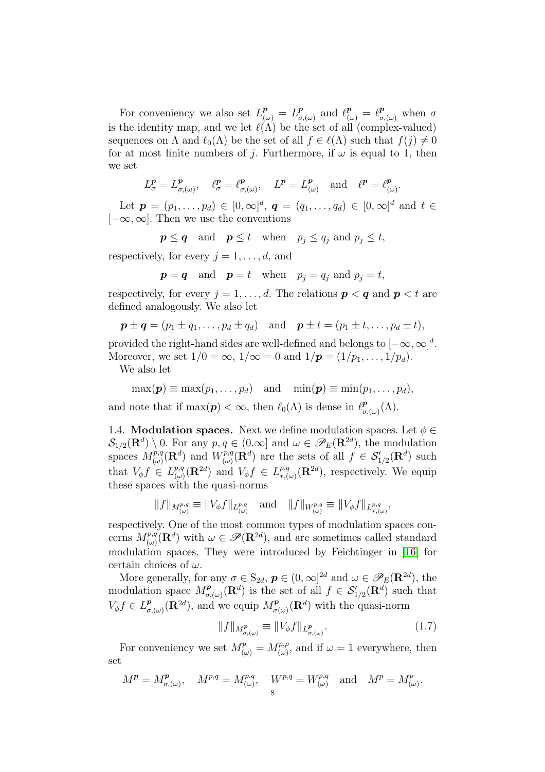For conveniency we also set $L^{\boldsymbol p}_{(\omega)} = L^{\boldsymbol p}_{\sigma,(\omega)}$ and $\ell^{\boldsymbol p}_{(\omega)} = \ell^{\boldsymbol p}_{\sigma,(\omega)}$ when $\sigma$ is the identity map, and we let $\ell(\Lambda)$ be the set of all (complex-valued) sequences on $\Lambda$ and $\ell_0(\Lambda)$ be the set of all $f \in \ell(\Lambda)$ such that $f(j) \neq 0$ for at most finite numbers of $j$. Furthermore, if $\omega$ is equal to 1, then we set

$$
L^{\boldsymbol p}_{\sigma} = L^{\boldsymbol p}_{\sigma,(\omega)}, \quad \ell^{\boldsymbol p}_{\sigma} = \ell^{\boldsymbol p}_{\sigma,(\omega)}, \quad L^{\boldsymbol p} = L^{\boldsymbol p}_{(\omega)} \quad \text{and} \quad \ell^{\boldsymbol p} = \ell^{\boldsymbol p}_{(\omega)}.
$$

Let $\boldsymbol p = (p_1, \dots, p_d) \in [0,\infty]^d$, $\boldsymbol q = (q_1, \dots, q_d) \in [0,\infty]^d$ and $t \in [-\infty, \infty]$. Then we use the conventions

$$
\boldsymbol p \le \boldsymbol q \quad \text{and} \quad \boldsymbol p \le t \quad \text{when} \quad p_j \le q_j \text{ and } p_j \le t,
$$

respectively, for every $j = 1, \dots, d$, and

$$
\boldsymbol p = \boldsymbol q \quad \text{and} \quad \boldsymbol p = t \quad \text{when} \quad p_j = q_j \text{ and } p_j = t,
$$

respectively, for every $j = 1, \dots, d$. The relations $\boldsymbol p < \boldsymbol q$ and $\boldsymbol p < t$ are defined analogously. We also let

$$
\boldsymbol p \pm \boldsymbol q = (p_1 \pm q_1, \dots, p_d \pm q_d) \quad \text{and} \quad \boldsymbol p \pm t = (p_1 \pm t, \dots, p_d \pm t),
$$

provided the right-hand sides are well-defined and belongs to $[-\infty, \infty]^d$. Moreover, we set $1/0 = \infty$, $1/\infty = 0$ and $1/\boldsymbol p = (1/p_1, \dots, 1/p_d)$.

We also let

$$
\max(\boldsymbol p) \equiv \max(p_1, \dots, p_d) \quad \text{and} \quad \min(\boldsymbol p) \equiv \min(p_1, \dots, p_d),
$$

and note that if $\max(\boldsymbol p) < \infty$, then $\ell_0(\Lambda)$ is dense in $\ell^{\boldsymbol p}_{\sigma,(\omega)}(\Lambda)$.

1.4. **Modulation spaces.** Next we define modulation spaces. Let $\phi \in \mathcal S_{1/2}(\mathbf R^d) \setminus 0$. For any $p, q \in (0.\infty]$ and $\omega \in \mathscr P_E(\mathbf R^{2d})$, the modulation spaces $M^{p,q}_{(\omega)}(\mathbf R^d)$ and $W^{p,q}_{(\omega)}(\mathbf R^d)$ are the sets of all $f \in \mathcal S'_{1/2}(\mathbf R^d)$ such that $V_\phi f \in L^{p,q}_{(\omega)}(\mathbf R^{2d})$ and $V_\phi f \in L^{p,q}_{*,(\omega)}(\mathbf R^{2d})$, respectively. We equip these spaces with the quasi-norms

$$
\|f\|_{M^{p,q}_{(\omega)}} \equiv \|V_\phi f\|_{L^{p,q}_{(\omega)}} \quad \text{and} \quad \|f\|_{W^{p,q}_{(\omega)}} \equiv \|V_\phi f\|_{L^{p,q}_{*,(\omega)}},
$$

respectively. One of the most common types of modulation spaces concerns $M^{p,q}_{(\omega)}(\mathbf R^d)$ with $\omega \in \mathscr P(\mathbf R^{2d})$, and are sometimes called standard modulation spaces. They were introduced by Feichtinger in [16] for certain choices of $\omega$.

More generally, for any $\sigma \in \mathrm S_{2d}$, $\boldsymbol p \in (0,\infty]^{2d}$ and $\omega \in \mathscr P_E(\mathbf R^{2d})$, the modulation space $M^{\boldsymbol p}_{\sigma,(\omega)}(\mathbf R^d)$ is the set of all $f \in \mathcal S'_{1/2}(\mathbf R^d)$ such that $V_\phi f \in L^{\boldsymbol p}_{\sigma,(\omega)}(\mathbf R^{2d})$, and we equip $M^{\boldsymbol p}_{\sigma(\omega)}(\mathbf R^d)$ with the quasi-norm

$$
\|f\|_{M^{\boldsymbol p}_{\sigma,(\omega)}} \equiv \|V_\phi f\|_{L^{\boldsymbol p}_{\sigma,(\omega)}}. \tag{1.7}
$$

For conveniency we set $M^p_{(\omega)} = M^{p,p}_{(\omega)}$, and if $\omega = 1$ everywhere, then set

$$
M^{\boldsymbol p} = M^{\boldsymbol p}_{\sigma,(\omega)}, \quad M^{p,q} = M^{p,q}_{(\omega)}, \quad W^{p,q} = W^{p,q}_{(\omega)} \quad \text{and} \quad M^p = M^p_{(\omega)}.
$$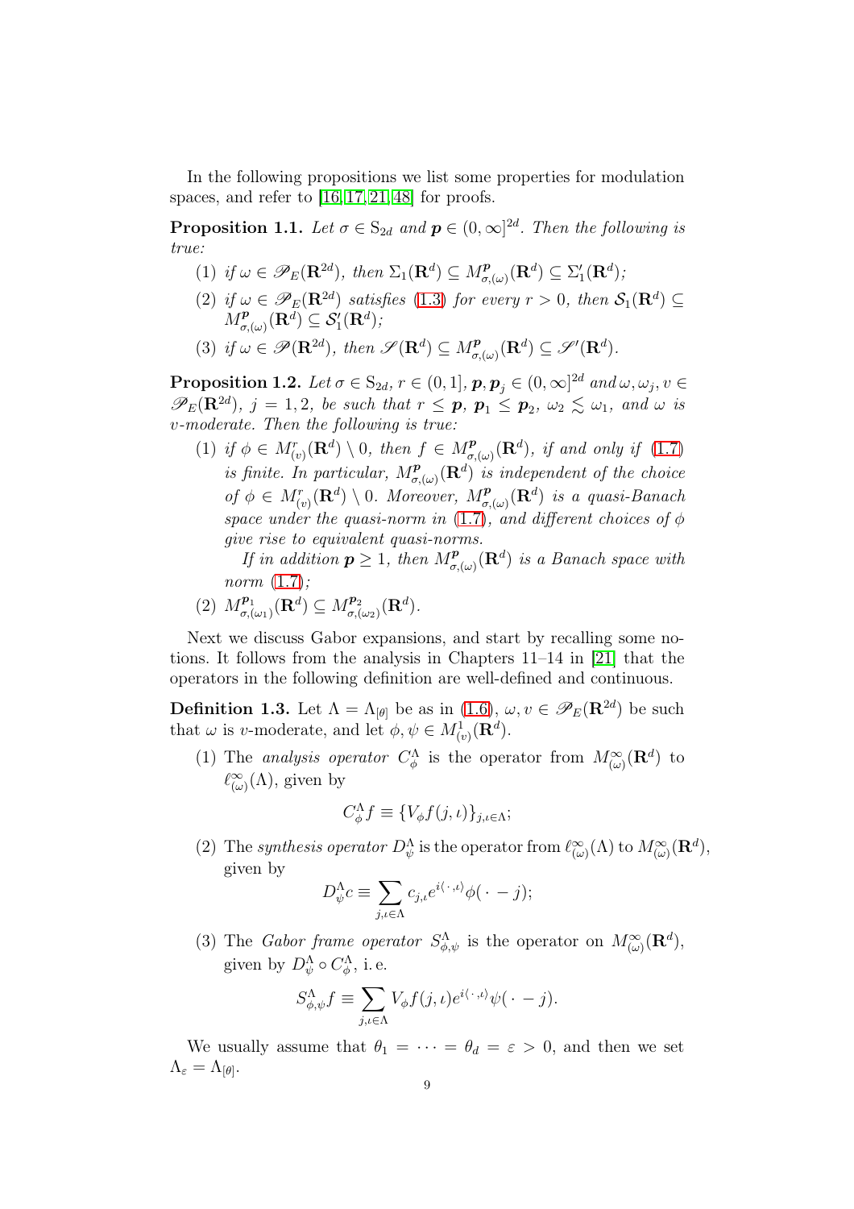In the following propositions we list some properties for modulation spaces, and refer to [16,17,21,48] for proofs.

**Proposition 1.1.** *Let $\sigma \in \mathrm{S}_{2d}$ and $\boldsymbol{p} \in (0,\infty]^{2d}$. Then the following is true:*

1. *if $\omega \in \mathscr{P}_E(\mathbf{R}^{2d})$, then $\Sigma_1(\mathbf{R}^d) \subseteq M^{\boldsymbol{p}}_{\sigma,(\omega)}(\mathbf{R}^d) \subseteq \Sigma_1'(\mathbf{R}^d)$;*
2. *if $\omega \in \mathscr{P}_E(\mathbf{R}^{2d})$ satisfies (1.3) for every $r > 0$, then $\mathcal{S}_1(\mathbf{R}^d) \subseteq M^{\boldsymbol{p}}_{\sigma,(\omega)}(\mathbf{R}^d) \subseteq \mathcal{S}_1'(\mathbf{R}^d)$;*
3. *if $\omega \in \mathscr{P}(\mathbf{R}^{2d})$, then $\mathscr{S}(\mathbf{R}^d) \subseteq M^{\boldsymbol{p}}_{\sigma,(\omega)}(\mathbf{R}^d) \subseteq \mathscr{S}'(\mathbf{R}^d)$.*

**Proposition 1.2.** *Let $\sigma \in \mathrm{S}_{2d}$, $r \in (0,1]$, $\boldsymbol{p}, \boldsymbol{p}_j \in (0,\infty]^{2d}$ and $\omega, \omega_j, v \in \mathscr{P}_E(\mathbf{R}^{2d})$, $j = 1,2$, be such that $r \le \boldsymbol{p}$, $\boldsymbol{p}_1 \le \boldsymbol{p}_2$, $\omega_2 \lesssim \omega_1$, and $\omega$ is $v$-moderate. Then the following is true:*

1. *if $\phi \in M^r_{(v)}(\mathbf{R}^d) \setminus 0$, then $f \in M^{\boldsymbol{p}}_{\sigma,(\omega)}(\mathbf{R}^d)$, if and only if (1.7) is finite. In particular, $M^{\boldsymbol{p}}_{\sigma,(\omega)}(\mathbf{R}^d)$ is independent of the choice of $\phi \in M^r_{(v)}(\mathbf{R}^d) \setminus 0$. Moreover, $M^{\boldsymbol{p}}_{\sigma,(\omega)}(\mathbf{R}^d)$ is a quasi-Banach space under the quasi-norm in (1.7), and different choices of $\phi$ give rise to equivalent quasi-norms.*

   *If in addition $\boldsymbol{p} \ge 1$, then $M^{\boldsymbol{p}}_{\sigma,(\omega)}(\mathbf{R}^d)$ is a Banach space with norm (1.7);*
2. *$M^{\boldsymbol{p}_1}_{\sigma,(\omega_1)}(\mathbf{R}^d) \subseteq M^{\boldsymbol{p}_2}_{\sigma,(\omega_2)}(\mathbf{R}^d)$.*

Next we discuss Gabor expansions, and start by recalling some notions. It follows from the analysis in Chapters 11–14 in [21] that the operators in the following definition are well-defined and continuous.

**Definition 1.3.** Let $\Lambda = \Lambda_{[\theta]}$ be as in (1.6), $\omega, v \in \mathscr{P}_E(\mathbf{R}^{2d})$ be such that $\omega$ is $v$-moderate, and let $\phi, \psi \in M^1_{(v)}(\mathbf{R}^d)$.

1. The *analysis operator* $C^\Lambda_\phi$ is the operator from $M^\infty_{(\omega)}(\mathbf{R}^d)$ to $\ell^\infty_{(\omega)}(\Lambda)$, given by
$$C^\Lambda_\phi f \equiv \{V_\phi f(j,\iota)\}_{j,\iota \in \Lambda};$$
2. The *synthesis operator* $D^\Lambda_\psi$ is the operator from $\ell^\infty_{(\omega)}(\Lambda)$ to $M^\infty_{(\omega)}(\mathbf{R}^d)$, given by
$$D^\Lambda_\psi c \equiv \sum_{j,\iota \in \Lambda} c_{j,\iota} e^{i\langle \,\cdot\, ,\iota\rangle} \phi(\,\cdot\, - j);$$
3. The *Gabor frame operator* $S^\Lambda_{\phi,\psi}$ is the operator on $M^\infty_{(\omega)}(\mathbf{R}^d)$, given by $D^\Lambda_\psi \circ C^\Lambda_\phi$, i.e.
$$S^\Lambda_{\phi,\psi} f \equiv \sum_{j,\iota \in \Lambda} V_\phi f(j,\iota) e^{i\langle \,\cdot\, ,\iota\rangle} \psi(\,\cdot\, - j).$$

We usually assume that $\theta_1 = \cdots = \theta_d = \varepsilon > 0$, and then we set $\Lambda_\varepsilon = \Lambda_{[\theta]}$.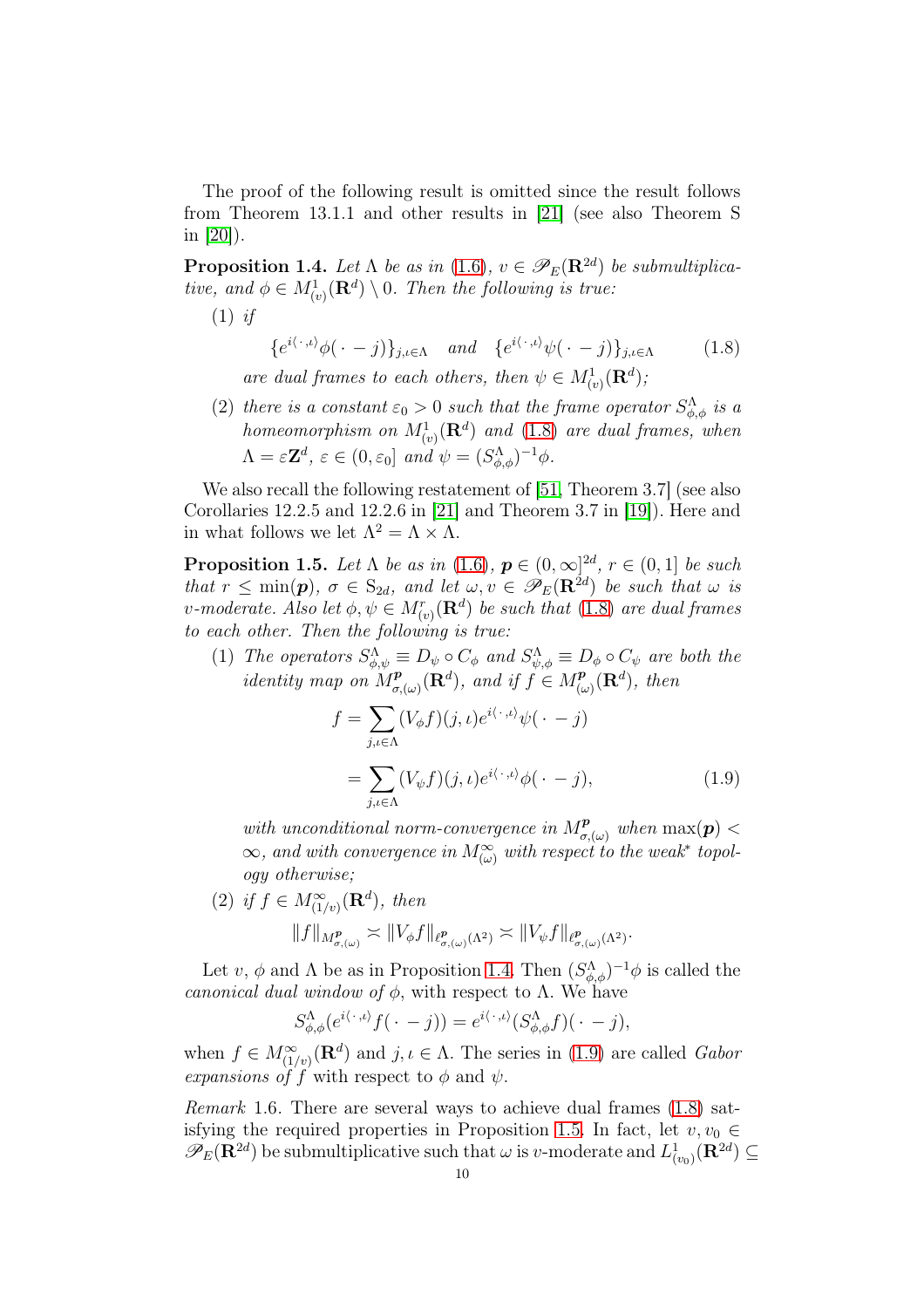The proof of the following result is omitted since the result follows from Theorem 13.1.1 and other results in [21] (see also Theorem S in [20]).

**Proposition 1.4.** *Let $\Lambda$ be as in (1.6), $v \in \mathscr{P}_E(\mathbf{R}^{2d})$ be submultiplicative, and $\phi \in M^1_{(v)}(\mathbf{R}^d) \setminus 0$. Then the following is true:*

(1) *if*

$$\{e^{i\langle\,\cdot\,,\iota\rangle}\phi(\,\cdot\, - j)\}_{j,\iota\in\Lambda} \quad \text{and} \quad \{e^{i\langle\,\cdot\,,\iota\rangle}\psi(\,\cdot\, - j)\}_{j,\iota\in\Lambda} \tag{1.8}$$

*are dual frames to each others, then $\psi \in M^1_{(v)}(\mathbf{R}^d)$;*

(2) *there is a constant $\varepsilon_0 > 0$ such that the frame operator $S^\Lambda_{\phi,\phi}$ is a homeomorphism on $M^1_{(v)}(\mathbf{R}^d)$ and (1.8) are dual frames, when $\Lambda = \varepsilon \mathbf{Z}^d$, $\varepsilon \in (0, \varepsilon_0]$ and $\psi = (S^\Lambda_{\phi,\phi})^{-1}\phi$.*

We also recall the following restatement of [51, Theorem 3.7] (see also Corollaries 12.2.5 and 12.2.6 in [21] and Theorem 3.7 in [19]). Here and in what follows we let $\Lambda^2 = \Lambda \times \Lambda$.

**Proposition 1.5.** *Let $\Lambda$ be as in (1.6), $\boldsymbol{p} \in (0,\infty]^{2d}$, $r \in (0,1]$ be such that $r \le \min(\boldsymbol{p})$, $\sigma \in \mathrm{S}_{2d}$, and let $\omega, v \in \mathscr{P}_E(\mathbf{R}^{2d})$ be such that $\omega$ is $v$-moderate. Also let $\phi, \psi \in M^r_{(v)}(\mathbf{R}^d)$ be such that (1.8) are dual frames to each other. Then the following is true:*

(1) *The operators $S^\Lambda_{\phi,\psi} \equiv D_\psi \circ C_\phi$ and $S^\Lambda_{\psi,\phi} \equiv D_\phi \circ C_\psi$ are both the identity map on $M^{\boldsymbol{p}}_{\sigma,(\omega)}(\mathbf{R}^d)$, and if $f \in M^{\boldsymbol{p}}_{(\omega)}(\mathbf{R}^d)$, then*

$$\begin{aligned} f &= \sum_{j,\iota\in\Lambda} (V_\phi f)(j,\iota) e^{i\langle\,\cdot\,,\iota\rangle}\psi(\,\cdot\, - j) \\ &= \sum_{j,\iota\in\Lambda} (V_\psi f)(j,\iota) e^{i\langle\,\cdot\,,\iota\rangle}\phi(\,\cdot\, - j), \end{aligned} \tag{1.9}$$

*with unconditional norm-convergence in $M^{\boldsymbol{p}}_{\sigma,(\omega)}$ when $\max(\boldsymbol{p}) < \infty$, and with convergence in $M^\infty_{(\omega)}$ with respect to the weak$^*$ topology otherwise;*

(2) *if $f \in M^\infty_{(1/v)}(\mathbf{R}^d)$, then*

$$\|f\|_{M^{\boldsymbol{p}}_{\sigma,(\omega)}} \asymp \|V_\phi f\|_{\ell^{\boldsymbol{p}}_{\sigma,(\omega)}(\Lambda^2)} \asymp \|V_\psi f\|_{\ell^{\boldsymbol{p}}_{\sigma,(\omega)}(\Lambda^2)}.$$

Let $v$, $\phi$ and $\Lambda$ be as in Proposition 1.4. Then $(S^\Lambda_{\phi,\phi})^{-1}\phi$ is called the *canonical dual window of* $\phi$, with respect to $\Lambda$. We have

$$S^\Lambda_{\phi,\phi}(e^{i\langle\,\cdot\,,\iota\rangle} f(\,\cdot\, - j)) = e^{i\langle\,\cdot\,,\iota\rangle}(S^\Lambda_{\phi,\phi} f)(\,\cdot\, - j),$$

when $f \in M^\infty_{(1/v)}(\mathbf{R}^d)$ and $j, \iota \in \Lambda$. The series in (1.9) are called *Gabor expansions of $f$* with respect to $\phi$ and $\psi$.

*Remark* 1.6. There are several ways to achieve dual frames (1.8) satisfying the required properties in Proposition 1.5. In fact, let $v, v_0 \in \mathscr{P}_E(\mathbf{R}^{2d})$ be submultiplicative such that $\omega$ is $v$-moderate and $L^1_{(v_0)}(\mathbf{R}^{2d}) \subseteq$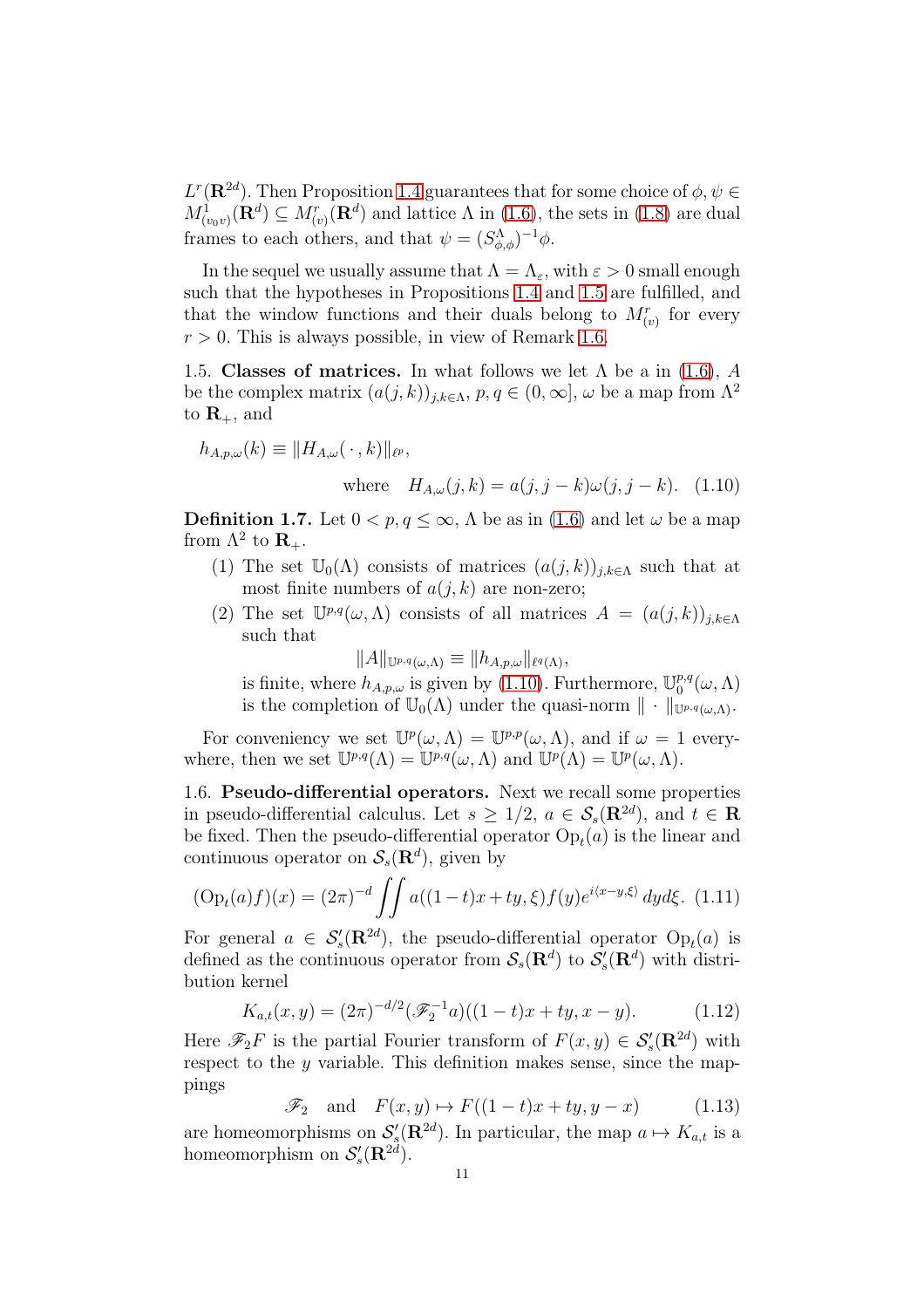$L^r(\mathbf{R}^{2d})$. Then Proposition 1.4 guarantees that for some choice of $\phi, \psi \in M^1_{(v_0v)}(\mathbf{R}^d) \subseteq M^r_{(v)}(\mathbf{R}^d)$ and lattice $\Lambda$ in (1.6), the sets in (1.8) are dual frames to each others, and that $\psi = (S^\Lambda_{\phi,\phi})^{-1}\phi$.

In the sequel we usually assume that $\Lambda = \Lambda_\varepsilon$, with $\varepsilon > 0$ small enough such that the hypotheses in Propositions 1.4 and 1.5 are fulfilled, and that the window functions and their duals belong to $M^r_{(v)}$ for every $r > 0$. This is always possible, in view of Remark 1.6.

1.5. **Classes of matrices.** In what follows we let $\Lambda$ be a in (1.6), $A$ be the complex matrix $(a(j,k))_{j,k\in\Lambda}$, $p,q \in (0,\infty]$, $\omega$ be a map from $\Lambda^2$ to $\mathbf{R}_+$, and

$$
h_{A,p,\omega}(k) \equiv \|H_{A,\omega}(\,\cdot\,,k)\|_{\ell^p},
$$

$$
\text{where} \quad H_{A,\omega}(j,k) = a(j,j-k)\omega(j,j-k). \tag{1.10}
$$

**Definition 1.7.** Let $0 < p,q \le \infty$, $\Lambda$ be as in (1.6) and let $\omega$ be a map from $\Lambda^2$ to $\mathbf{R}_+$.

1. The set $\mathbb{U}_0(\Lambda)$ consists of matrices $(a(j,k))_{j,k\in\Lambda}$ such that at most finite numbers of $a(j,k)$ are non-zero;
2. The set $\mathbb{U}^{p,q}(\omega,\Lambda)$ consists of all matrices $A = (a(j,k))_{j,k\in\Lambda}$ such that
$$
\|A\|_{\mathbb{U}^{p,q}(\omega,\Lambda)} \equiv \|h_{A,p,\omega}\|_{\ell^q(\Lambda)},
$$
is finite, where $h_{A,p,\omega}$ is given by (1.10). Furthermore, $\mathbb{U}^{p,q}_0(\omega,\Lambda)$ is the completion of $\mathbb{U}_0(\Lambda)$ under the quasi-norm $\|\cdot\|_{\mathbb{U}^{p,q}(\omega,\Lambda)}$.

For conveniency we set $\mathbb{U}^p(\omega,\Lambda) = \mathbb{U}^{p,p}(\omega,\Lambda)$, and if $\omega = 1$ everywhere, then we set $\mathbb{U}^{p,q}(\Lambda) = \mathbb{U}^{p,q}(\omega,\Lambda)$ and $\mathbb{U}^p(\Lambda) = \mathbb{U}^p(\omega,\Lambda)$.

1.6. **Pseudo-differential operators.** Next we recall some properties in pseudo-differential calculus. Let $s \ge 1/2$, $a \in \mathcal{S}_s(\mathbf{R}^{2d})$, and $t \in \mathbf{R}$ be fixed. Then the pseudo-differential operator $\operatorname{Op}_t(a)$ is the linear and continuous operator on $\mathcal{S}_s(\mathbf{R}^d)$, given by

$$
(\operatorname{Op}_t(a)f)(x) = (2\pi)^{-d}\iint a((1-t)x+ty,\xi)f(y)e^{i\langle x-y,\xi\rangle}\,dyd\xi. \tag{1.11}
$$

For general $a \in \mathcal{S}_s'(\mathbf{R}^{2d})$, the pseudo-differential operator $\operatorname{Op}_t(a)$ is defined as the continuous operator from $\mathcal{S}_s(\mathbf{R}^d)$ to $\mathcal{S}_s'(\mathbf{R}^d)$ with distribution kernel

$$
K_{a,t}(x,y) = (2\pi)^{-d/2}(\mathscr{F}_2^{-1}a)((1-t)x+ty,x-y). \tag{1.12}
$$

Here $\mathscr{F}_2F$ is the partial Fourier transform of $F(x,y) \in \mathcal{S}_s'(\mathbf{R}^{2d})$ with respect to the $y$ variable. This definition makes sense, since the mappings

$$
\mathscr{F}_2 \quad \text{and} \quad F(x,y) \mapsto F((1-t)x+ty,y-x) \tag{1.13}
$$

are homeomorphisms on $\mathcal{S}_s'(\mathbf{R}^{2d})$. In particular, the map $a \mapsto K_{a,t}$ is a homeomorphism on $\mathcal{S}_s'(\mathbf{R}^{2d})$.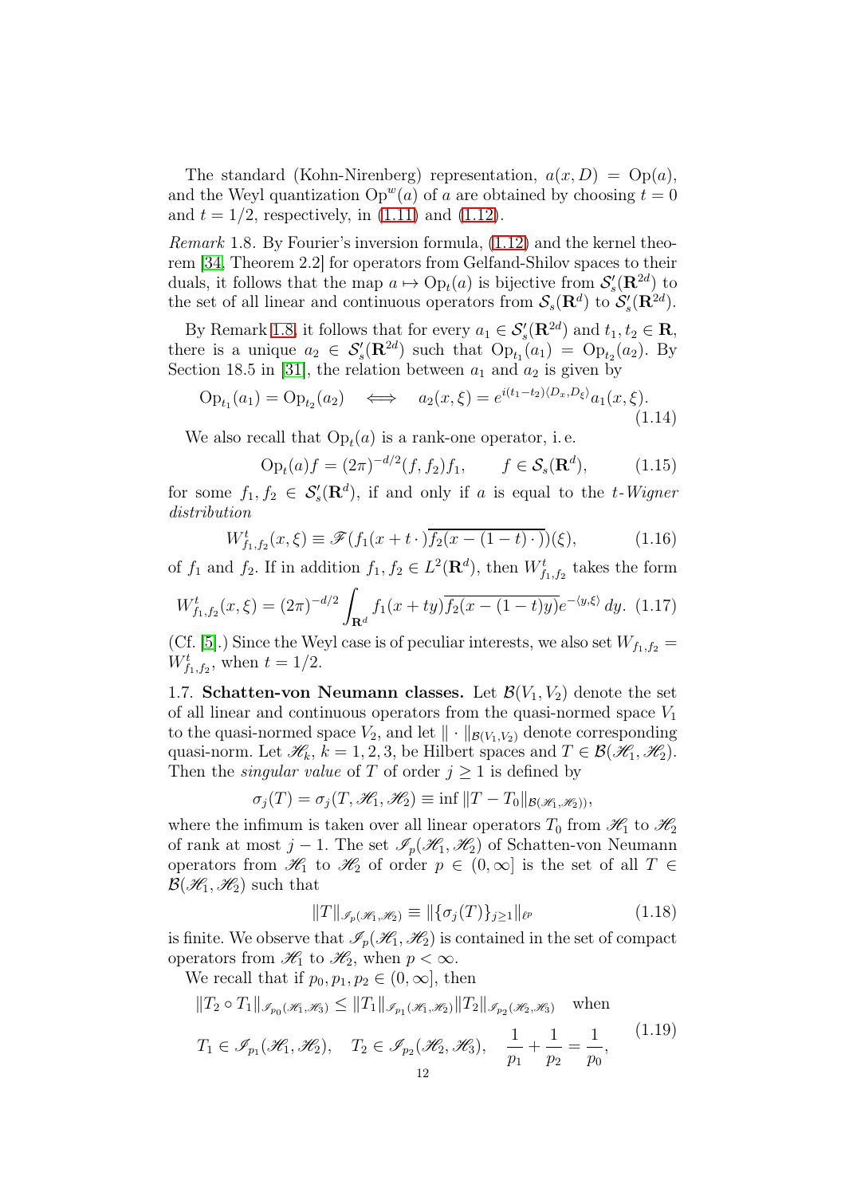The standard (Kohn-Nirenberg) representation, $a(x,D) = \operatorname{Op}(a)$, and the Weyl quantization $\operatorname{Op}^w(a)$ of $a$ are obtained by choosing $t = 0$ and $t = 1/2$, respectively, in (1.11) and (1.12).

*Remark* 1.8. By Fourier's inversion formula, (1.12) and the kernel theorem [34, Theorem 2.2] for operators from Gelfand-Shilov spaces to their duals, it follows that the map $a \mapsto \operatorname{Op}_t(a)$ is bijective from $\mathcal{S}_s'(\mathbf{R}^{2d})$ to the set of all linear and continuous operators from $\mathcal{S}_s(\mathbf{R}^d)$ to $\mathcal{S}_s'(\mathbf{R}^{2d})$.

By Remark 1.8, it follows that for every $a_1 \in \mathcal{S}_s'(\mathbf{R}^{2d})$ and $t_1, t_2 \in \mathbf{R}$, there is a unique $a_2 \in \mathcal{S}_s'(\mathbf{R}^{2d})$ such that $\operatorname{Op}_{t_1}(a_1) = \operatorname{Op}_{t_2}(a_2)$. By Section 18.5 in [31], the relation between $a_1$ and $a_2$ is given by

$$\operatorname{Op}_{t_1}(a_1) = \operatorname{Op}_{t_2}(a_2) \quad \Longleftrightarrow \quad a_2(x,\xi) = e^{i(t_1-t_2)\langle D_x, D_\xi\rangle} a_1(x,\xi). \tag{1.14}$$

We also recall that $\operatorname{Op}_t(a)$ is a rank-one operator, i.e.

$$\operatorname{Op}_t(a) f = (2\pi)^{-d/2}(f, f_2) f_1, \qquad f \in \mathcal{S}_s(\mathbf{R}^d), \tag{1.15}$$

for some $f_1, f_2 \in \mathcal{S}_s'(\mathbf{R}^d)$, if and only if $a$ is equal to the *$t$-Wigner distribution*

$$W_{f_1,f_2}^t(x,\xi) \equiv \mathscr{F}(f_1(x + t\,\cdot\,)\overline{f_2(x-(1-t)\,\cdot\,)})(\xi), \tag{1.16}$$

of $f_1$ and $f_2$. If in addition $f_1, f_2 \in L^2(\mathbf{R}^d)$, then $W_{f_1,f_2}^t$ takes the form

$$W_{f_1,f_2}^t(x,\xi) = (2\pi)^{-d/2} \int_{\mathbf{R}^d} f_1(x+ty)\overline{f_2(x-(1-t)y)} e^{-\langle y,\xi\rangle}\, dy. \tag{1.17}$$

(Cf. [5].) Since the Weyl case is of peculiar interests, we also set $W_{f_1,f_2} = W_{f_1,f_2}^t$, when $t = 1/2$.

**1.7. Schatten-von Neumann classes.** Let $\mathcal{B}(V_1, V_2)$ denote the set of all linear and continuous operators from the quasi-normed space $V_1$ to the quasi-normed space $V_2$, and let $\|\cdot\|_{\mathcal{B}(V_1,V_2)}$ denote corresponding quasi-norm. Let $\mathscr{H}_k$, $k = 1,2,3$, be Hilbert spaces and $T \in \mathcal{B}(\mathscr{H}_1, \mathscr{H}_2)$. Then the *singular value* of $T$ of order $j \ge 1$ is defined by

$$\sigma_j(T) = \sigma_j(T, \mathscr{H}_1, \mathscr{H}_2) \equiv \inf \|T - T_0\|_{\mathcal{B}(\mathscr{H}_1,\mathscr{H}_2))},$$

where the infimum is taken over all linear operators $T_0$ from $\mathscr{H}_1$ to $\mathscr{H}_2$ of rank at most $j-1$. The set $\mathscr{I}_p(\mathscr{H}_1, \mathscr{H}_2)$ of Schatten-von Neumann operators from $\mathscr{H}_1$ to $\mathscr{H}_2$ of order $p \in (0,\infty]$ is the set of all $T \in \mathcal{B}(\mathscr{H}_1, \mathscr{H}_2)$ such that

$$\|T\|_{\mathscr{I}_p(\mathscr{H}_1,\mathscr{H}_2)} \equiv \|\{\sigma_j(T)\}_{j\ge1}\|_{\ell^p} \tag{1.18}$$

is finite. We observe that $\mathscr{I}_p(\mathscr{H}_1, \mathscr{H}_2)$ is contained in the set of compact operators from $\mathscr{H}_1$ to $\mathscr{H}_2$, when $p < \infty$.

We recall that if $p_0, p_1, p_2 \in (0,\infty]$, then

$$\begin{gathered} \|T_2 \circ T_1\|_{\mathscr{I}_{p_0}(\mathscr{H}_1,\mathscr{H}_3)} \le \|T_1\|_{\mathscr{I}_{p_1}(\mathscr{H}_1,\mathscr{H}_2)} \|T_2\|_{\mathscr{I}_{p_2}(\mathscr{H}_2,\mathscr{H}_3)} \quad \text{when} \\ T_1 \in \mathscr{I}_{p_1}(\mathscr{H}_1, \mathscr{H}_2), \quad T_2 \in \mathscr{I}_{p_2}(\mathscr{H}_2, \mathscr{H}_3), \quad \frac{1}{p_1} + \frac{1}{p_2} = \frac{1}{p_0}, \end{gathered} \tag{1.19}$$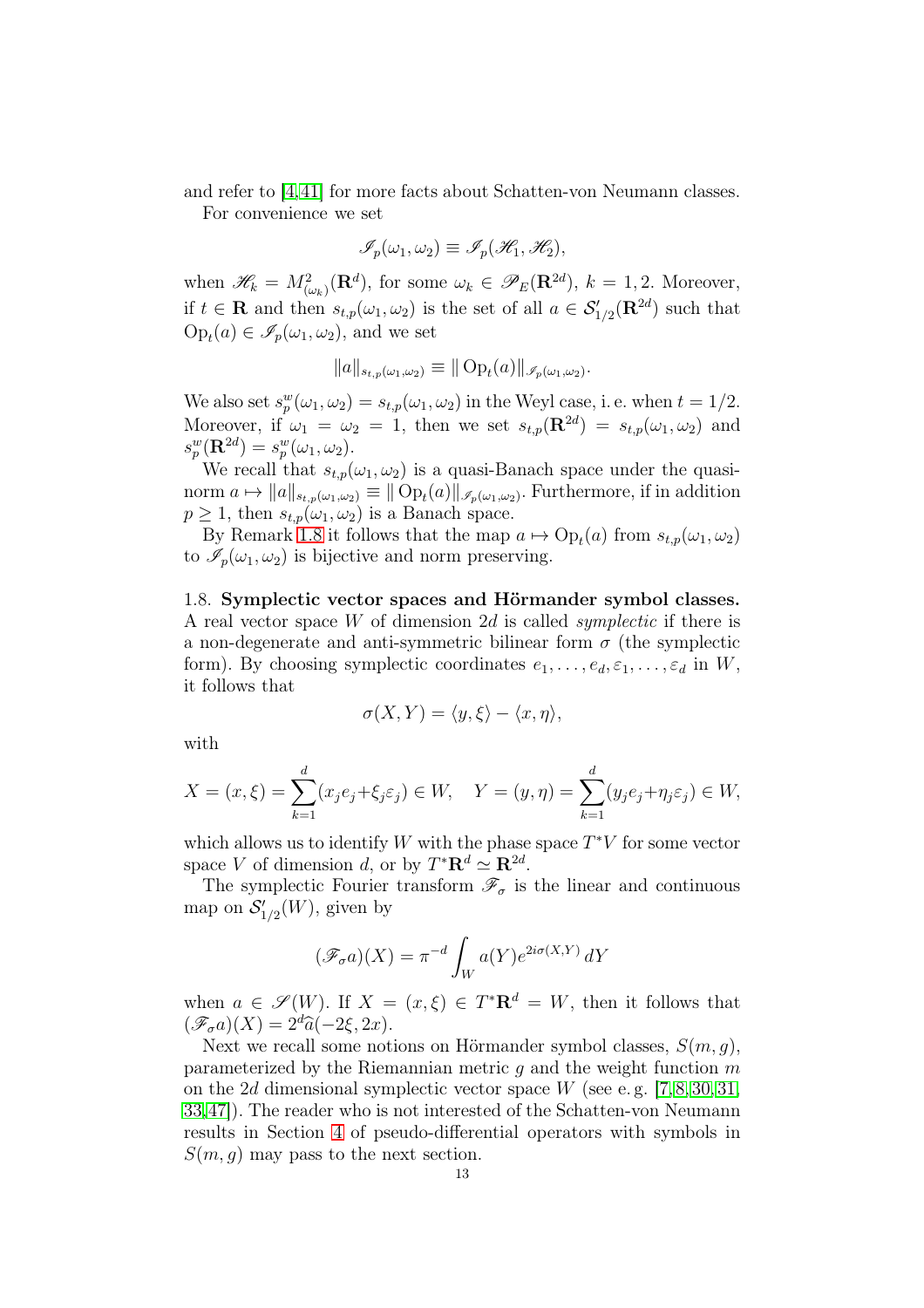and refer to [4,41] for more facts about Schatten-von Neumann classes.

For convenience we set

$$\mathscr{I}_p(\omega_1,\omega_2) \equiv \mathscr{I}_p(\mathscr{H}_1,\mathscr{H}_2),$$

when $\mathscr{H}_k = M^2_{(\omega_k)}(\mathbf{R}^d)$, for some $\omega_k \in \mathscr{P}_E(\mathbf{R}^{2d})$, $k=1,2$. Moreover, if $t\in \mathbf{R}$ and then $s_{t,p}(\omega_1,\omega_2)$ is the set of all $a\in \mathcal{S}_{1/2}'(\mathbf{R}^{2d})$ such that $\operatorname{Op}_t(a)\in \mathscr{I}_p(\omega_1,\omega_2)$, and we set

$$\|a\|_{s_{t,p}(\omega_1,\omega_2)} \equiv \|\operatorname{Op}_t(a)\|_{\mathscr{I}_p(\omega_1,\omega_2)}.$$

We also set $s_p^w(\omega_1,\omega_2) = s_{t,p}(\omega_1,\omega_2)$ in the Weyl case, i. e. when $t=1/2$. Moreover, if $\omega_1=\omega_2=1$, then we set $s_{t,p}(\mathbf{R}^{2d}) = s_{t,p}(\omega_1,\omega_2)$ and $s_p^w(\mathbf{R}^{2d}) = s_p^w(\omega_1,\omega_2)$.

We recall that $s_{t,p}(\omega_1,\omega_2)$ is a quasi-Banach space under the quasi-norm $a\mapsto \|a\|_{s_{t,p}(\omega_1,\omega_2)} \equiv \|\operatorname{Op}_t(a)\|_{\mathscr{I}_p(\omega_1,\omega_2)}$. Furthermore, if in addition $p\ge 1$, then $s_{t,p}(\omega_1,\omega_2)$ is a Banach space.

By Remark 1.8 it follows that the map $a\mapsto \operatorname{Op}_t(a)$ from $s_{t,p}(\omega_1,\omega_2)$ to $\mathscr{I}_p(\omega_1,\omega_2)$ is bijective and norm preserving.

### 1.8. Symplectic vector spaces and Hörmander symbol classes.

A real vector space $W$ of dimension $2d$ is called *symplectic* if there is a non-degenerate and anti-symmetric bilinear form $\sigma$ (the symplectic form). By choosing symplectic coordinates $e_1,\dots,e_d,\varepsilon_1,\dots,\varepsilon_d$ in $W$, it follows that

$$\sigma(X,Y) = \langle y,\xi\rangle - \langle x,\eta\rangle,$$

with

$$X=(x,\xi)=\sum_{k=1}^d (x_je_j+\xi_j\varepsilon_j)\in W,\quad Y=(y,\eta)=\sum_{k=1}^d (y_je_j+\eta_j\varepsilon_j)\in W,$$

which allows us to identify $W$ with the phase space $T^*V$ for some vector space $V$ of dimension $d$, or by $T^*\mathbf{R}^d\simeq \mathbf{R}^{2d}$.

The symplectic Fourier transform $\mathscr{F}_\sigma$ is the linear and continuous map on $\mathcal{S}_{1/2}'(W)$, given by

$$(\mathscr{F}_\sigma a)(X) = \pi^{-d}\int_W a(Y)e^{2i\sigma(X,Y)}\,dY$$

when $a\in \mathscr{S}(W)$. If $X=(x,\xi)\in T^*\mathbf{R}^d = W$, then it follows that $(\mathscr{F}_\sigma a)(X) = 2^d\widehat{a}(-2\xi,2x)$.

Next we recall some notions on Hörmander symbol classes, $S(m,g)$, parameterized by the Riemannian metric $g$ and the weight function $m$ on the $2d$ dimensional symplectic vector space $W$ (see e. g. [7,8,30,31,33,47]). The reader who is not interested of the Schatten-von Neumann results in Section 4 of pseudo-differential operators with symbols in $S(m,g)$ may pass to the next section.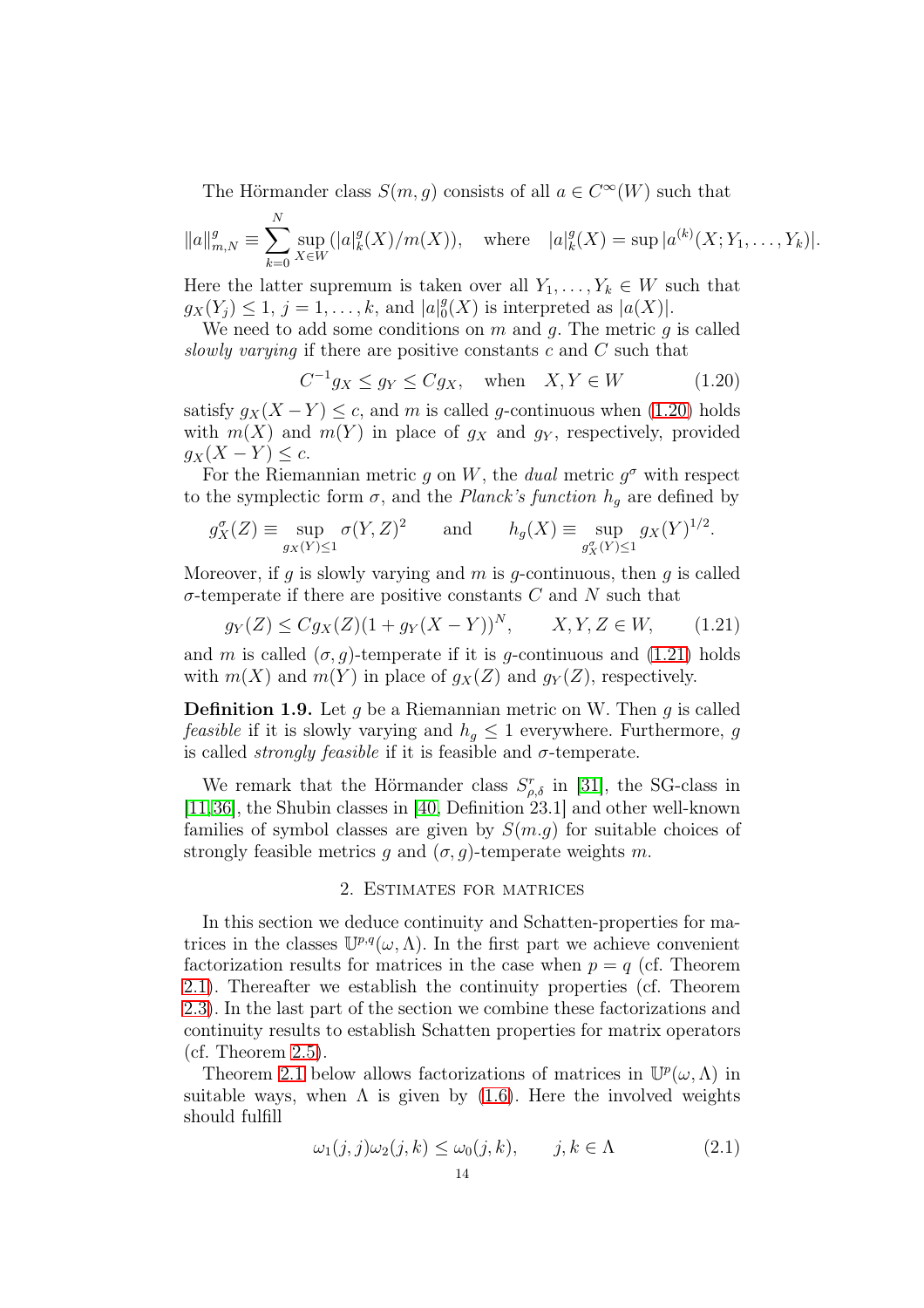The Hörmander class $S(m, g)$ consists of all $a \in C^\infty(W)$ such that

$$\|a\|^g_{m,N} \equiv \sum_{k=0}^N \sup_{X \in W} (|a|^g_k(X)/m(X)), \quad \text{where} \quad |a|^g_k(X) = \sup |a^{(k)}(X; Y_1, \dots, Y_k)|.$$

Here the latter supremum is taken over all $Y_1, \dots, Y_k \in W$ such that $g_X(Y_j) \le 1$, $j = 1, \dots, k$, and $|a|^g_0(X)$ is interpreted as $|a(X)|$.

We need to add some conditions on $m$ and $g$. The metric $g$ is called *slowly varying* if there are positive constants $c$ and $C$ such that

$$C^{-1} g_X \le g_Y \le C g_X, \quad \text{when} \quad X, Y \in W \tag{1.20}$$

satisfy $g_X(X - Y) \le c$, and $m$ is called $g$-continuous when (1.20) holds with $m(X)$ and $m(Y)$ in place of $g_X$ and $g_Y$, respectively, provided $g_X(X - Y) \le c$.

For the Riemannian metric $g$ on $W$, the *dual* metric $g^\sigma$ with respect to the symplectic form $\sigma$, and the *Planck's function* $h_g$ are defined by

$$g^\sigma_X(Z) \equiv \sup_{g_X(Y) \le 1} \sigma(Y, Z)^2 \qquad \text{and} \qquad h_g(X) \equiv \sup_{g^\sigma_X(Y) \le 1} g_X(Y)^{1/2}.$$

Moreover, if $g$ is slowly varying and $m$ is $g$-continuous, then $g$ is called $\sigma$-temperate if there are positive constants $C$ and $N$ such that

$$g_Y(Z) \le C g_X(Z)(1 + g_Y(X - Y))^N, \qquad X, Y, Z \in W, \tag{1.21}$$

and $m$ is called $(\sigma, g)$-temperate if it is $g$-continuous and (1.21) holds with $m(X)$ and $m(Y)$ in place of $g_X(Z)$ and $g_Y(Z)$, respectively.

**Definition 1.9.** Let $g$ be a Riemannian metric on W. Then $g$ is called *feasible* if it is slowly varying and $h_g \le 1$ everywhere. Furthermore, $g$ is called *strongly feasible* if it is feasible and $\sigma$-temperate.

We remark that the Hörmander class $S^r_{\rho,\delta}$ in [31], the SG-class in [11,36], the Shubin classes in [40, Definition 23.1] and other well-known families of symbol classes are given by $S(m.g)$ for suitable choices of strongly feasible metrics $g$ and $(\sigma, g)$-temperate weights $m$.

## 2. Estimates for matrices

In this section we deduce continuity and Schatten-properties for matrices in the classes $\mathbb{U}^{p,q}(\omega, \Lambda)$. In the first part we achieve convenient factorization results for matrices in the case when $p = q$ (cf. Theorem 2.1). Thereafter we establish the continuity properties (cf. Theorem 2.3). In the last part of the section we combine these factorizations and continuity results to establish Schatten properties for matrix operators (cf. Theorem 2.5).

Theorem 2.1 below allows factorizations of matrices in $\mathbb{U}^p(\omega, \Lambda)$ in suitable ways, when $\Lambda$ is given by (1.6). Here the involved weights should fulfill

$$\omega_1(j, j)\omega_2(j, k) \le \omega_0(j, k), \qquad j, k \in \Lambda \tag{2.1}$$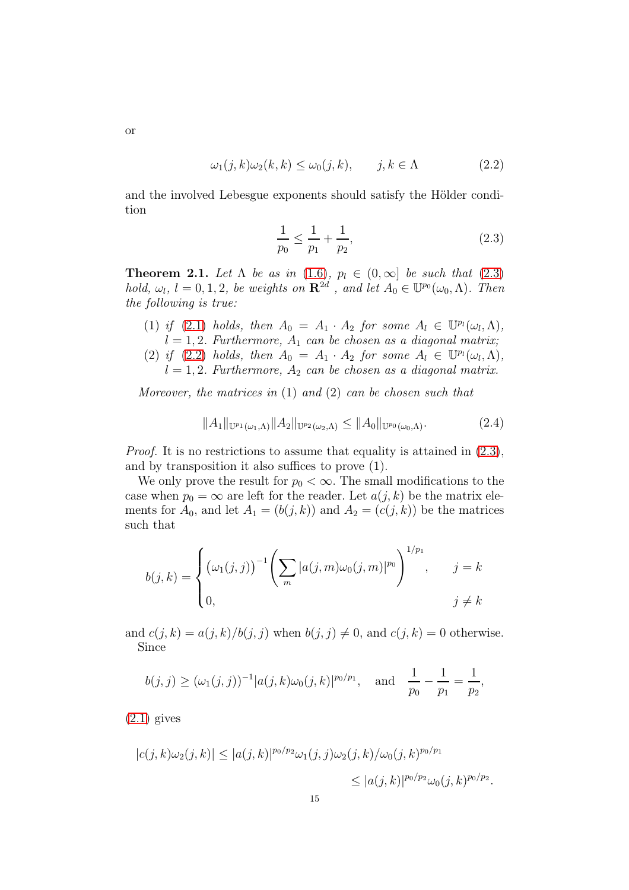or

$$\omega_1(j,k)\omega_2(k,k) \le \omega_0(j,k), \qquad j,k \in \Lambda \tag{2.2}$$

and the involved Lebesgue exponents should satisfy the Hölder condition

$$\frac{1}{p_0} \le \frac{1}{p_1} + \frac{1}{p_2}, \tag{2.3}$$

**Theorem 2.1.** *Let $\Lambda$ be as in (1.6), $p_l \in (0,\infty]$ be such that (2.3) hold, $\omega_l$, $l = 0,1,2$, be weights on $\mathbf{R}^{2d}$ , and let $A_0 \in \mathbb{U}^{p_0}(\omega_0,\Lambda)$. Then the following is true:*

1. *if (2.1) holds, then $A_0 = A_1 \cdot A_2$ for some $A_l \in \mathbb{U}^{p_l}(\omega_l,\Lambda)$, $l = 1,2$. Furthermore, $A_1$ can be chosen as a diagonal matrix;*
2. *if (2.2) holds, then $A_0 = A_1 \cdot A_2$ for some $A_l \in \mathbb{U}^{p_l}(\omega_l,\Lambda)$, $l = 1,2$. Furthermore, $A_2$ can be chosen as a diagonal matrix.*

*Moreover, the matrices in* (1) *and* (2) *can be chosen such that*

$$\|A_1\|_{\mathbb{U}^{p_1}(\omega_1,\Lambda)} \|A_2\|_{\mathbb{U}^{p_2}(\omega_2,\Lambda)} \le \|A_0\|_{\mathbb{U}^{p_0}(\omega_0,\Lambda)}. \tag{2.4}$$

*Proof.* It is no restrictions to assume that equality is attained in (2.3), and by transposition it also suffices to prove (1).

We only prove the result for $p_0 < \infty$. The small modifications to the case when $p_0 = \infty$ are left for the reader. Let $a(j,k)$ be the matrix elements for $A_0$, and let $A_1 = (b(j,k))$ and $A_2 = (c(j,k))$ be the matrices such that

$$b(j,k) = \begin{cases} \big(\omega_1(j,j)\big)^{-1} \left( \displaystyle\sum_m |a(j,m)\omega_0(j,m)|^{p_0} \right)^{1/p_1}, & j = k \\ 0, & j \neq k \end{cases}$$

and $c(j,k) = a(j,k)/b(j,j)$ when $b(j,j) \neq 0$, and $c(j,k) = 0$ otherwise. Since

$$b(j,j) \ge (\omega_1(j,j))^{-1} |a(j,k)\omega_0(j,k)|^{p_0/p_1}, \quad \text{and} \quad \frac{1}{p_0} - \frac{1}{p_1} = \frac{1}{p_2},$$

(2.1) gives

$$\begin{aligned} |c(j,k)\omega_2(j,k)| &\le |a(j,k)|^{p_0/p_2} \omega_1(j,j)\omega_2(j,k)/\omega_0(j,k)^{p_0/p_1} \\ &\le |a(j,k)|^{p_0/p_2} \omega_0(j,k)^{p_0/p_2}. \end{aligned}$$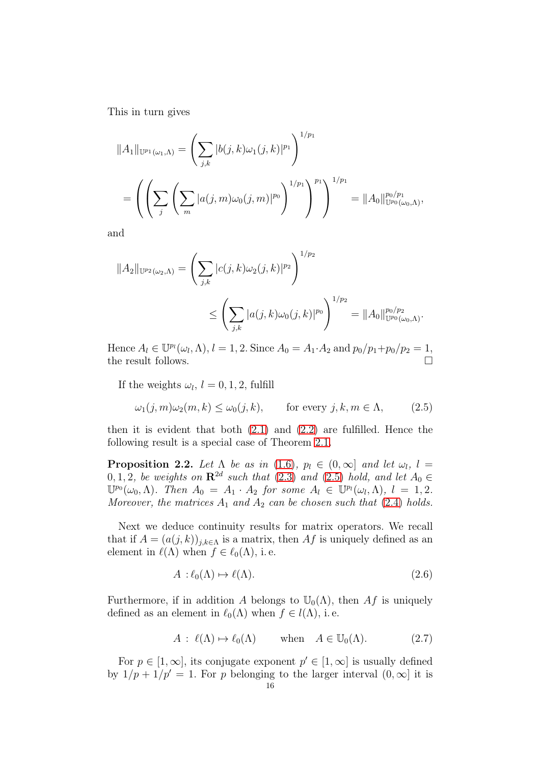This in turn gives

$$
\|A_1\|_{\mathbb{U}^{p_1}(\omega_1,\Lambda)} = \left( \sum_{j,k} |b(j,k)\omega_1(j,k)|^{p_1} \right)^{1/p_1}
$$

$$
= \left( \left( \sum_j \left( \sum_m |a(j,m)\omega_0(j,m)|^{p_0} \right)^{1/p_1} \right)^{p_1} \right)^{1/p_1} = \|A_0\|^{p_0/p_1}_{\mathbb{U}^{p_0}(\omega_0,\Lambda)},
$$

and

$$
\|A_2\|_{\mathbb{U}^{p_2}(\omega_2,\Lambda)} = \left( \sum_{j,k} |c(j,k)\omega_2(j,k)|^{p_2} \right)^{1/p_2}
$$

$$
\leq \left( \sum_{j,k} |a(j,k)\omega_0(j,k)|^{p_0} \right)^{1/p_2} = \|A_0\|^{p_0/p_2}_{\mathbb{U}^{p_0}(\omega_0,\Lambda)}.
$$

Hence $A_l \in \mathbb{U}^{p_l}(\omega_l,\Lambda)$, $l = 1, 2$. Since $A_0 = A_1 \cdot A_2$ and $p_0/p_1 + p_0/p_2 = 1$, the result follows. $\square$

If the weights $\omega_l$, $l = 0, 1, 2$, fulfill

$$
\omega_1(j,m)\omega_2(m,k) \leq \omega_0(j,k), \qquad \text{for every } j,k,m \in \Lambda, \tag{2.5}
$$

then it is evident that both (2.1) and (2.2) are fulfilled. Hence the following result is a special case of Theorem 2.1.

**Proposition 2.2.** *Let $\Lambda$ be as in (1.6), $p_l \in (0,\infty]$ and let $\omega_l$, $l = 0, 1, 2$, be weights on $\mathbf{R}^{2d}$ such that (2.3) and (2.5) hold, and let $A_0 \in \mathbb{U}^{p_0}(\omega_0,\Lambda)$. Then $A_0 = A_1 \cdot A_2$ for some $A_l \in \mathbb{U}^{p_l}(\omega_l,\Lambda)$, $l = 1, 2$. Moreover, the matrices $A_1$ and $A_2$ can be chosen such that (2.4) holds.*

Next we deduce continuity results for matrix operators. We recall that if $A = (a(j,k))_{j,k\in\Lambda}$ is a matrix, then $Af$ is uniquely defined as an element in $\ell(\Lambda)$ when $f \in \ell_0(\Lambda)$, i. e.

$$
A : \ell_0(\Lambda) \mapsto \ell(\Lambda). \tag{2.6}
$$

Furthermore, if in addition $A$ belongs to $\mathbb{U}_0(\Lambda)$, then $Af$ is uniquely defined as an element in $\ell_0(\Lambda)$ when $f \in l(\Lambda)$, i. e.

$$
A : \ell(\Lambda) \mapsto \ell_0(\Lambda) \qquad \text{when} \quad A \in \mathbb{U}_0(\Lambda). \tag{2.7}
$$

For $p \in [1,\infty]$, its conjugate exponent $p' \in [1,\infty]$ is usually defined by $1/p + 1/p' = 1$. For $p$ belonging to the larger interval $(0,\infty]$ it is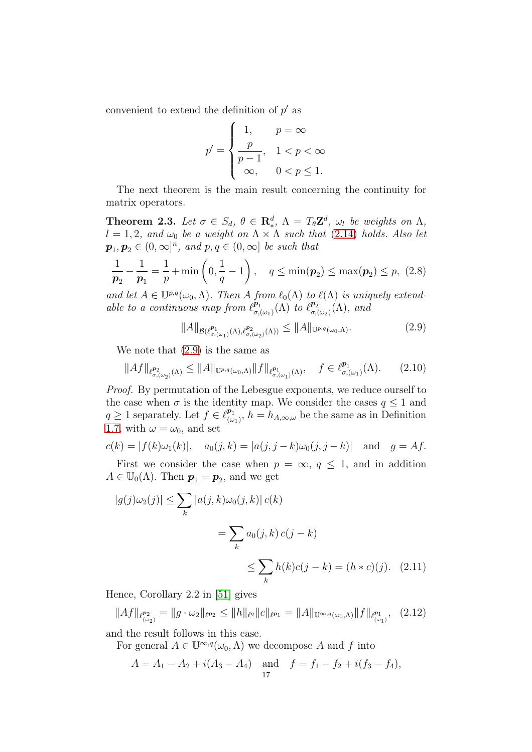convenient to extend the definition of $p'$ as

$$
p' = \begin{cases} 1, & p = \infty \\ \dfrac{p}{p-1}, & 1 < p < \infty \\ \infty, & 0 < p \le 1. \end{cases}
$$

The next theorem is the main result concerning the continuity for matrix operators.

**Theorem 2.3.** *Let $\sigma \in S_d$, $\theta \in \mathbf{R}_*^d$, $\Lambda = T_\theta \mathbf{Z}^d$, $\omega_l$ be weights on $\Lambda$, $l = 1, 2$, and $\omega_0$ be a weight on $\Lambda \times \Lambda$ such that (2.14) holds. Also let $\boldsymbol{p}_1, \boldsymbol{p}_2 \in (0, \infty]^n$, and $p, q \in (0, \infty]$ be such that*

$$
\frac{1}{\boldsymbol{p}_2} - \frac{1}{\boldsymbol{p}_1} = \frac{1}{p} + \min\left(0, \frac{1}{q} - 1\right), \quad q \le \min(\boldsymbol{p}_2) \le \max(\boldsymbol{p}_2) \le p, \tag{2.8}
$$

*and let $A \in \mathbb{U}^{p,q}(\omega_0, \Lambda)$. Then $A$ from $\ell_0(\Lambda)$ to $\ell(\Lambda)$ is uniquely extendable to a continuous map from $\ell^{\boldsymbol{p}_1}_{\sigma,(\omega_1)}(\Lambda)$ to $\ell^{\boldsymbol{p}_2}_{\sigma,(\omega_2)}(\Lambda)$, and*

$$
\|A\|_{\mathcal{B}(\ell^{\boldsymbol{p}_1}_{\sigma,(\omega_1)}(\Lambda), \ell^{\boldsymbol{p}_2}_{\sigma,(\omega_2)}(\Lambda))} \le \|A\|_{\mathbb{U}^{p,q}(\omega_0,\Lambda)}. \tag{2.9}
$$

We note that (2.9) is the same as

$$
\|Af\|_{\ell^{\boldsymbol{p}_2}_{\sigma,(\omega_2)}(\Lambda)} \le \|A\|_{\mathbb{U}^{p,q}(\omega_0,\Lambda)} \|f\|_{\ell^{\boldsymbol{p}_1}_{\sigma,(\omega_1)}(\Lambda)}, \quad f \in \ell^{\boldsymbol{p}_1}_{\sigma,(\omega_1)}(\Lambda). \tag{2.10}
$$

*Proof.* By permutation of the Lebesgue exponents, we reduce ourself to the case when $\sigma$ is the identity map. We consider the cases $q \le 1$ and $q \ge 1$ separately. Let $f \in \ell^{\boldsymbol{p}_1}_{(\omega_1)}$, $h = h_{A,\infty,\omega}$ be the same as in Definition 1.7, with $\omega = \omega_0$, and set

$$
c(k) = |f(k)\omega_1(k)|, \quad a_0(j,k) = |a(j, j-k)\omega_0(j, j-k)| \quad \text{and} \quad g = Af.
$$

First we consider the case when $p = \infty$, $q \le 1$, and in addition $A \in \mathbb{U}_0(\Lambda)$. Then $\boldsymbol{p}_1 = \boldsymbol{p}_2$, and we get

$$
\begin{aligned}
|g(j)\omega_2(j)| &\le \sum_k |a(j,k)\omega_0(j,k)|\, c(k) \\
&= \sum_k a_0(j,k)\, c(j-k) \\
&\le \sum_k h(k) c(j-k) = (h * c)(j).
\end{aligned} \tag{2.11}
$$

Hence, Corollary 2.2 in [51] gives

$$
\|Af\|_{\ell^{\boldsymbol{p}_2}_{(\omega_2)}} = \|g \cdot \omega_2\|_{\ell^{\boldsymbol{p}_2}} \le \|h\|_{\ell^q} \|c\|_{\ell^{\boldsymbol{p}_1}} = \|A\|_{\mathbb{U}^{\infty,q}(\omega_0,\Lambda)} \|f\|_{\ell^{\boldsymbol{p}_1}_{(\omega_1)}}, \tag{2.12}
$$

and the result follows in this case.

For general $A \in \mathbb{U}^{\infty,q}(\omega_0, \Lambda)$ we decompose $A$ and $f$ into

$$
A = A_1 - A_2 + i(A_3 - A_4) \quad \text{and} \quad f = f_1 - f_2 + i(f_3 - f_4),
$$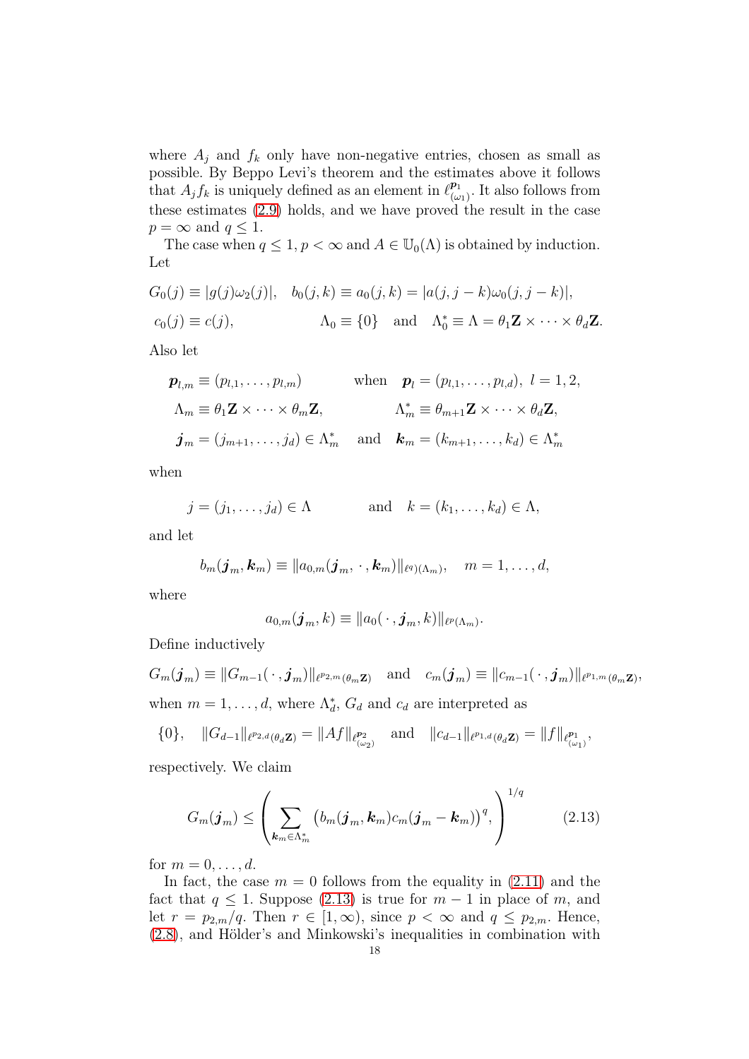where $A_j$ and $f_k$ only have non-negative entries, chosen as small as possible. By Beppo Levi's theorem and the estimates above it follows that $A_j f_k$ is uniquely defined as an element in $\ell^{\boldsymbol{p}_1}_{(\omega_1)}$. It also follows from these estimates (2.9) holds, and we have proved the result in the case $p = \infty$ and $q \le 1$.

The case when $q \le 1$, $p < \infty$ and $A \in \mathbb{U}_0(\Lambda)$ is obtained by induction. Let

$$G_0(j) \equiv |g(j)\omega_2(j)|, \quad b_0(j,k) \equiv a_0(j,k) = |a(j,j-k)\omega_0(j,j-k)|,$$

$$c_0(j) \equiv c(j), \qquad \Lambda_0 \equiv \{0\} \quad \text{and} \quad \Lambda_0^* \equiv \Lambda = \theta_1\mathbf{Z} \times \cdots \times \theta_d\mathbf{Z}.$$

Also let

$$\boldsymbol{p}_{l,m} \equiv (p_{l,1}, \dots, p_{l,m}) \qquad \text{when} \quad \boldsymbol{p}_l = (p_{l,1}, \dots, p_{l,d}),\ l = 1, 2,$$

$$\Lambda_m \equiv \theta_1\mathbf{Z} \times \cdots \times \theta_m\mathbf{Z}, \qquad \Lambda_m^* \equiv \theta_{m+1}\mathbf{Z} \times \cdots \times \theta_d\mathbf{Z},$$

$$\boldsymbol{j}_m = (j_{m+1}, \dots, j_d) \in \Lambda_m^* \quad \text{and} \quad \boldsymbol{k}_m = (k_{m+1}, \dots, k_d) \in \Lambda_m^*$$

when

$$j = (j_1, \dots, j_d) \in \Lambda \qquad \text{and} \quad k = (k_1, \dots, k_d) \in \Lambda,$$

and let

$$b_m(\boldsymbol{j}_m, \boldsymbol{k}_m) \equiv \| a_{0,m}(\boldsymbol{j}_m, \,\cdot\,, \boldsymbol{k}_m) \|_{\ell^{q)}(\Lambda_m)}, \quad m = 1, \dots, d,$$

where

$$a_{0,m}(\boldsymbol{j}_m, k) \equiv \| a_0(\,\cdot\,, \boldsymbol{j}_m, k) \|_{\ell^{p}(\Lambda_m)}.$$

Define inductively

$$G_m(\boldsymbol{j}_m) \equiv \| G_{m-1}(\,\cdot\,, \boldsymbol{j}_m) \|_{\ell^{p_{2,m}}(\theta_m\mathbf{Z})} \quad \text{and} \quad c_m(\boldsymbol{j}_m) \equiv \| c_{m-1}(\,\cdot\,, \boldsymbol{j}_m) \|_{\ell^{p_{1,m}}(\theta_m\mathbf{Z})},$$

when $m = 1, \dots, d$, where $\Lambda_d^*$, $G_d$ and $c_d$ are interpreted as

$$\{0\}, \quad \| G_{d-1} \|_{\ell^{p_{2,d}}(\theta_d\mathbf{Z})} = \| Af \|_{\ell^{\boldsymbol{p}_2}_{(\omega_2)}} \quad \text{and} \quad \| c_{d-1} \|_{\ell^{p_{1,d}}(\theta_d\mathbf{Z})} = \| f \|_{\ell^{\boldsymbol{p}_1}_{(\omega_1)}},$$

respectively. We claim

$$G_m(\boldsymbol{j}_m) \le \left( \sum_{\boldsymbol{k}_m \in \Lambda_m^*} \big( b_m(\boldsymbol{j}_m, \boldsymbol{k}_m) c_m(\boldsymbol{j}_m - \boldsymbol{k}_m) \big)^q, \right)^{1/q} \tag{2.13}$$

for $m = 0, \dots, d$.

In fact, the case $m = 0$ follows from the equality in (2.11) and the fact that $q \le 1$. Suppose (2.13) is true for $m-1$ in place of $m$, and let $r = p_{2,m}/q$. Then $r \in [1, \infty)$, since $p < \infty$ and $q \le p_{2,m}$. Hence, (2.8), and Hölder's and Minkowski's inequalities in combination with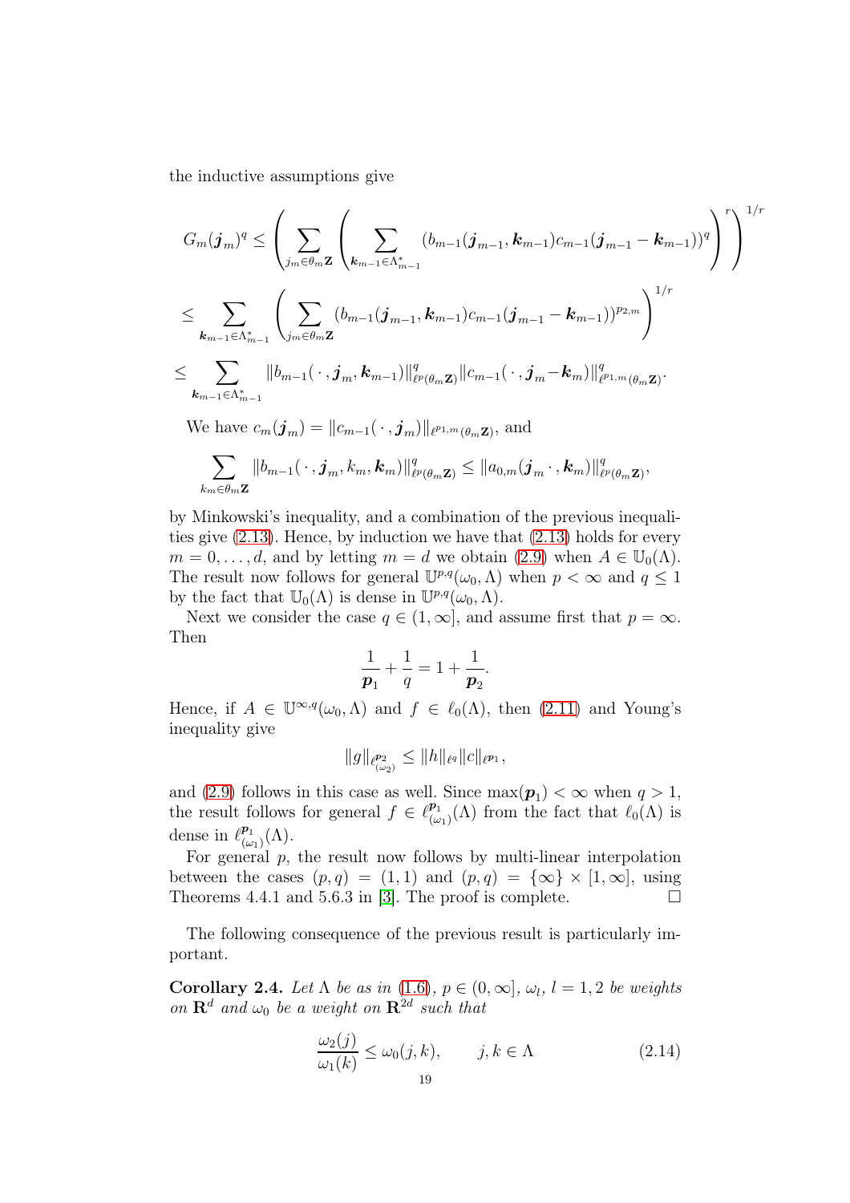the inductive assumptions give

$$G_m(\boldsymbol{j}_m)^q \le \left( \sum_{j_m \in \theta_m \mathbf{Z}} \left( \sum_{\boldsymbol{k}_{m-1} \in \Lambda^*_{m-1}} (b_{m-1}(\boldsymbol{j}_{m-1}, \boldsymbol{k}_{m-1}) c_{m-1}(\boldsymbol{j}_{m-1} - \boldsymbol{k}_{m-1}))^q \right)^r \right)^{1/r}$$

$$\le \sum_{\boldsymbol{k}_{m-1} \in \Lambda^*_{m-1}} \left( \sum_{j_m \in \theta_m \mathbf{Z}} (b_{m-1}(\boldsymbol{j}_{m-1}, \boldsymbol{k}_{m-1}) c_{m-1}(\boldsymbol{j}_{m-1} - \boldsymbol{k}_{m-1}))^{p_{2,m}} \right)^{1/r}$$

$$\le \sum_{\boldsymbol{k}_{m-1} \in \Lambda^*_{m-1}} \| b_{m-1}(\,\cdot\,, \boldsymbol{j}_m, \boldsymbol{k}_{m-1}) \|^q_{\ell^p(\theta_m \mathbf{Z})} \| c_{m-1}(\,\cdot\,, \boldsymbol{j}_m - \boldsymbol{k}_m) \|^q_{\ell^{p_{1,m}}(\theta_m \mathbf{Z})}.$$

We have $c_m(\boldsymbol{j}_m) = \| c_{m-1}(\,\cdot\,, \boldsymbol{j}_m) \|_{\ell^{p_{1,m}}(\theta_m \mathbf{Z})}$, and

$$\sum_{k_m \in \theta_m \mathbf{Z}} \| b_{m-1}(\,\cdot\,, \boldsymbol{j}_m, k_m, \boldsymbol{k}_m) \|^q_{\ell^p(\theta_m \mathbf{Z})} \le \| a_{0,m}(\boldsymbol{j}_m\,\cdot\,, \boldsymbol{k}_m) \|^q_{\ell^p(\theta_m \mathbf{Z})},$$

by Minkowski's inequality, and a combination of the previous inequalities give (2.13). Hence, by induction we have that (2.13) holds for every $m = 0, \dots, d$, and by letting $m = d$ we obtain (2.9) when $A \in \mathbb{U}_0(\Lambda)$. The result now follows for general $\mathbb{U}^{p,q}(\omega_0, \Lambda)$ when $p < \infty$ and $q \le 1$ by the fact that $\mathbb{U}_0(\Lambda)$ is dense in $\mathbb{U}^{p,q}(\omega_0, \Lambda)$.

Next we consider the case $q \in (1, \infty]$, and assume first that $p = \infty$. Then

$$\frac{1}{\boldsymbol{p}_1} + \frac{1}{q} = 1 + \frac{1}{\boldsymbol{p}_2}.$$

Hence, if $A \in \mathbb{U}^{\infty,q}(\omega_0, \Lambda)$ and $f \in \ell_0(\Lambda)$, then (2.11) and Young's inequality give

$$\| g \|_{\ell^{\boldsymbol{p}_2}_{(\omega_2)}} \le \| h \|_{\ell^q} \| c \|_{\ell^{\boldsymbol{p}_1}},$$

and (2.9) follows in this case as well. Since $\max(\boldsymbol{p}_1) < \infty$ when $q > 1$, the result follows for general $f \in \ell^{\boldsymbol{p}_1}_{(\omega_1)}(\Lambda)$ from the fact that $\ell_0(\Lambda)$ is dense in $\ell^{\boldsymbol{p}_1}_{(\omega_1)}(\Lambda)$.

For general $p$, the result now follows by multi-linear interpolation between the cases $(p, q) = (1, 1)$ and $(p, q) = \{\infty\} \times [1, \infty]$, using Theorems 4.4.1 and 5.6.3 in [3]. The proof is complete. $\square$

The following consequence of the previous result is particularly important.

**Corollary 2.4.** *Let $\Lambda$ be as in (1.6), $p \in (0, \infty]$, $\omega_l$, $l = 1, 2$ be weights on $\mathbf{R}^d$ and $\omega_0$ be a weight on $\mathbf{R}^{2d}$ such that*

$$\frac{\omega_2(j)}{\omega_1(k)} \le \omega_0(j, k), \qquad j, k \in \Lambda \tag{2.14}$$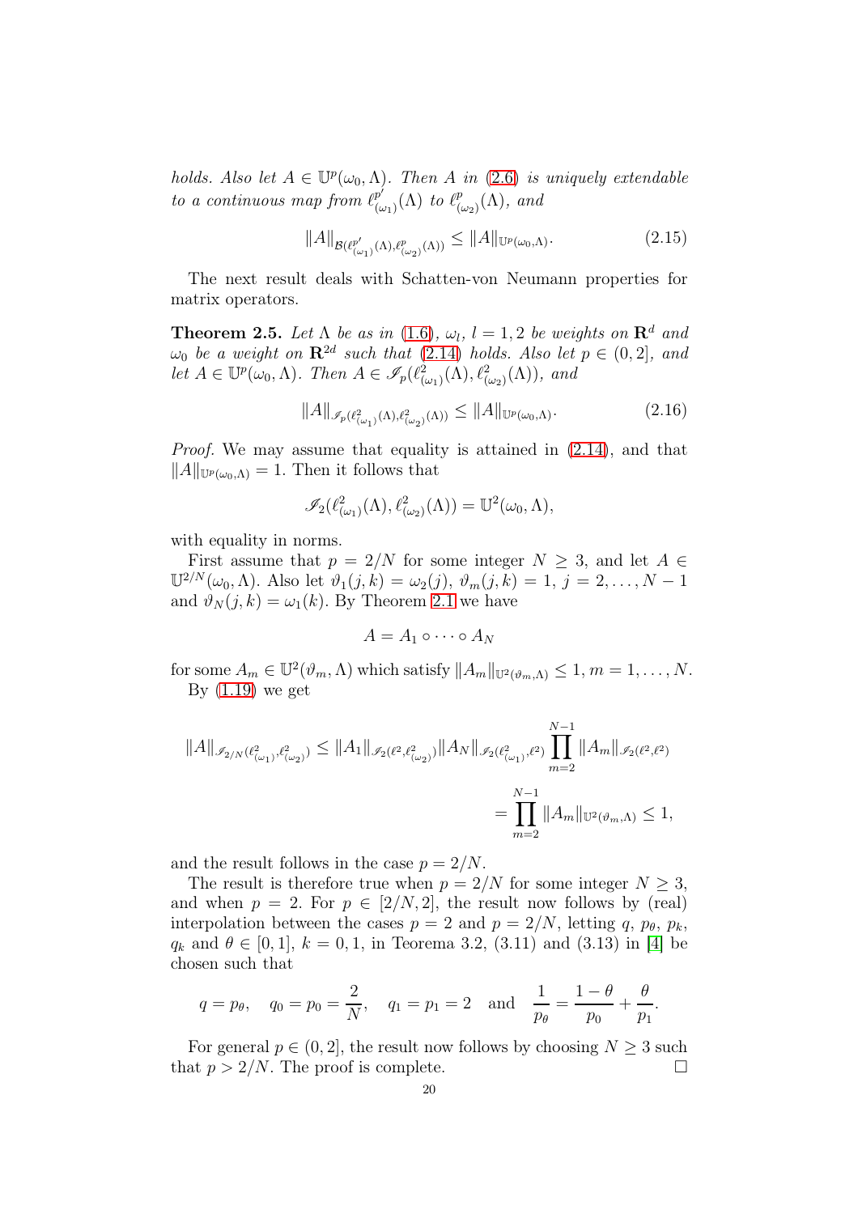*holds. Also let $A \in \mathbb{U}^p(\omega_0,\Lambda)$. Then $A$ in (2.6) is uniquely extendable to a continuous map from $\ell^{p'}_{(\omega_1)}(\Lambda)$ to $\ell^p_{(\omega_2)}(\Lambda)$, and*

$$\|A\|_{\mathcal{B}(\ell^{p'}_{(\omega_1)}(\Lambda),\ell^p_{(\omega_2)}(\Lambda))} \le \|A\|_{\mathbb{U}^p(\omega_0,\Lambda)}. \tag{2.15}$$

The next result deals with Schatten-von Neumann properties for matrix operators.

**Theorem 2.5.** *Let $\Lambda$ be as in (1.6), $\omega_l$, $l=1,2$ be weights on $\mathbf{R}^d$ and $\omega_0$ be a weight on $\mathbf{R}^{2d}$ such that (2.14) holds. Also let $p\in(0,2]$, and let $A\in\mathbb{U}^p(\omega_0,\Lambda)$. Then $A\in\mathscr{I}_p(\ell^2_{(\omega_1)}(\Lambda),\ell^2_{(\omega_2)}(\Lambda))$, and*

$$\|A\|_{\mathscr{I}_p(\ell^2_{(\omega_1)}(\Lambda),\ell^2_{(\omega_2)}(\Lambda))} \le \|A\|_{\mathbb{U}^p(\omega_0,\Lambda)}. \tag{2.16}$$

*Proof.* We may assume that equality is attained in (2.14), and that $\|A\|_{\mathbb{U}^p(\omega_0,\Lambda)}=1$. Then it follows that

$$\mathscr{I}_2(\ell^2_{(\omega_1)}(\Lambda),\ell^2_{(\omega_2)}(\Lambda)) = \mathbb{U}^2(\omega_0,\Lambda),$$

with equality in norms.

First assume that $p=2/N$ for some integer $N\ge 3$, and let $A\in\mathbb{U}^{2/N}(\omega_0,\Lambda)$. Also let $\vartheta_1(j,k)=\omega_2(j)$, $\vartheta_m(j,k)=1$, $j=2,\dots,N-1$ and $\vartheta_N(j,k)=\omega_1(k)$. By Theorem 2.1 we have

$$A = A_1\circ\cdots\circ A_N$$

for some $A_m\in\mathbb{U}^2(\vartheta_m,\Lambda)$ which satisfy $\|A_m\|_{\mathbb{U}^2(\vartheta_m,\Lambda)}\le 1$, $m=1,\dots,N$.

By (1.19) we get

$$\begin{aligned}
\|A\|_{\mathscr{I}_{2/N}(\ell^2_{(\omega_1)},\ell^2_{(\omega_2)})} &\le \|A_1\|_{\mathscr{I}_2(\ell^2,\ell^2_{(\omega_2)})}\|A_N\|_{\mathscr{I}_2(\ell^2_{(\omega_1)},\ell^2)}\prod_{m=2}^{N-1}\|A_m\|_{\mathscr{I}_2(\ell^2,\ell^2)}\\
&= \prod_{m=2}^{N-1}\|A_m\|_{\mathbb{U}^2(\vartheta_m,\Lambda)} \le 1,
\end{aligned}$$

and the result follows in the case $p=2/N$.

The result is therefore true when $p=2/N$ for some integer $N\ge 3$, and when $p=2$. For $p\in[2/N,2]$, the result now follows by (real) interpolation between the cases $p=2$ and $p=2/N$, letting $q$, $p_\theta$, $p_k$, $q_k$ and $\theta\in[0,1]$, $k=0,1$, in Teorema 3.2, (3.11) and (3.13) in [4] be chosen such that

$$q=p_\theta,\quad q_0=p_0=\frac{2}{N},\quad q_1=p_1=2\quad\text{and}\quad \frac{1}{p_\theta}=\frac{1-\theta}{p_0}+\frac{\theta}{p_1}.$$

For general $p\in(0,2]$, the result now follows by choosing $N\ge 3$ such that $p>2/N$. The proof is complete. $\square$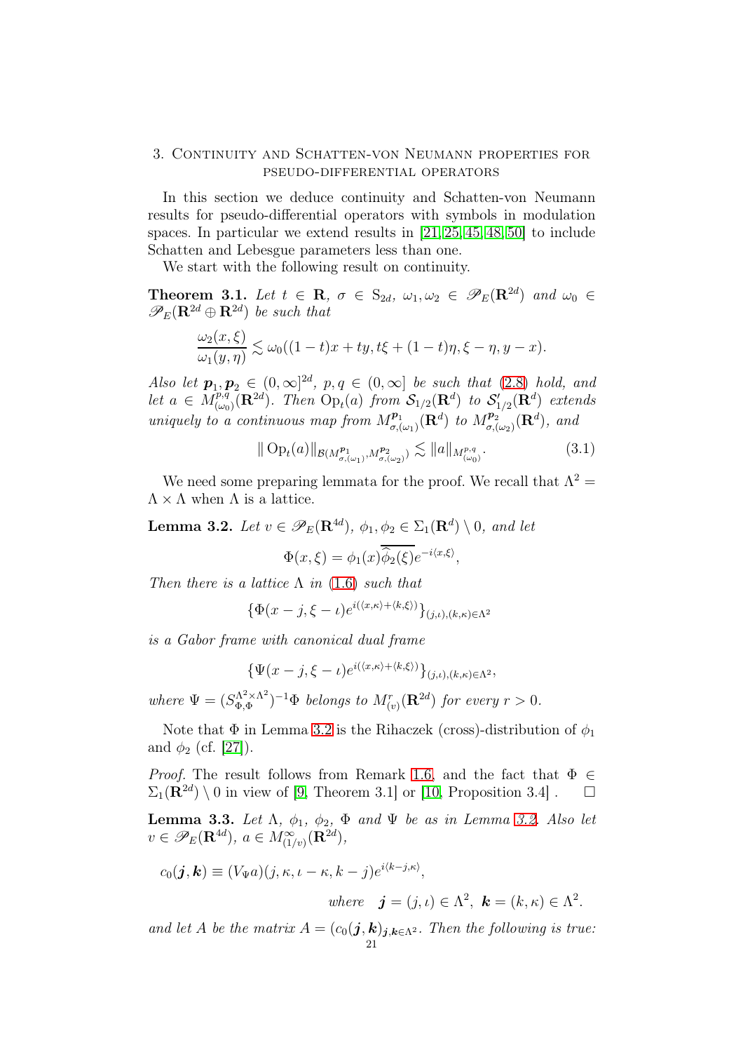## 3. Continuity and Schatten-von Neumann properties for pseudo-differential operators

In this section we deduce continuity and Schatten-von Neumann results for pseudo-differential operators with symbols in modulation spaces. In particular we extend results in [21, 25, 45, 48, 50] to include Schatten and Lebesgue parameters less than one.

We start with the following result on continuity.

**Theorem 3.1.** *Let $t \in \mathbf{R}$, $\sigma \in \mathrm{S}_{2d}$, $\omega_1, \omega_2 \in \mathscr{P}_E(\mathbf{R}^{2d})$ and $\omega_0 \in \mathscr{P}_E(\mathbf{R}^{2d} \oplus \mathbf{R}^{2d})$ be such that*

$$
\frac{\omega_2(x,\xi)}{\omega_1(y,\eta)} \lesssim \omega_0((1-t)x+ty, t\xi+(1-t)\eta, \xi-\eta, y-x).
$$

*Also let $\boldsymbol{p}_1, \boldsymbol{p}_2 \in (0,\infty]^{2d}$, $p, q \in (0,\infty]$ be such that (2.8) hold, and let $a \in M^{p,q}_{(\omega_0)}(\mathbf{R}^{2d})$. Then $\operatorname{Op}_t(a)$ from $\mathcal{S}_{1/2}(\mathbf{R}^d)$ to $\mathcal{S}_{1/2}'(\mathbf{R}^d)$ extends uniquely to a continuous map from $M^{\boldsymbol{p}_1}_{\sigma,(\omega_1)}(\mathbf{R}^d)$ to $M^{\boldsymbol{p}_2}_{\sigma,(\omega_2)}(\mathbf{R}^d)$, and*

$$
\| \operatorname{Op}_t(a) \|_{\mathcal{B}(M^{\boldsymbol{p}_1}_{\sigma,(\omega_1)}, M^{\boldsymbol{p}_2}_{\sigma,(\omega_2)})} \lesssim \|a\|_{M^{p,q}_{(\omega_0)}}. \tag{3.1}
$$

We need some preparing lemmata for the proof. We recall that $\Lambda^2 = \Lambda \times \Lambda$ when $\Lambda$ is a lattice.

**Lemma 3.2.** *Let $v \in \mathscr{P}_E(\mathbf{R}^{4d})$, $\phi_1, \phi_2 \in \Sigma_1(\mathbf{R}^d) \setminus 0$, and let*

$$
\Phi(x,\xi) = \phi_1(x)\overline{\widehat{\phi_2}(\xi)} e^{-i\langle x,\xi\rangle},
$$

*Then there is a lattice $\Lambda$ in (1.6) such that*

$$
\{\Phi(x-j, \xi-\iota) e^{i(\langle x,\kappa\rangle + \langle k,\xi\rangle)}\}_{(j,\iota),(k,\kappa)\in\Lambda^2}
$$

*is a Gabor frame with canonical dual frame*

$$
\{\Psi(x-j, \xi-\iota) e^{i(\langle x,\kappa\rangle + \langle k,\xi\rangle)}\}_{(j,\iota),(k,\kappa)\in\Lambda^2},
$$

*where $\Psi = (S^{\Lambda^2\times\Lambda^2}_{\Phi,\Phi})^{-1}\Phi$ belongs to $M^r_{(v)}(\mathbf{R}^{2d})$ for every $r > 0$.*

Note that $\Phi$ in Lemma 3.2 is the Rihaczek (cross)-distribution of $\phi_1$ and $\phi_2$ (cf. [27]).

*Proof.* The result follows from Remark 1.6, and the fact that $\Phi \in \Sigma_1(\mathbf{R}^{2d}) \setminus 0$ in view of [9, Theorem 3.1] or [10, Proposition 3.4] . $\square$

**Lemma 3.3.** *Let $\Lambda$, $\phi_1$, $\phi_2$, $\Phi$ and $\Psi$ be as in Lemma 3.2. Also let $v \in \mathscr{P}_E(\mathbf{R}^{4d})$, $a \in M^\infty_{(1/v)}(\mathbf{R}^{2d})$,*

$$
c_0(\boldsymbol{j},\boldsymbol{k}) \equiv (V_\Psi a)(j, \kappa, \iota-\kappa, k-j) e^{i\langle k-j,\kappa\rangle},
$$

$$
\text{where} \quad \boldsymbol{j} = (j,\iota) \in \Lambda^2, \ \boldsymbol{k} = (k,\kappa) \in \Lambda^2.
$$

*and let $A$ be the matrix $A = (c_0(\boldsymbol{j},\boldsymbol{k}))_{\boldsymbol{j},\boldsymbol{k}\in\Lambda^2}$. Then the following is true:*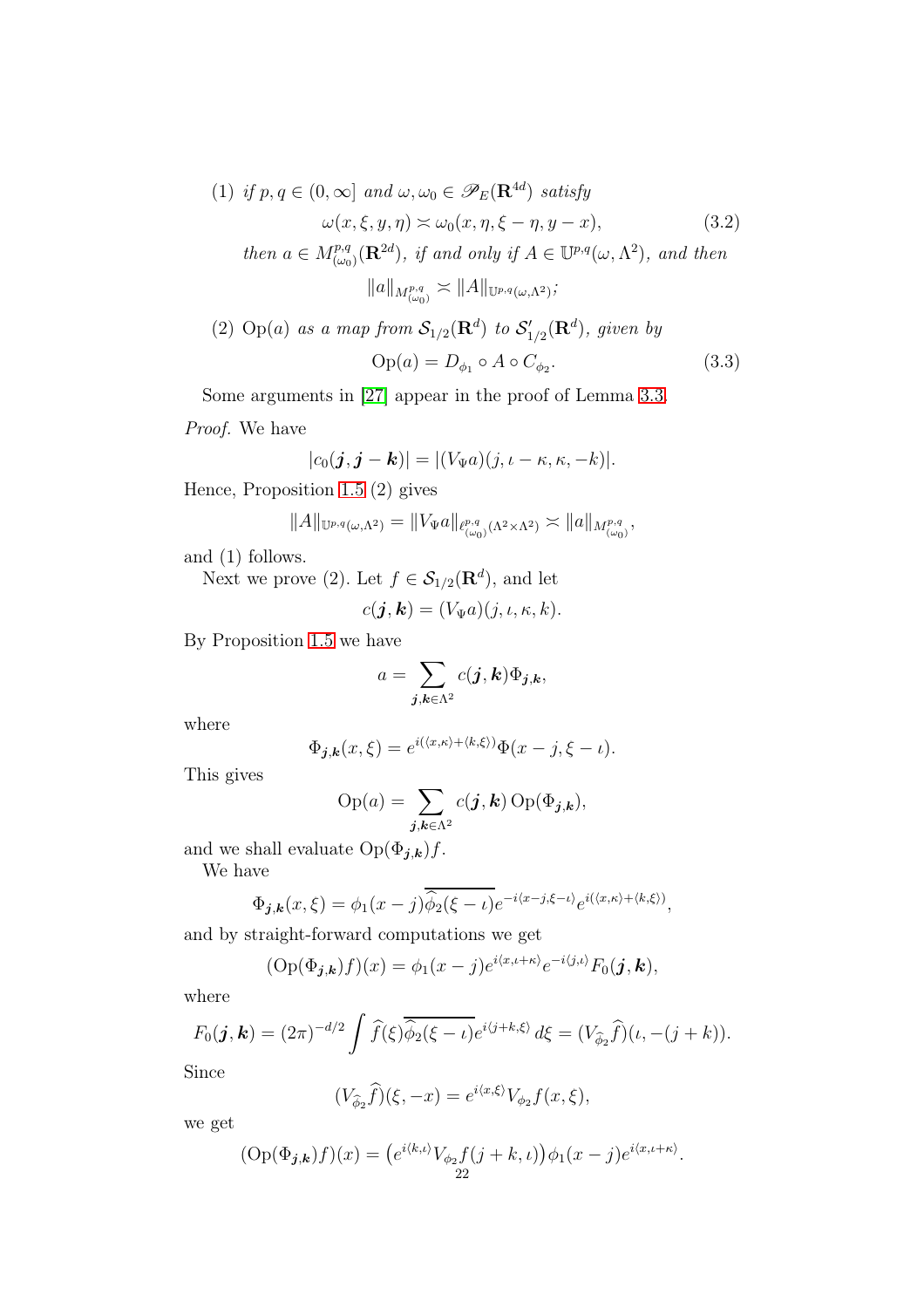(1) *if* $p,q\in (0,\infty]$ *and* $\omega ,\omega _0\in \mathscr P_E(\mathbf R^{4d})$ *satisfy*

$$
\omega (x,\xi ,y,\eta ) \asymp \omega _0(x,\eta ,\xi -\eta ,y-x), \tag{3.2}
$$

*then* $a\in M^{p,q}_{(\omega _0)}(\mathbf R^{2d})$*, if and only if* $A\in \mathbb U^{p,q}(\omega ,\Lambda ^2)$*, and then*

$$
\|a\|_{M^{p,q}_{(\omega _0)}} \asymp \|A\|_{\mathbb U^{p,q}(\omega ,\Lambda ^2)};
$$

(2) $\operatorname{Op}(a)$ *as a map from* $\mathcal S_{1/2}(\mathbf R^d)$ *to* $\mathcal S_{1/2}'(\mathbf R^d)$*, given by*

$$
\operatorname{Op}(a) = D_{\phi _1}\circ A\circ C_{\phi _2}. \tag{3.3}
$$

Some arguments in [27] appear in the proof of Lemma 3.3.

*Proof.* We have

$$
|c_0(\boldsymbol j,\boldsymbol j-\boldsymbol k)| = |(V_\Psi a)(j,\iota -\kappa ,\kappa ,-k)|.
$$

Hence, Proposition 1.5 (2) gives

$$
\|A\|_{\mathbb U^{p,q}(\omega ,\Lambda ^2)} = \|V_\Psi a\|_{\ell ^{p,q}_{(\omega _0)}(\Lambda ^2\times \Lambda ^2)} \asymp \|a\|_{M^{p,q}_{(\omega _0)}},
$$

and (1) follows.

Next we prove (2). Let $f\in \mathcal S_{1/2}(\mathbf R^d)$, and let

$$
c(\boldsymbol j,\boldsymbol k) = (V_\Psi a)(j,\iota ,\kappa ,k).
$$

By Proposition 1.5 we have

$$
a=\sum _{\boldsymbol j,\boldsymbol k\in \Lambda ^2} c(\boldsymbol j,\boldsymbol k)\Phi _{\boldsymbol j,\boldsymbol k},
$$

where

$$
\Phi _{\boldsymbol j,\boldsymbol k}(x,\xi ) = e^{i(\langle x,\kappa \rangle +\langle k,\xi \rangle )}\Phi (x-j,\xi -\iota ).
$$

This gives

$$
\operatorname{Op}(a) = \sum _{\boldsymbol j,\boldsymbol k\in \Lambda ^2} c(\boldsymbol j,\boldsymbol k)\operatorname{Op}(\Phi _{\boldsymbol j,\boldsymbol k}),
$$

and we shall evaluate $\operatorname{Op}(\Phi _{\boldsymbol j,\boldsymbol k})f$.

We have

$$
\Phi _{\boldsymbol j,\boldsymbol k}(x,\xi ) = \phi _1(x-j)\overline{\widehat{\phi _2}(\xi -\iota )}e^{-i\langle x-j,\xi -\iota \rangle }e^{i(\langle x,\kappa \rangle +\langle k,\xi \rangle )},
$$

and by straight-forward computations we get

$$
(\operatorname{Op}(\Phi _{\boldsymbol j,\boldsymbol k})f)(x) = \phi _1(x-j)e^{i\langle x,\iota +\kappa \rangle }e^{-i\langle j,\iota \rangle }F_0(\boldsymbol j,\boldsymbol k),
$$

where

$$
F_0(\boldsymbol j,\boldsymbol k) = (2\pi )^{-d/2}\int \widehat f(\xi )\overline{\widehat{\phi _2}(\xi -\iota )}e^{i\langle j+k,\xi \rangle }\, d\xi = (V_{\widehat{\phi _2}}\widehat f)(\iota ,-(j+k)).
$$

Since

$$
(V_{\widehat{\phi _2}}\widehat f)(\xi ,-x) = e^{i\langle x,\xi \rangle }V_{\phi _2}f(x,\xi ),
$$

we get

$$
(\operatorname{Op}(\Phi _{\boldsymbol j,\boldsymbol k})f)(x) = \big (e^{i\langle k,\iota \rangle }V_{\phi _2}f(j+k,\iota )\big )\phi _1(x-j)e^{i\langle x,\iota +\kappa \rangle }.
$$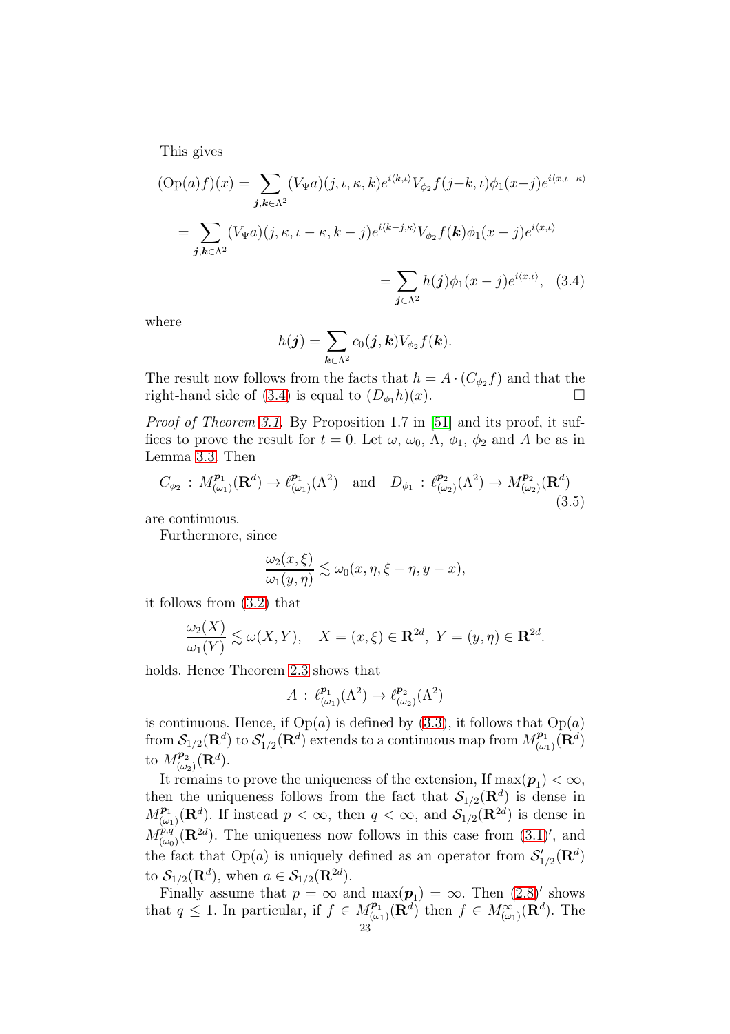This gives

$$
\begin{aligned}
(\mathrm{Op}(a)f)(x) &= \sum_{\boldsymbol{j},\boldsymbol{k}\in\Lambda^2} (V_\Psi a)(j,\iota,\kappa,k)e^{i\langle k,\iota\rangle} V_{\phi_2}f(j+k,\iota)\phi_1(x-j)e^{i\langle x,\iota+\kappa\rangle} \\
&= \sum_{\boldsymbol{j},\boldsymbol{k}\in\Lambda^2} (V_\Psi a)(j,\kappa,\iota-\kappa,k-j)e^{i\langle k-j,\kappa\rangle} V_{\phi_2}f(\boldsymbol{k})\phi_1(x-j)e^{i\langle x,\iota\rangle} \\
&= \sum_{\boldsymbol{j}\in\Lambda^2} h(\boldsymbol{j})\phi_1(x-j)e^{i\langle x,\iota\rangle}, \quad (3.4)
\end{aligned}
$$

where

$$
h(\boldsymbol{j}) = \sum_{\boldsymbol{k}\in\Lambda^2} c_0(\boldsymbol{j},\boldsymbol{k})V_{\phi_2}f(\boldsymbol{k}).
$$

The result now follows from the facts that $h = A\cdot(C_{\phi_2}f)$ and that the right-hand side of (3.4) is equal to $(D_{\phi_1}h)(x)$. $\square$

*Proof of Theorem 3.1.* By Proposition 1.7 in [51] and its proof, it suffices to prove the result for $t=0$. Let $\omega$, $\omega_0$, $\Lambda$, $\phi_1$, $\phi_2$ and $A$ be as in Lemma 3.3. Then

$$
C_{\phi_2} \,:\, M^{\boldsymbol{p}_1}_{(\omega_1)}(\mathbf{R}^d) \to \ell^{\boldsymbol{p}_1}_{(\omega_1)}(\Lambda^2) \quad \text{and} \quad D_{\phi_1} \,:\, \ell^{\boldsymbol{p}_2}_{(\omega_2)}(\Lambda^2) \to M^{\boldsymbol{p}_2}_{(\omega_2)}(\mathbf{R}^d) \tag{3.5}
$$

are continuous.

Furthermore, since

$$
\frac{\omega_2(x,\xi)}{\omega_1(y,\eta)} \lesssim \omega_0(x,\eta,\xi-\eta,y-x),
$$

it follows from (3.2) that

$$
\frac{\omega_2(X)}{\omega_1(Y)} \lesssim \omega(X,Y), \quad X=(x,\xi)\in\mathbf{R}^{2d},\ Y=(y,\eta)\in\mathbf{R}^{2d}.
$$

holds. Hence Theorem 2.3 shows that

$$
A\,:\, \ell^{\boldsymbol{p}_1}_{(\omega_1)}(\Lambda^2) \to \ell^{\boldsymbol{p}_2}_{(\omega_2)}(\Lambda^2)
$$

is continuous. Hence, if $\mathrm{Op}(a)$ is defined by (3.3), it follows that $\mathrm{Op}(a)$ from $\mathcal{S}_{1/2}(\mathbf{R}^d)$ to $\mathcal{S}_{1/2}'(\mathbf{R}^d)$ extends to a continuous map from $M^{\boldsymbol{p}_1}_{(\omega_1)}(\mathbf{R}^d)$ to $M^{\boldsymbol{p}_2}_{(\omega_2)}(\mathbf{R}^d)$.

It remains to prove the uniqueness of the extension, If $\max(\boldsymbol{p}_1)<\infty$, then the uniqueness follows from the fact that $\mathcal{S}_{1/2}(\mathbf{R}^d)$ is dense in $M^{\boldsymbol{p}_1}_{(\omega_1)}(\mathbf{R}^d)$. If instead $p<\infty$, then $q<\infty$, and $\mathcal{S}_{1/2}(\mathbf{R}^{2d})$ is dense in $M^{p,q}_{(\omega_0)}(\mathbf{R}^{2d})$. The uniqueness now follows in this case from (3.1)$'$, and the fact that $\mathrm{Op}(a)$ is uniquely defined as an operator from $\mathcal{S}_{1/2}'(\mathbf{R}^d)$ to $\mathcal{S}_{1/2}(\mathbf{R}^d)$, when $a\in\mathcal{S}_{1/2}(\mathbf{R}^{2d})$.

Finally assume that $p=\infty$ and $\max(\boldsymbol{p}_1)=\infty$. Then (2.8)$'$ shows that $q\le 1$. In particular, if $f\in M^{\boldsymbol{p}_1}_{(\omega_1)}(\mathbf{R}^d)$ then $f\in M^{\infty}_{(\omega_1)}(\mathbf{R}^d)$. The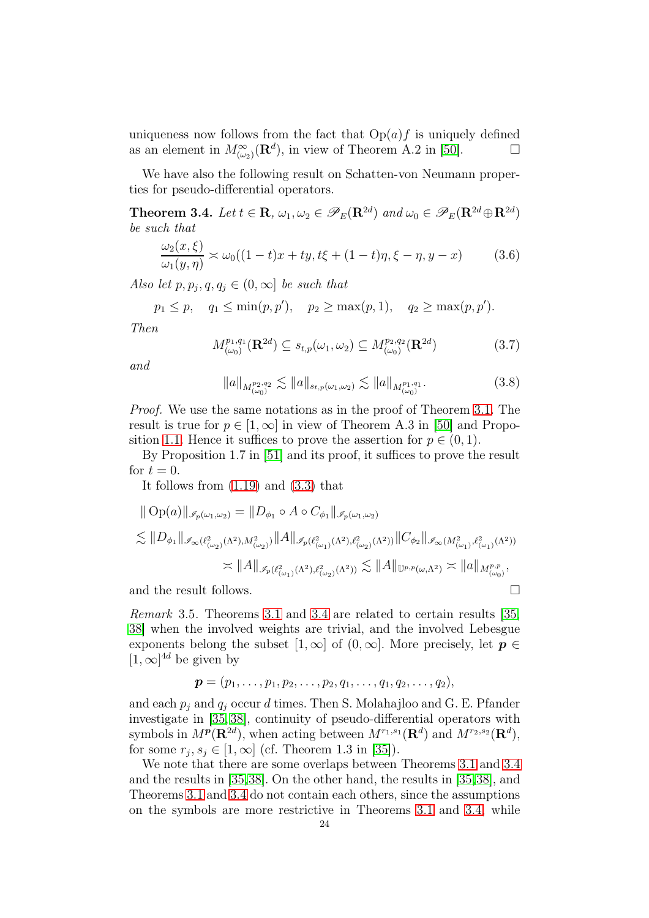uniqueness now follows from the fact that $\operatorname{Op}(a)f$ is uniquely defined as an element in $M^\infty_{(\omega_2)}(\mathbf R^d)$, in view of Theorem A.2 in [50]. $\square$

We have also the following result on Schatten-von Neumann properties for pseudo-differential operators.

**Theorem 3.4.** *Let $t\in \mathbf R$, $\omega_1,\omega_2\in \mathscr P_E(\mathbf R^{2d})$ and $\omega_0\in \mathscr P_E(\mathbf R^{2d}\oplus \mathbf R^{2d})$ be such that*

$$
\frac{\omega_2(x,\xi)}{\omega_1(y,\eta)} \asymp \omega_0((1-t)x+ty,t\xi+(1-t)\eta,\xi-\eta,y-x) \tag{3.6}
$$

*Also let $p,p_j,q,q_j\in (0,\infty]$ be such that*

$$
p_1\le p,\quad q_1\le \min(p,p'),\quad p_2\ge \max(p,1),\quad q_2\ge \max(p,p').
$$

*Then*

$$
M^{p_1,q_1}_{(\omega_0)}(\mathbf R^{2d})\subseteq s_{t,p}(\omega_1,\omega_2)\subseteq M^{p_2,q_2}_{(\omega_0)}(\mathbf R^{2d}) \tag{3.7}
$$

*and*

$$
\|a\|_{M^{p_2,q_2}_{(\omega_0)}}\lesssim \|a\|_{s_{t,p}(\omega_1,\omega_2)}\lesssim \|a\|_{M^{p_1,q_1}_{(\omega_0)}}. \tag{3.8}
$$

*Proof.* We use the same notations as in the proof of Theorem 3.1. The result is true for $p\in [1,\infty]$ in view of Theorem A.3 in [50] and Proposition 1.1. Hence it suffices to prove the assertion for $p\in (0,1)$.

By Proposition 1.7 in [51] and its proof, it suffices to prove the result for $t=0$.

It follows from (1.19) and (3.3) that

$$
\begin{aligned}
&\|\operatorname{Op}(a)\|_{\mathscr I_p(\omega_1,\omega_2)} = \|D_{\phi_1}\circ A\circ C_{\phi_1}\|_{\mathscr I_p(\omega_1,\omega_2)}\\
&\lesssim \|D_{\phi_1}\|_{\mathscr I_\infty(\ell^2_{(\omega_2)}(\Lambda^2),M^2_{(\omega_2)})}\|A\|_{\mathscr I_p(\ell^2_{(\omega_1)}(\Lambda^2),\ell^2_{(\omega_2)}(\Lambda^2))}\|C_{\phi_2}\|_{\mathscr I_\infty(M^2_{(\omega_1)},\ell^2_{(\omega_1)}(\Lambda^2))}\\
&\qquad\qquad \asymp \|A\|_{\mathscr I_p(\ell^2_{(\omega_1)}(\Lambda^2),\ell^2_{(\omega_2)}(\Lambda^2))}\lesssim \|A\|_{\mathbb U^{p,p}(\omega,\Lambda^2)}\asymp \|a\|_{M^{p,p}_{(\omega_0)}},
\end{aligned}
$$

and the result follows. $\square$

*Remark* 3.5. Theorems 3.1 and 3.4 are related to certain results [35, 38] when the involved weights are trivial, and the involved Lebesgue exponents belong the subset $[1,\infty]$ of $(0,\infty]$. More precisely, let $\boldsymbol p\in [1,\infty]^{4d}$ be given by

$$
\boldsymbol p=(p_1,\dots,p_1,p_2,\dots,p_2,q_1,\dots,q_1,q_2,\dots,q_2),
$$

and each $p_j$ and $q_j$ occur $d$ times. Then S. Molahajloo and G. E. Pfander investigate in [35, 38], continuity of pseudo-differential operators with symbols in $M^{\boldsymbol p}(\mathbf R^{2d})$, when acting between $M^{r_1,s_1}(\mathbf R^d)$ and $M^{r_2,s_2}(\mathbf R^d)$, for some $r_j,s_j\in [1,\infty]$ (cf. Theorem 1.3 in [35]).

We note that there are some overlaps between Theorems 3.1 and 3.4 and the results in [35, 38]. On the other hand, the results in [35, 38], and Theorems 3.1 and 3.4 do not contain each others, since the assumptions on the symbols are more restrictive in Theorems 3.1 and 3.4, while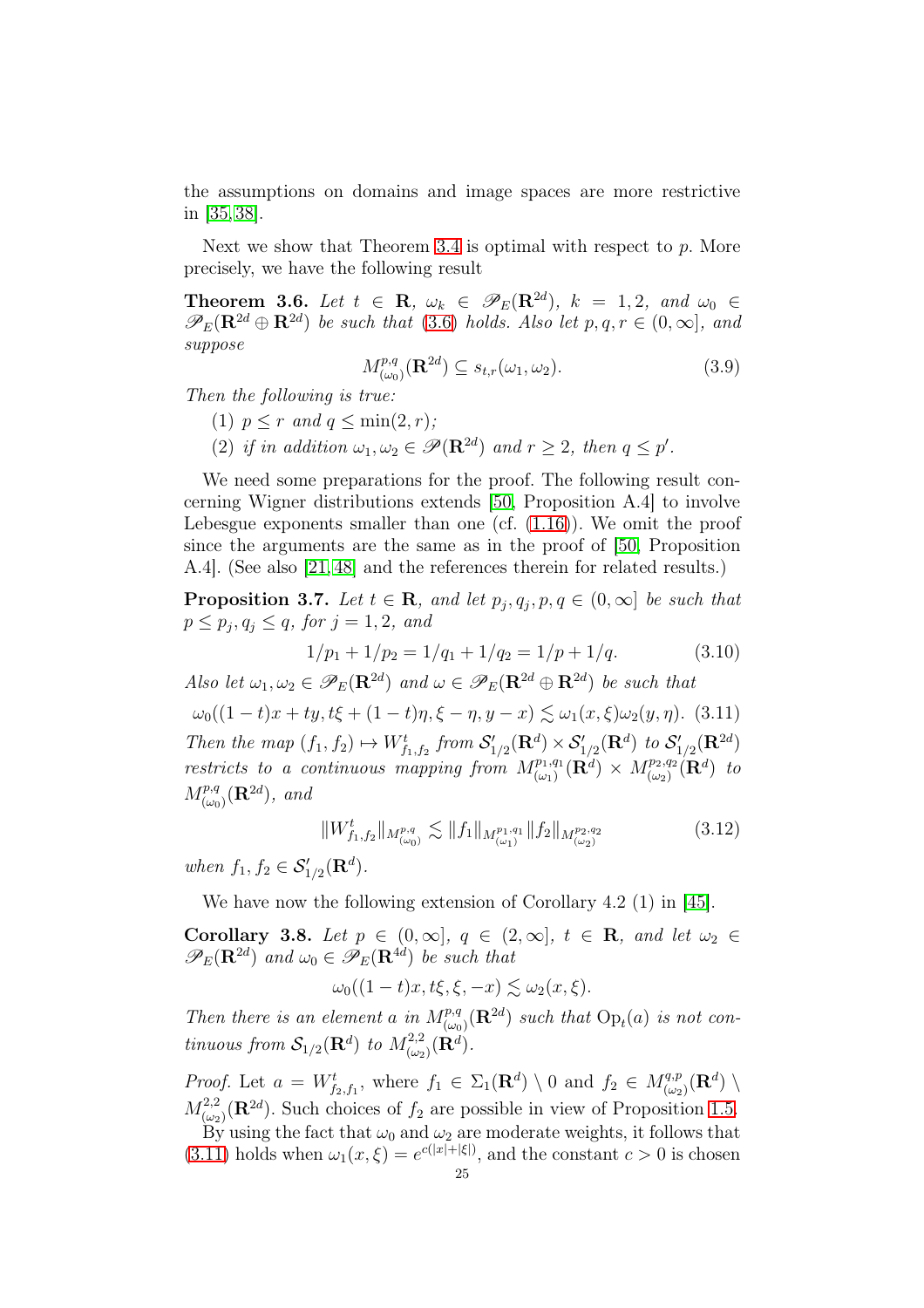the assumptions on domains and image spaces are more restrictive in [35,38].

Next we show that Theorem 3.4 is optimal with respect to $p$. More precisely, we have the following result

**Theorem 3.6.** *Let $t \in \mathbf{R}$, $\omega_k \in \mathscr{P}_E(\mathbf{R}^{2d})$, $k = 1,2$, and $\omega_0 \in \mathscr{P}_E(\mathbf{R}^{2d} \oplus \mathbf{R}^{2d})$ be such that (3.6) holds. Also let $p,q,r \in (0,\infty]$, and suppose*

$$M^{p,q}_{(\omega_0)}(\mathbf{R}^{2d}) \subseteq s_{t,r}(\omega_1,\omega_2). \tag{3.9}$$

*Then the following is true:*

(1) *$p \le r$ and $q \le \min(2,r)$;*

(2) *if in addition $\omega_1,\omega_2 \in \mathscr{P}(\mathbf{R}^{2d})$ and $r \ge 2$, then $q \le p'$.*

We need some preparations for the proof. The following result concerning Wigner distributions extends [50, Proposition A.4] to involve Lebesgue exponents smaller than one (cf. (1.16)). We omit the proof since the arguments are the same as in the proof of [50, Proposition A.4]. (See also [21,48] and the references therein for related results.)

**Proposition 3.7.** *Let $t \in \mathbf{R}$, and let $p_j,q_j,p,q \in (0,\infty]$ be such that $p \le p_j, q_j \le q$, for $j = 1,2$, and*

$$1/p_1 + 1/p_2 = 1/q_1 + 1/q_2 = 1/p + 1/q. \tag{3.10}$$

*Also let $\omega_1,\omega_2 \in \mathscr{P}_E(\mathbf{R}^{2d})$ and $\omega \in \mathscr{P}_E(\mathbf{R}^{2d} \oplus \mathbf{R}^{2d})$ be such that*

$$\omega_0((1-t)x + ty, t\xi + (1-t)\eta, \xi - \eta, y - x) \lesssim \omega_1(x,\xi)\omega_2(y,\eta). \tag{3.11}$$

*Then the map $(f_1,f_2) \mapsto W^t_{f_1,f_2}$ from $\mathcal{S}'_{1/2}(\mathbf{R}^d) \times \mathcal{S}'_{1/2}(\mathbf{R}^d)$ to $\mathcal{S}'_{1/2}(\mathbf{R}^{2d})$ restricts to a continuous mapping from $M^{p_1,q_1}_{(\omega_1)}(\mathbf{R}^d) \times M^{p_2,q_2}_{(\omega_2)}(\mathbf{R}^d)$ to $M^{p,q}_{(\omega_0)}(\mathbf{R}^{2d})$, and*

$$\|W^t_{f_1,f_2}\|_{M^{p,q}_{(\omega_0)}} \lesssim \|f_1\|_{M^{p_1,q_1}_{(\omega_1)}} \|f_2\|_{M^{p_2,q_2}_{(\omega_2)}} \tag{3.12}$$

*when $f_1,f_2 \in \mathcal{S}'_{1/2}(\mathbf{R}^d)$.*

We have now the following extension of Corollary 4.2 (1) in [45].

**Corollary 3.8.** *Let $p \in (0,\infty]$, $q \in (2,\infty]$, $t \in \mathbf{R}$, and let $\omega_2 \in \mathscr{P}_E(\mathbf{R}^{2d})$ and $\omega_0 \in \mathscr{P}_E(\mathbf{R}^{4d})$ be such that*

$$\omega_0((1-t)x, t\xi, \xi, -x) \lesssim \omega_2(x,\xi).$$

*Then there is an element $a$ in $M^{p,q}_{(\omega_0)}(\mathbf{R}^{2d})$ such that $\operatorname{Op}_t(a)$ is not continuous from $\mathcal{S}_{1/2}(\mathbf{R}^d)$ to $M^{2,2}_{(\omega_2)}(\mathbf{R}^d)$.*

*Proof.* Let $a = W^t_{f_2,f_1}$, where $f_1 \in \Sigma_1(\mathbf{R}^d) \setminus 0$ and $f_2 \in M^{q,p}_{(\omega_2)}(\mathbf{R}^d) \setminus M^{2,2}_{(\omega_2)}(\mathbf{R}^{2d})$. Such choices of $f_2$ are possible in view of Proposition 1.5.

By using the fact that $\omega_0$ and $\omega_2$ are moderate weights, it follows that (3.11) holds when $\omega_1(x,\xi) = e^{c(|x|+|\xi|)}$, and the constant $c > 0$ is chosen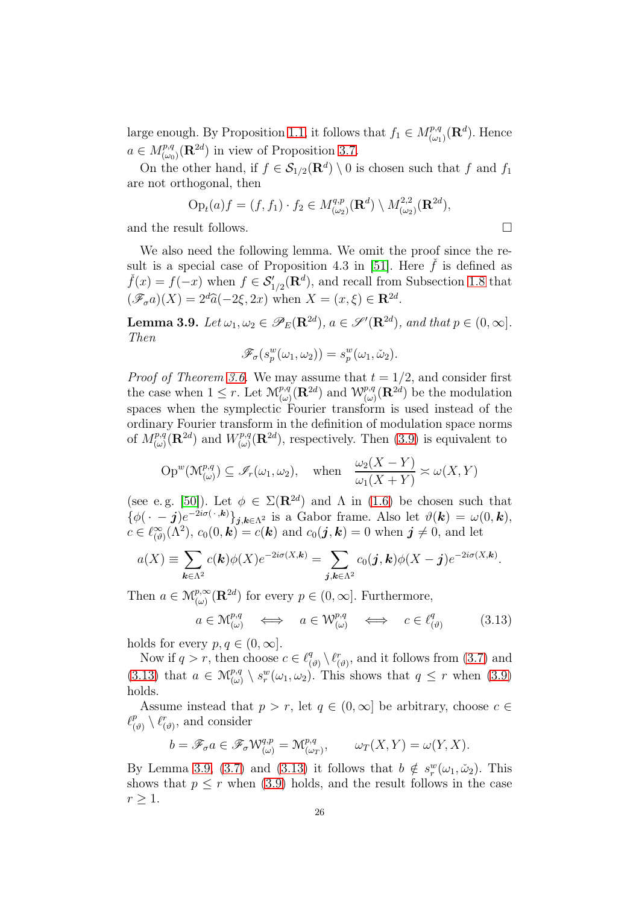large enough. By Proposition 1.1, it follows that $f_1 \in M^{p,q}_{(\omega_1)}(\mathbf{R}^d)$. Hence $a \in M^{p,q}_{(\omega_0)}(\mathbf{R}^{2d})$ in view of Proposition 3.7.

On the other hand, if $f \in \mathcal{S}_{1/2}(\mathbf{R}^d) \setminus 0$ is chosen such that $f$ and $f_1$ are not orthogonal, then

$$
\operatorname{Op}_t(a)f = (f, f_1) \cdot f_2 \in M^{q,p}_{(\omega_2)}(\mathbf{R}^d) \setminus M^{2,2}_{(\omega_2)}(\mathbf{R}^{2d}),
$$

and the result follows. $\square$

We also need the following lemma. We omit the proof since the result is a special case of Proposition 4.3 in [51]. Here $\check{f}$ is defined as $\check{f}(x) = f(-x)$ when $f \in \mathcal{S}'_{1/2}(\mathbf{R}^d)$, and recall from Subsection 1.8 that $(\mathscr{F}_\sigma a)(X) = 2^d \widehat{a}(-2\xi, 2x)$ when $X = (x, \xi) \in \mathbf{R}^{2d}$.

**Lemma 3.9.** *Let $\omega_1, \omega_2 \in \mathscr{P}_E(\mathbf{R}^{2d})$, $a \in \mathscr{S}'(\mathbf{R}^{2d})$, and that $p \in (0, \infty]$. Then*

$$
\mathscr{F}_\sigma(s^w_p(\omega_1, \omega_2)) = s^w_p(\omega_1, \check{\omega}_2).
$$

*Proof of Theorem 3.6.* We may assume that $t = 1/2$, and consider first the case when $1 \le r$. Let $\mathcal{M}^{p,q}_{(\omega)}(\mathbf{R}^{2d})$ and $\mathcal{W}^{p,q}_{(\omega)}(\mathbf{R}^{2d})$ be the modulation spaces when the symplectic Fourier transform is used instead of the ordinary Fourier transform in the definition of modulation space norms of $M^{p,q}_{(\omega)}(\mathbf{R}^{2d})$ and $W^{p,q}_{(\omega)}(\mathbf{R}^{2d})$, respectively. Then (3.9) is equivalent to

$$
\operatorname{Op}^w(\mathcal{M}^{p,q}_{(\omega)}) \subseteq \mathscr{I}_r(\omega_1, \omega_2), \quad \text{when} \quad \frac{\omega_2(X - Y)}{\omega_1(X + Y)} \asymp \omega(X, Y)
$$

(see e.g. [50]). Let $\phi \in \Sigma(\mathbf{R}^{2d})$ and $\Lambda$ in (1.6) be chosen such that $\{\phi(\,\cdot\, - \boldsymbol{j})e^{-2i\sigma(\,\cdot\,, \boldsymbol{k})}\}_{\boldsymbol{j},\boldsymbol{k} \in \Lambda^2}$ is a Gabor frame. Also let $\vartheta(\boldsymbol{k}) = \omega(0, \boldsymbol{k})$, $c \in \ell^\infty_{(\vartheta)}(\Lambda^2)$, $c_0(0, \boldsymbol{k}) = c(\boldsymbol{k})$ and $c_0(\boldsymbol{j}, \boldsymbol{k}) = 0$ when $\boldsymbol{j} \neq 0$, and let

$$
a(X) \equiv \sum_{\boldsymbol{k} \in \Lambda^2} c(\boldsymbol{k})\phi(X)e^{-2i\sigma(X, \boldsymbol{k})} = \sum_{\boldsymbol{j}, \boldsymbol{k} \in \Lambda^2} c_0(\boldsymbol{j}, \boldsymbol{k})\phi(X - \boldsymbol{j})e^{-2i\sigma(X, \boldsymbol{k})}.
$$

Then $a \in \mathcal{M}^{p,\infty}_{(\omega)}(\mathbf{R}^{2d})$ for every $p \in (0, \infty]$. Furthermore,

$$
a \in \mathcal{M}^{p,q}_{(\omega)} \quad \Longleftrightarrow \quad a \in \mathcal{W}^{p,q}_{(\omega)} \quad \Longleftrightarrow \quad c \in \ell^q_{(\vartheta)} \tag{3.13}
$$

holds for every $p, q \in (0, \infty]$.

Now if $q > r$, then choose $c \in \ell^q_{(\vartheta)} \setminus \ell^r_{(\vartheta)}$, and it follows from (3.7) and (3.13) that $a \in \mathcal{M}^{p,q}_{(\omega)} \setminus s^w_r(\omega_1, \omega_2)$. This shows that $q \le r$ when (3.9) holds.

Assume instead that $p > r$, let $q \in (0, \infty]$ be arbitrary, choose $c \in \ell^p_{(\vartheta)} \setminus \ell^r_{(\vartheta)}$, and consider

$$
b = \mathscr{F}_\sigma a \in \mathscr{F}_\sigma \mathcal{W}^{q,p}_{(\omega)} = \mathcal{M}^{p,q}_{(\omega_T)}, \qquad \omega_T(X, Y) = \omega(Y, X).
$$

By Lemma 3.9, (3.7) and (3.13) it follows that $b \notin s^w_r(\omega_1, \check{\omega}_2)$. This shows that $p \le r$ when (3.9) holds, and the result follows in the case $r \ge 1$.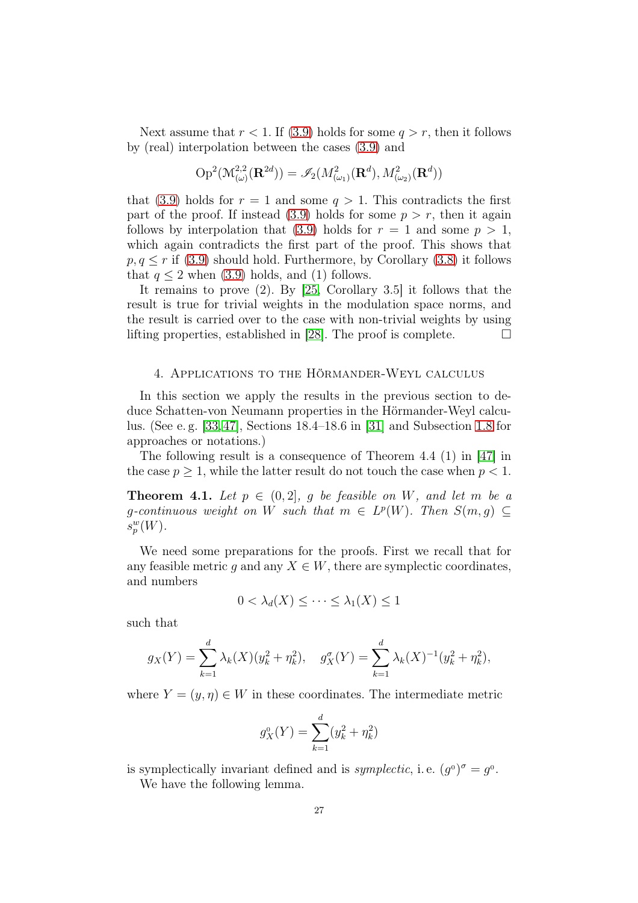Next assume that $r < 1$. If (3.9) holds for some $q > r$, then it follows by (real) interpolation between the cases (3.9) and

$$\operatorname{Op}^2(\mathcal{M}^{2,2}_{(\omega)}(\mathbf{R}^{2d})) = \mathscr{I}_2(M^2_{(\omega_1)}(\mathbf{R}^d), M^2_{(\omega_2)}(\mathbf{R}^d))$$

that (3.9) holds for $r = 1$ and some $q > 1$. This contradicts the first part of the proof. If instead (3.9) holds for some $p > r$, then it again follows by interpolation that (3.9) holds for $r = 1$ and some $p > 1$, which again contradicts the first part of the proof. This shows that $p, q \le r$ if (3.9) should hold. Furthermore, by Corollary (3.8) it follows that $q \le 2$ when (3.9) holds, and (1) follows.

It remains to prove (2). By [25, Corollary 3.5] it follows that the result is true for trivial weights in the modulation space norms, and the result is carried over to the case with non-trivial weights by using lifting properties, established in [28]. The proof is complete. □

## 4. Applications to the Hörmander-Weyl calculus

In this section we apply the results in the previous section to deduce Schatten-von Neumann properties in the Hörmander-Weyl calculus. (See e. g. [33, 47], Sections 18.4–18.6 in [31] and Subsection 1.8 for approaches or notations.)

The following result is a consequence of Theorem 4.4 (1) in [47] in the case $p \ge 1$, while the latter result do not touch the case when $p < 1$.

**Theorem 4.1.** *Let $p \in (0, 2]$, $g$ be feasible on $W$, and let $m$ be a $g$-continuous weight on $W$ such that $m \in L^p(W)$. Then $S(m, g) \subseteq s^w_p(W)$.*

We need some preparations for the proofs. First we recall that for any feasible metric $g$ and any $X \in W$, there are symplectic coordinates, and numbers

$$0 < \lambda_d(X) \le \cdots \le \lambda_1(X) \le 1$$

such that

$$g_X(Y) = \sum_{k=1}^d \lambda_k(X)(y_k^2 + \eta_k^2), \quad g^\sigma_X(Y) = \sum_{k=1}^d \lambda_k(X)^{-1}(y_k^2 + \eta_k^2),$$

where $Y = (y, \eta) \in W$ in these coordinates. The intermediate metric

$$g^0_X(Y) = \sum_{k=1}^d (y_k^2 + \eta_k^2)$$

is symplectically invariant defined and is *symplectic*, i. e. $(g^0)^\sigma = g^0$.

We have the following lemma.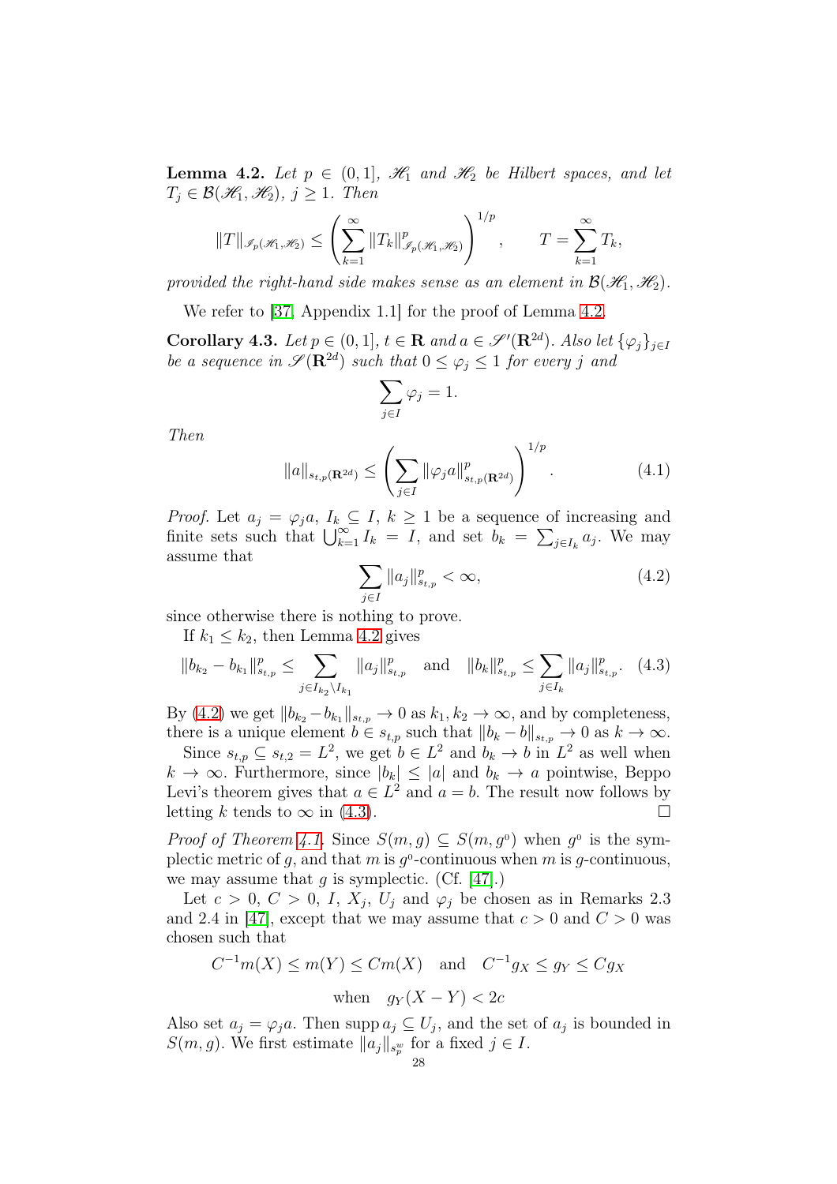**Lemma 4.2.** *Let $p \in (0,1]$, $\mathscr{H}_1$ and $\mathscr{H}_2$ be Hilbert spaces, and let $T_j \in \mathcal{B}(\mathscr{H}_1, \mathscr{H}_2)$, $j \ge 1$. Then*

$$
\|T\|_{\mathscr{I}_p(\mathscr{H}_1,\mathscr{H}_2)} \le \left( \sum_{k=1}^\infty \|T_k\|^p_{\mathscr{I}_p(\mathscr{H}_1,\mathscr{H}_2)} \right)^{1/p}, \qquad T = \sum_{k=1}^\infty T_k,
$$

*provided the right-hand side makes sense as an element in $\mathcal{B}(\mathscr{H}_1, \mathscr{H}_2)$.*

We refer to [37, Appendix 1.1] for the proof of Lemma 4.2.

**Corollary 4.3.** *Let $p \in (0,1]$, $t \in \mathbf{R}$ and $a \in \mathscr{S}'(\mathbf{R}^{2d})$. Also let $\{\varphi_j\}_{j\in I}$ be a sequence in $\mathscr{S}(\mathbf{R}^{2d})$ such that $0 \le \varphi_j \le 1$ for every $j$ and*

$$
\sum_{j\in I} \varphi_j = 1.
$$

*Then*

$$
\|a\|_{s_{t,p}(\mathbf{R}^{2d})} \le \left( \sum_{j\in I} \|\varphi_j a\|^p_{s_{t,p}(\mathbf{R}^{2d})} \right)^{1/p}. \tag{4.1}
$$

*Proof.* Let $a_j = \varphi_j a$, $I_k \subseteq I$, $k \ge 1$ be a sequence of increasing and finite sets such that $\bigcup_{k=1}^\infty I_k = I$, and set $b_k = \sum_{j\in I_k} a_j$. We may assume that

$$
\sum_{j\in I} \|a_j\|^p_{s_{t,p}} < \infty, \tag{4.2}
$$

since otherwise there is nothing to prove.

If $k_1 \le k_2$, then Lemma 4.2 gives

$$
\|b_{k_2} - b_{k_1}\|^p_{s_{t,p}} \le \sum_{j\in I_{k_2}\setminus I_{k_1}} \|a_j\|^p_{s_{t,p}} \quad \text{and} \quad \|b_k\|^p_{s_{t,p}} \le \sum_{j\in I_k} \|a_j\|^p_{s_{t,p}}. \tag{4.3}
$$

By (4.2) we get $\|b_{k_2} - b_{k_1}\|_{s_{t,p}} \to 0$ as $k_1, k_2 \to \infty$, and by completeness, there is a unique element $b \in s_{t,p}$ such that $\|b_k - b\|_{s_{t,p}} \to 0$ as $k \to \infty$.

Since $s_{t,p} \subseteq s_{t,2} = L^2$, we get $b \in L^2$ and $b_k \to b$ in $L^2$ as well when $k \to \infty$. Furthermore, since $|b_k| \le |a|$ and $b_k \to a$ pointwise, Beppo Levi's theorem gives that $a \in L^2$ and $a = b$. The result now follows by letting $k$ tends to $\infty$ in (4.3). □

*Proof of Theorem 4.1.* Since $S(m,g) \subseteq S(m, g^0)$ when $g^0$ is the symplectic metric of $g$, and that $m$ is $g^0$-continuous when $m$ is $g$-continuous, we may assume that $g$ is symplectic. (Cf. [47].)

Let $c > 0$, $C > 0$, $I$, $X_j$, $U_j$ and $\varphi_j$ be chosen as in Remarks 2.3 and 2.4 in [47], except that we may assume that $c > 0$ and $C > 0$ was chosen such that

$$
C^{-1} m(X) \le m(Y) \le C m(X) \quad \text{and} \quad C^{-1} g_X \le g_Y \le C g_X
$$

$$
\text{when} \quad g_Y(X - Y) < 2c
$$

Also set $a_j = \varphi_j a$. Then $\operatorname{supp} a_j \subseteq U_j$, and the set of $a_j$ is bounded in $S(m,g)$. We first estimate $\|a_j\|_{s_p^w}$ for a fixed $j \in I$.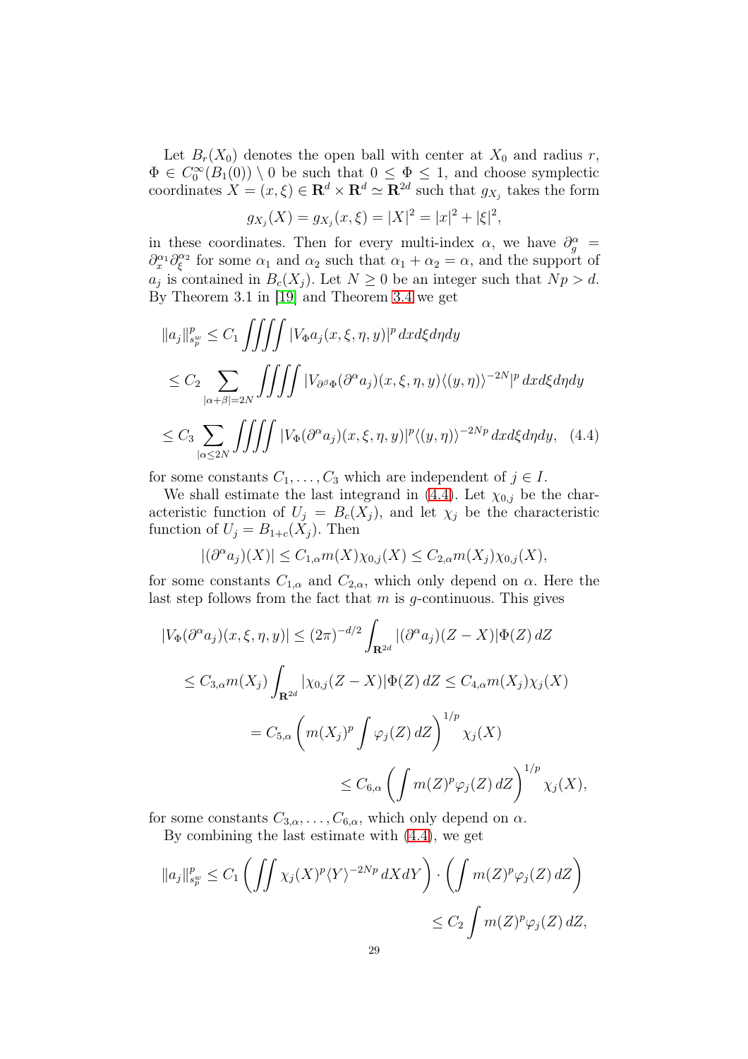Let $B_r(X_0)$ denotes the open ball with center at $X_0$ and radius $r$, $\Phi \in C_0^\infty(B_1(0)) \setminus 0$ be such that $0 \le \Phi \le 1$, and choose symplectic coordinates $X = (x,\xi) \in \mathbf{R}^d \times \mathbf{R}^d \simeq \mathbf{R}^{2d}$ such that $g_{X_j}$ takes the form

$$
g_{X_j}(X) = g_{X_j}(x,\xi) = |X|^2 = |x|^2 + |\xi|^2,
$$

in these coordinates. Then for every multi-index $\alpha$, we have $\partial_g^\alpha = \partial_x^{\alpha_1}\partial_\xi^{\alpha_2}$ for some $\alpha_1$ and $\alpha_2$ such that $\alpha_1 + \alpha_2 = \alpha$, and the support of $a_j$ is contained in $B_c(X_j)$. Let $N \ge 0$ be an integer such that $Np > d$. By Theorem 3.1 in [19] and Theorem 3.4 we get

$$
\begin{aligned}
\|a_j\|_{s_p^w}^p &\le C_1 \iiiint |V_\Phi a_j(x,\xi,\eta,y)|^p \, dx d\xi d\eta dy \\
&\le C_2 \sum_{|\alpha+\beta|=2N} \iiiint |V_{\partial^\beta \Phi}(\partial^\alpha a_j)(x,\xi,\eta,y)\langle (y,\eta)\rangle^{-2N}|^p \, dx d\xi d\eta dy \\
&\le C_3 \sum_{|\alpha \le 2N} \iiiint |V_\Phi(\partial^\alpha a_j)(x,\xi,\eta,y)|^p \langle (y,\eta)\rangle^{-2Np} \, dx d\xi d\eta dy, \quad (4.4)
\end{aligned}
$$

for some constants $C_1, \dots, C_3$ which are independent of $j \in I$.

We shall estimate the last integrand in (4.4). Let $\chi_{0,j}$ be the characteristic function of $U_j = B_c(X_j)$, and let $\chi_j$ be the characteristic function of $U_j = B_{1+c}(X_j)$. Then

$$
|(\partial^\alpha a_j)(X)| \le C_{1,\alpha} m(X) \chi_{0,j}(X) \le C_{2,\alpha} m(X_j) \chi_{0,j}(X),
$$

for some constants $C_{1,\alpha}$ and $C_{2,\alpha}$, which only depend on $\alpha$. Here the last step follows from the fact that $m$ is $g$-continuous. This gives

$$
\begin{aligned}
|V_\Phi(\partial^\alpha a_j)(x,\xi,\eta,y)| &\le (2\pi)^{-d/2} \int_{\mathbf{R}^{2d}} |(\partial^\alpha a_j)(Z - X)| \Phi(Z) \, dZ \\
&\le C_{3,\alpha} m(X_j) \int_{\mathbf{R}^{2d}} |\chi_{0,j}(Z-X)| \Phi(Z) \, dZ \le C_{4,\alpha} m(X_j) \chi_j(X) \\
&= C_{5,\alpha} \left( m(X_j)^p \int \varphi_j(Z) \, dZ \right)^{1/p} \chi_j(X) \\
&\le C_{6,\alpha} \left( \int m(Z)^p \varphi_j(Z) \, dZ \right)^{1/p} \chi_j(X),
\end{aligned}
$$

for some constants $C_{3,\alpha}, \dots, C_{6,\alpha}$, which only depend on $\alpha$.

By combining the last estimate with (4.4), we get

$$
\begin{aligned}
\|a_j\|_{s_p^w}^p &\le C_1 \left( \iint \chi_j(X)^p \langle Y \rangle^{-2Np} \, dX dY \right) \cdot \left( \int m(Z)^p \varphi_j(Z) \, dZ \right) \\
&\le C_2 \int m(Z)^p \varphi_j(Z) \, dZ,
\end{aligned}
$$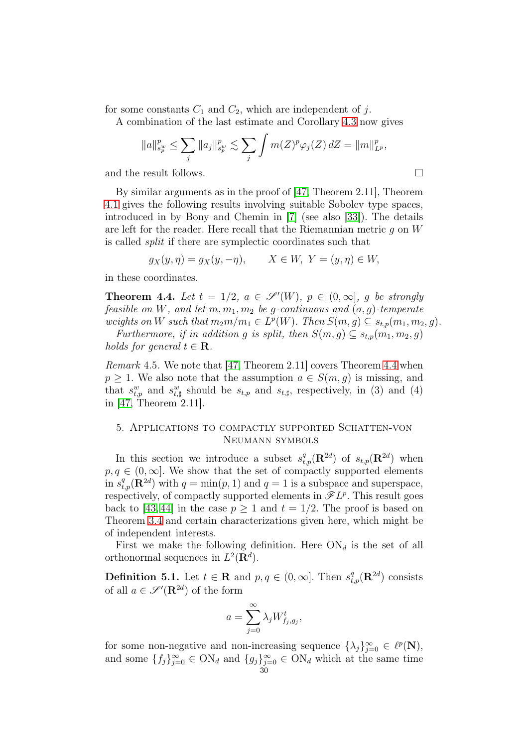for some constants $C_1$ and $C_2$, which are independent of $j$.

A combination of the last estimate and Corollary 4.3 now gives

$$\|a\|_{s_p^w}^p \le \sum_j \|a_j\|_{s_p^w}^p \lesssim \sum_j \int m(Z)^p \varphi_j(Z)\, dZ = \|m\|_{L^p}^p,$$

and the result follows. □

By similar arguments as in the proof of [47, Theorem 2.11], Theorem 4.1 gives the following results involving suitable Sobolev type spaces, introduced in by Bony and Chemin in [7] (see also [33]). The details are left for the reader. Here recall that the Riemannian metric $g$ on $W$ is called *split* if there are symplectic coordinates such that

$$g_X(y,\eta) = g_X(y,-\eta), \qquad X \in W,\ Y=(y,\eta)\in W,$$

in these coordinates.

**Theorem 4.4.** *Let $t=1/2$, $a\in \mathscr S'(W)$, $p\in(0,\infty]$, $g$ be strongly feasible on $W$, and let $m,m_1,m_2$ be $g$-continuous and $(\sigma,g)$-temperate weights on $W$ such that $m_2m/m_1 \in L^p(W)$. Then $S(m,g)\subseteq s_{t,p}(m_1,m_2,g)$.*

*Furthermore, if in addition $g$ is split, then $S(m,g)\subseteq s_{t,p}(m_1,m_2,g)$ holds for general $t\in \mathbf R$.*

*Remark* 4.5. We note that [47, Theorem 2.11] covers Theorem 4.4 when $p\ge 1$. We also note that the assumption $a\in S(m,g)$ is missing, and that $s_{t,p}^w$ and $s_{t,\sharp}^w$ should be $s_{t,p}$ and $s_{t,\sharp}$, respectively, in (3) and (4) in [47, Theorem 2.11].

## 5. Applications to compactly supported Schatten-von Neumann symbols

In this section we introduce a subset $s_{t,p}^q(\mathbf R^{2d})$ of $s_{t,p}(\mathbf R^{2d})$ when $p,q\in(0,\infty]$. We show that the set of compactly supported elements in $s_{t,p}^q(\mathbf R^{2d})$ with $q=\min(p,1)$ and $q=1$ is a subspace and superspace, respectively, of compactly supported elements in $\mathscr F L^p$. This result goes back to [43, 44] in the case $p\ge 1$ and $t=1/2$. The proof is based on Theorem 3.4 and certain characterizations given here, which might be of independent interests.

First we make the following definition. Here $\mathrm{ON}_d$ is the set of all orthonormal sequences in $L^2(\mathbf R^d)$.

**Definition 5.1.** Let $t\in\mathbf R$ and $p,q\in(0,\infty]$. Then $s_{t,p}^q(\mathbf R^{2d})$ consists of all $a\in\mathscr S'(\mathbf R^{2d})$ of the form

$$a=\sum_{j=0}^\infty \lambda_j W_{f_j,g_j}^t,$$

for some non-negative and non-increasing sequence $\{\lambda_j\}_{j=0}^\infty\in \ell^p(\mathbf N)$, and some $\{f_j\}_{j=0}^\infty \in \mathrm{ON}_d$ and $\{g_j\}_{j=0}^\infty\in\mathrm{ON}_d$ which at the same time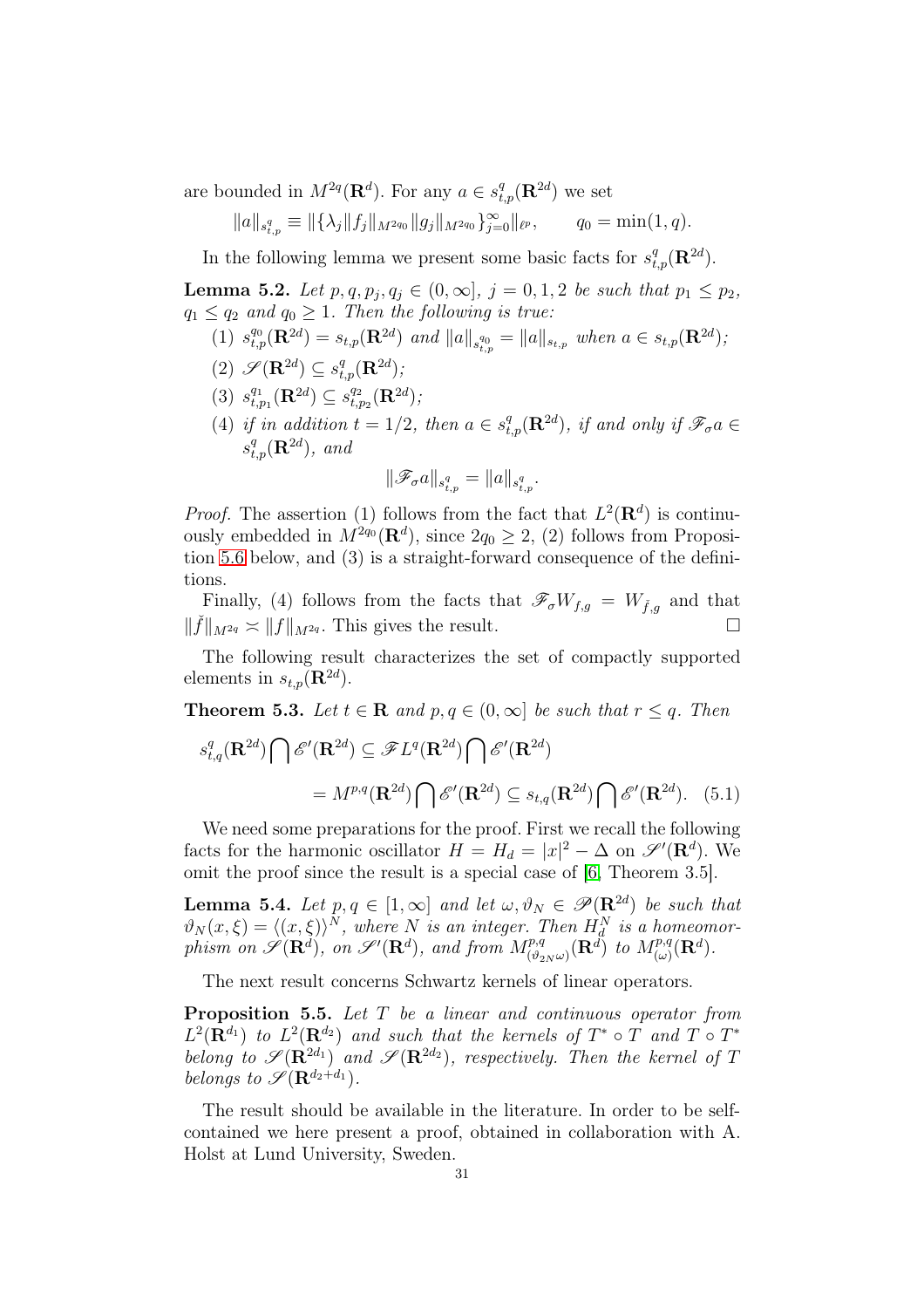are bounded in $M^{2q}(\mathbf{R}^d)$. For any $a \in s^q_{t,p}(\mathbf{R}^{2d})$ we set

$$\|a\|_{s^q_{t,p}} \equiv \|\{\lambda_j \|f_j\|_{M^{2q_0}} \|g_j\|_{M^{2q_0}}\}_{j=0}^\infty\|_{\ell^p}, \qquad q_0 = \min(1,q).$$

In the following lemma we present some basic facts for $s^q_{t,p}(\mathbf{R}^{2d})$.

**Lemma 5.2.** *Let $p,q,p_j,q_j \in (0,\infty]$, $j=0,1,2$ be such that $p_1 \le p_2$, $q_1 \le q_2$ and $q_0 \ge 1$. Then the following is true:*

1. $s^{q_0}_{t,p}(\mathbf{R}^{2d}) = s_{t,p}(\mathbf{R}^{2d})$ *and* $\|a\|_{s^{q_0}_{t,p}} = \|a\|_{s_{t,p}}$ *when* $a \in s_{t,p}(\mathbf{R}^{2d})$*;*
2. $\mathscr{S}(\mathbf{R}^{2d}) \subseteq s^q_{t,p}(\mathbf{R}^{2d})$*;*
3. $s^{q_1}_{t,p_1}(\mathbf{R}^{2d}) \subseteq s^{q_2}_{t,p_2}(\mathbf{R}^{2d})$*;*
4. *if in addition $t = 1/2$, then $a \in s^q_{t,p}(\mathbf{R}^{2d})$, if and only if $\mathscr{F}_\sigma a \in s^q_{t,p}(\mathbf{R}^{2d})$, and*

$$\|\mathscr{F}_\sigma a\|_{s^q_{t,p}} = \|a\|_{s^q_{t,p}}.$$

*Proof.* The assertion (1) follows from the fact that $L^2(\mathbf{R}^d)$ is continuously embedded in $M^{2q_0}(\mathbf{R}^d)$, since $2q_0 \ge 2$, (2) follows from Proposition 5.6 below, and (3) is a straight-forward consequence of the definitions.

Finally, (4) follows from the facts that $\mathscr{F}_\sigma W_{f,g} = W_{\check f, g}$ and that $\|\check f\|_{M^{2q}} \asymp \|f\|_{M^{2q}}$. This gives the result. $\square$

The following result characterizes the set of compactly supported elements in $s_{t,p}(\mathbf{R}^{2d})$.

**Theorem 5.3.** *Let $t \in \mathbf{R}$ and $p,q \in (0,\infty]$ be such that $r \le q$. Then*

$$\begin{aligned} s^q_{t,q}(\mathbf{R}^{2d}) \bigcap \mathscr{E}'(\mathbf{R}^{2d}) &\subseteq \mathscr{F}L^q(\mathbf{R}^{2d}) \bigcap \mathscr{E}'(\mathbf{R}^{2d}) \\ &= M^{p,q}(\mathbf{R}^{2d}) \bigcap \mathscr{E}'(\mathbf{R}^{2d}) \subseteq s_{t,q}(\mathbf{R}^{2d}) \bigcap \mathscr{E}'(\mathbf{R}^{2d}). \quad (5.1) \end{aligned}$$

We need some preparations for the proof. First we recall the following facts for the harmonic oscillator $H = H_d = |x|^2 - \Delta$ on $\mathscr{S}'(\mathbf{R}^d)$. We omit the proof since the result is a special case of [6, Theorem 3.5].

**Lemma 5.4.** *Let $p,q \in [1,\infty]$ and let $\omega, \vartheta_N \in \mathscr{P}(\mathbf{R}^{2d})$ be such that $\vartheta_N(x,\xi) = \langle (x,\xi)\rangle^N$, where $N$ is an integer. Then $H_d^N$ is a homeomorphism on $\mathscr{S}(\mathbf{R}^d)$, on $\mathscr{S}'(\mathbf{R}^d)$, and from $M^{p,q}_{(\vartheta_{2N}\omega)}(\mathbf{R}^d)$ to $M^{p,q}_{(\omega)}(\mathbf{R}^d)$.*

The next result concerns Schwartz kernels of linear operators.

**Proposition 5.5.** *Let $T$ be a linear and continuous operator from $L^2(\mathbf{R}^{d_1})$ to $L^2(\mathbf{R}^{d_2})$ and such that the kernels of $T^* \circ T$ and $T \circ T^*$ belong to $\mathscr{S}(\mathbf{R}^{2d_1})$ and $\mathscr{S}(\mathbf{R}^{2d_2})$, respectively. Then the kernel of $T$ belongs to $\mathscr{S}(\mathbf{R}^{d_2+d_1})$.*

The result should be available in the literature. In order to be self-contained we here present a proof, obtained in collaboration with A. Holst at Lund University, Sweden.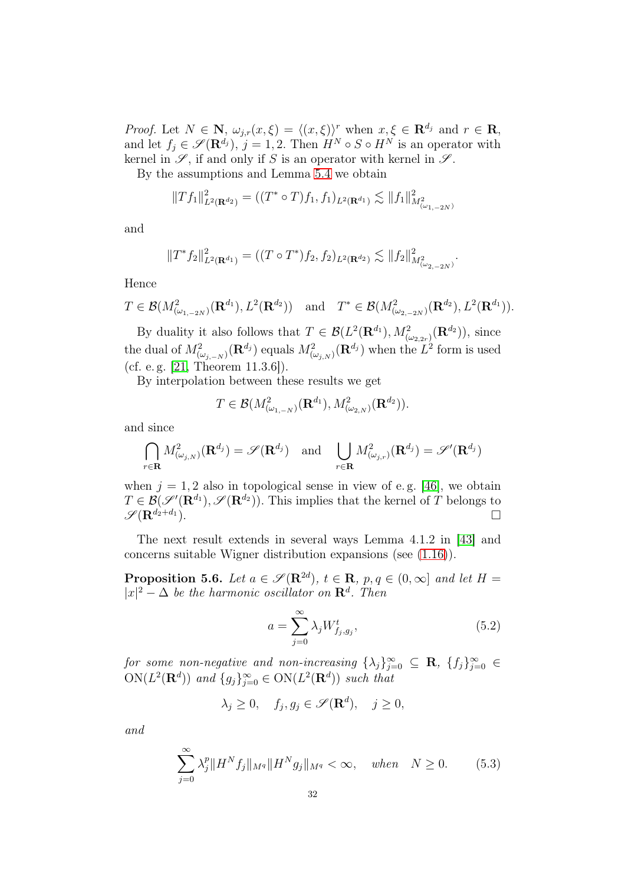*Proof.* Let $N \in \mathbf{N}$, $\omega_{j,r}(x,\xi) = \langle (x,\xi)\rangle^r$ when $x,\xi \in \mathbf{R}^{d_j}$ and $r \in \mathbf{R}$, and let $f_j \in \mathscr{S}(\mathbf{R}^{d_j})$, $j = 1,2$. Then $H^N \circ S \circ H^N$ is an operator with kernel in $\mathscr{S}$, if and only if $S$ is an operator with kernel in $\mathscr{S}$.

By the assumptions and Lemma 5.4 we obtain

$$\|Tf_1\|^2_{L^2(\mathbf{R}^{d_2})} = ((T^* \circ T)f_1, f_1)_{L^2(\mathbf{R}^{d_1})} \lesssim \|f_1\|^2_{M^2_{(\omega_{1,-2N})}}$$

and

$$\|T^* f_2\|^2_{L^2(\mathbf{R}^{d_1})} = ((T \circ T^*)f_2, f_2)_{L^2(\mathbf{R}^{d_2})} \lesssim \|f_2\|^2_{M^2_{(\omega_{2,-2N})}}.$$

Hence

$$T \in \mathcal{B}(M^2_{(\omega_{1,-2N})}(\mathbf{R}^{d_1}), L^2(\mathbf{R}^{d_2})) \quad \text{and} \quad T^* \in \mathcal{B}(M^2_{(\omega_{2,-2N})}(\mathbf{R}^{d_2}), L^2(\mathbf{R}^{d_1})).$$

By duality it also follows that $T \in \mathcal{B}(L^2(\mathbf{R}^{d_1}), M^2_{(\omega_{2,2r})}(\mathbf{R}^{d_2}))$, since the dual of $M^2_{(\omega_{j,-N})}(\mathbf{R}^{d_j})$ equals $M^2_{(\omega_{j,N})}(\mathbf{R}^{d_j})$ when the $L^2$ form is used (cf. e.g. [21, Theorem 11.3.6]).

By interpolation between these results we get

$$T \in \mathcal{B}(M^2_{(\omega_{1,-N})}(\mathbf{R}^{d_1}), M^2_{(\omega_{2,N})}(\mathbf{R}^{d_2})).$$

and since

$$\bigcap_{r\in\mathbf{R}} M^2_{(\omega_{j,N})}(\mathbf{R}^{d_j}) = \mathscr{S}(\mathbf{R}^{d_j}) \quad \text{and} \quad \bigcup_{r\in\mathbf{R}} M^2_{(\omega_{j,r})}(\mathbf{R}^{d_j}) = \mathscr{S}'(\mathbf{R}^{d_j})$$

when $j = 1,2$ also in topological sense in view of e.g. [46], we obtain $T \in \mathcal{B}(\mathscr{S}'(\mathbf{R}^{d_1}), \mathscr{S}(\mathbf{R}^{d_2}))$. This implies that the kernel of $T$ belongs to $\mathscr{S}(\mathbf{R}^{d_2+d_1})$. $\square$

The next result extends in several ways Lemma 4.1.2 in [43] and concerns suitable Wigner distribution expansions (see (1.16)).

**Proposition 5.6.** *Let $a \in \mathscr{S}(\mathbf{R}^{2d})$, $t \in \mathbf{R}$, $p,q \in (0,\infty]$ and let $H = |x|^2 - \Delta$ be the harmonic oscillator on $\mathbf{R}^d$. Then*

$$a = \sum_{j=0}^{\infty} \lambda_j W^t_{f_j,g_j}, \tag{5.2}$$

*for some non-negative and non-increasing $\{\lambda_j\}_{j=0}^\infty \subseteq \mathbf{R}$, $\{f_j\}_{j=0}^\infty \in \mathrm{ON}(L^2(\mathbf{R}^d))$ and $\{g_j\}_{j=0}^\infty \in \mathrm{ON}(L^2(\mathbf{R}^d))$ such that*

$$\lambda_j \ge 0, \quad f_j, g_j \in \mathscr{S}(\mathbf{R}^d), \quad j \ge 0,$$

*and*

$$\sum_{j=0}^{\infty} \lambda_j^p \|H^N f_j\|_{M^q} \|H^N g_j\|_{M^q} < \infty, \quad \text{when} \quad N \ge 0. \tag{5.3}$$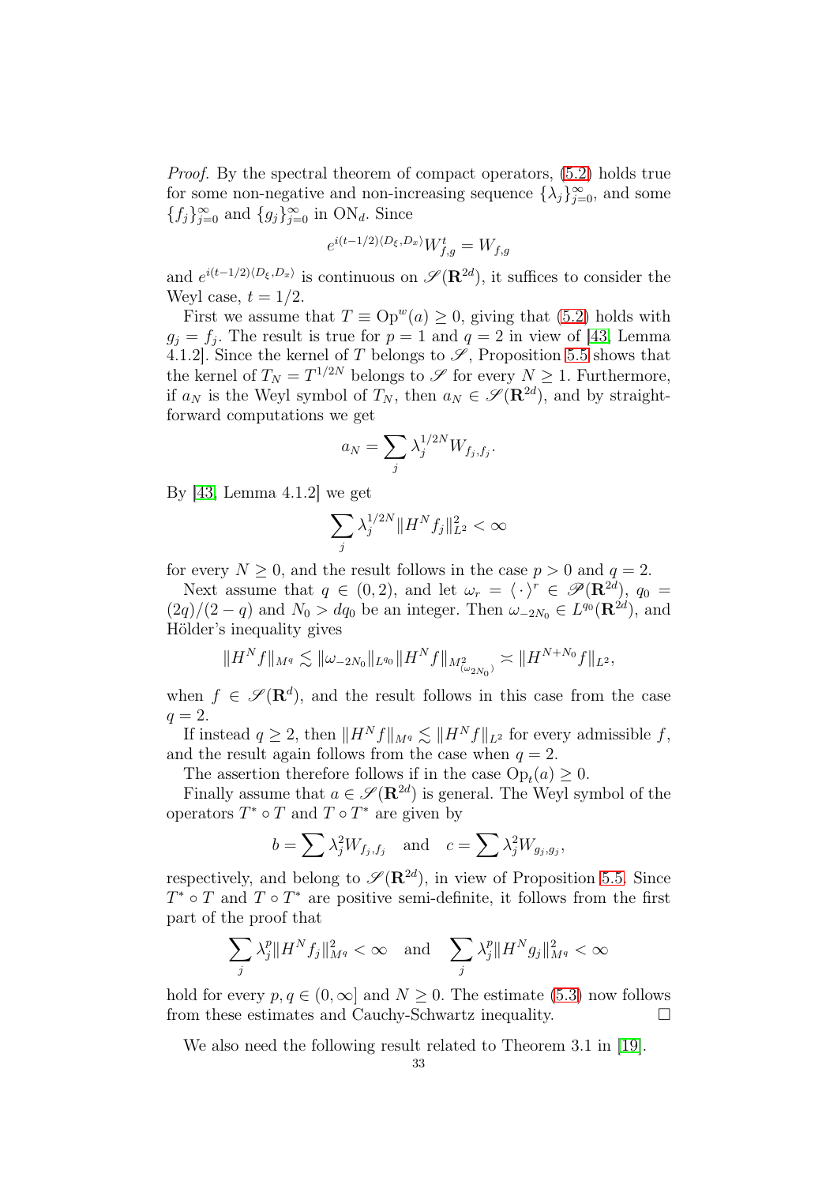*Proof.* By the spectral theorem of compact operators, (5.2) holds true for some non-negative and non-increasing sequence $\{\lambda_j\}_{j=0}^\infty$, and some $\{f_j\}_{j=0}^\infty$ and $\{g_j\}_{j=0}^\infty$ in $\mathrm{ON}_d$. Since

$$e^{i(t-1/2)\langle D_\xi , D_x\rangle} W_{f,g}^t = W_{f,g}$$

and $e^{i(t-1/2)\langle D_\xi , D_x\rangle}$ is continuous on $\mathscr{S}(\mathbf{R}^{2d})$, it suffices to consider the Weyl case, $t = 1/2$.

First we assume that $T \equiv \mathrm{Op}^w(a) \ge 0$, giving that (5.2) holds with $g_j = f_j$. The result is true for $p = 1$ and $q = 2$ in view of [43, Lemma 4.1.2]. Since the kernel of $T$ belongs to $\mathscr{S}$, Proposition 5.5 shows that the kernel of $T_N = T^{1/2N}$ belongs to $\mathscr{S}$ for every $N \ge 1$. Furthermore, if $a_N$ is the Weyl symbol of $T_N$, then $a_N \in \mathscr{S}(\mathbf{R}^{2d})$, and by straightforward computations we get

$$a_N = \sum_j \lambda_j^{1/2N} W_{f_j,f_j}.$$

By [43, Lemma 4.1.2] we get

$$\sum_j \lambda_j^{1/2N} \|H^N f_j\|_{L^2}^2 < \infty$$

for every $N \ge 0$, and the result follows in the case $p > 0$ and $q = 2$.

Next assume that $q \in (0,2)$, and let $\omega_r = \langle \,\cdot\, \rangle^r \in \mathscr{P}(\mathbf{R}^{2d})$, $q_0 = (2q)/(2-q)$ and $N_0 > dq_0$ be an integer. Then $\omega_{-2N_0} \in L^{q_0}(\mathbf{R}^{2d})$, and Hölder's inequality gives

$$\|H^N f\|_{M^q} \lesssim \|\omega_{-2N_0}\|_{L^{q_0}} \|H^N f\|_{M^2_{(\omega_{2N_0})}} \asymp \|H^{N+N_0} f\|_{L^2},$$

when $f \in \mathscr{S}(\mathbf{R}^d)$, and the result follows in this case from the case $q = 2$.

If instead $q \ge 2$, then $\|H^N f\|_{M^q} \lesssim \|H^N f\|_{L^2}$ for every admissible $f$, and the result again follows from the case when $q = 2$.

The assertion therefore follows if in the case $\mathrm{Op}_t(a) \ge 0$.

Finally assume that $a \in \mathscr{S}(\mathbf{R}^{2d})$ is general. The Weyl symbol of the operators $T^* \circ T$ and $T \circ T^*$ are given by

$$b = \sum \lambda_j^2 W_{f_j,f_j} \quad \text{and} \quad c = \sum \lambda_j^2 W_{g_j,g_j},$$

respectively, and belong to $\mathscr{S}(\mathbf{R}^{2d})$, in view of Proposition 5.5. Since $T^* \circ T$ and $T \circ T^*$ are positive semi-definite, it follows from the first part of the proof that

$$\sum_j \lambda_j^p \|H^N f_j\|_{M^q}^2 < \infty \quad \text{and} \quad \sum_j \lambda_j^p \|H^N g_j\|_{M^q}^2 < \infty$$

hold for every $p, q \in (0,\infty]$ and $N \ge 0$. The estimate (5.3) now follows from these estimates and Cauchy-Schwartz inequality. $\square$

We also need the following result related to Theorem 3.1 in [19].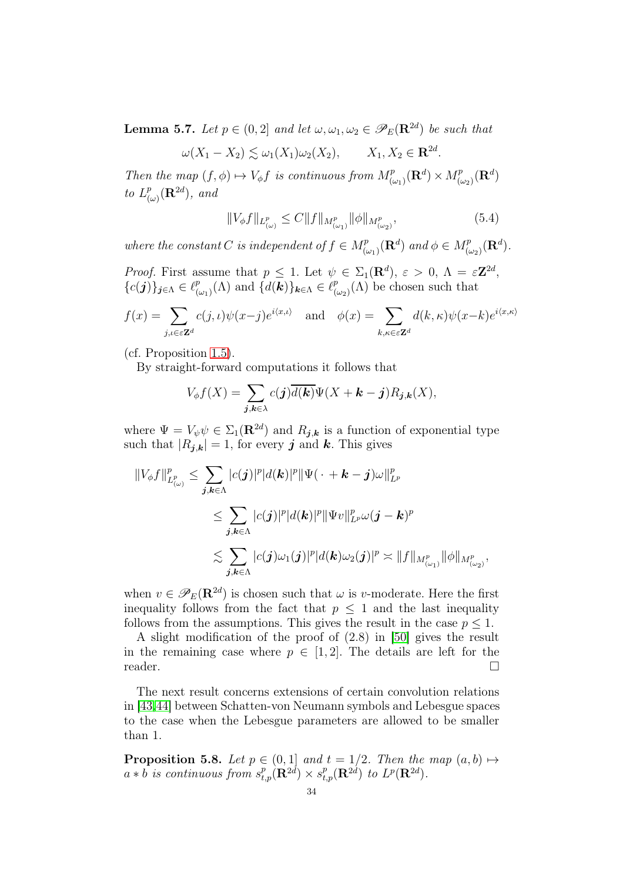**Lemma 5.7.** *Let $p \in (0,2]$ and let $\omega, \omega_1, \omega_2 \in \mathscr{P}_E(\mathbf{R}^{2d})$ be such that*

$$
\omega(X_1 - X_2) \lesssim \omega_1(X_1)\omega_2(X_2), \qquad X_1, X_2 \in \mathbf{R}^{2d}.
$$

*Then the map $(f,\phi) \mapsto V_\phi f$ is continuous from $M^p_{(\omega_1)}(\mathbf{R}^d) \times M^p_{(\omega_2)}(\mathbf{R}^d)$ to $L^p_{(\omega)}(\mathbf{R}^{2d})$, and*

$$
\|V_\phi f\|_{L^p_{(\omega)}} \le C \|f\|_{M^p_{(\omega_1)}} \|\phi\|_{M^p_{(\omega_2)}}, \tag{5.4}
$$

*where the constant $C$ is independent of $f \in M^p_{(\omega_1)}(\mathbf{R}^d)$ and $\phi \in M^p_{(\omega_2)}(\mathbf{R}^d)$.*

*Proof.* First assume that $p \le 1$. Let $\psi \in \Sigma_1(\mathbf{R}^d)$, $\varepsilon > 0$, $\Lambda = \varepsilon \mathbf{Z}^{2d}$, $\{c(\boldsymbol{j})\}_{\boldsymbol{j}\in\Lambda} \in \ell^p_{(\omega_1)}(\Lambda)$ and $\{d(\boldsymbol{k})\}_{\boldsymbol{k}\in\Lambda} \in \ell^p_{(\omega_2)}(\Lambda)$ be chosen such that

$$
f(x) = \sum_{j,\iota \in \varepsilon \mathbf{Z}^d} c(j,\iota)\psi(x-j)e^{i\langle x,\iota\rangle} \quad \text{and} \quad \phi(x) = \sum_{k,\kappa \in \varepsilon \mathbf{Z}^d} d(k,\kappa)\psi(x-k)e^{i\langle x,\kappa\rangle}
$$

(cf. Proposition 1.5).

By straight-forward computations it follows that

$$
V_\phi f(X) = \sum_{\boldsymbol{j},\boldsymbol{k}\in\lambda} c(\boldsymbol{j})\overline{d(\boldsymbol{k})}\Psi(X + \boldsymbol{k} - \boldsymbol{j})R_{\boldsymbol{j},\boldsymbol{k}}(X),
$$

where $\Psi = V_\psi \psi \in \Sigma_1(\mathbf{R}^{2d})$ and $R_{\boldsymbol{j},\boldsymbol{k}}$ is a function of exponential type such that $|R_{\boldsymbol{j},\boldsymbol{k}}| = 1$, for every $\boldsymbol{j}$ and $\boldsymbol{k}$. This gives

$$
\begin{aligned}
\|V_\phi f\|^p_{L^p_{(\omega)}} &\le \sum_{\boldsymbol{j},\boldsymbol{k}\in\Lambda} |c(\boldsymbol{j})|^p |d(\boldsymbol{k})|^p \|\Psi(\,\cdot\, + \boldsymbol{k} - \boldsymbol{j})\omega\|^p_{L^p} \\
&\le \sum_{\boldsymbol{j},\boldsymbol{k}\in\Lambda} |c(\boldsymbol{j})|^p |d(\boldsymbol{k})|^p \|\Psi v\|^p_{L^p} \omega(\boldsymbol{j} - \boldsymbol{k})^p \\
&\lesssim \sum_{\boldsymbol{j},\boldsymbol{k}\in\Lambda} |c(\boldsymbol{j})\omega_1(\boldsymbol{j})|^p |d(\boldsymbol{k})\omega_2(\boldsymbol{j})|^p \asymp \|f\|_{M^p_{(\omega_1)}} \|\phi\|_{M^p_{(\omega_2)}},
\end{aligned}
$$

when $v \in \mathscr{P}_E(\mathbf{R}^{2d})$ is chosen such that $\omega$ is $v$-moderate. Here the first inequality follows from the fact that $p \le 1$ and the last inequality follows from the assumptions. This gives the result in the case $p \le 1$.

A slight modification of the proof of (2.8) in [50] gives the result in the remaining case where $p \in [1,2]$. The details are left for the reader. $\square$

The next result concerns extensions of certain convolution relations in [43,44] between Schatten-von Neumann symbols and Lebesgue spaces to the case when the Lebesgue parameters are allowed to be smaller than 1.

**Proposition 5.8.** *Let $p \in (0,1]$ and $t = 1/2$. Then the map $(a,b) \mapsto a * b$ is continuous from $s^p_{t,p}(\mathbf{R}^{2d}) \times s^p_{t,p}(\mathbf{R}^{2d})$ to $L^p(\mathbf{R}^{2d})$.*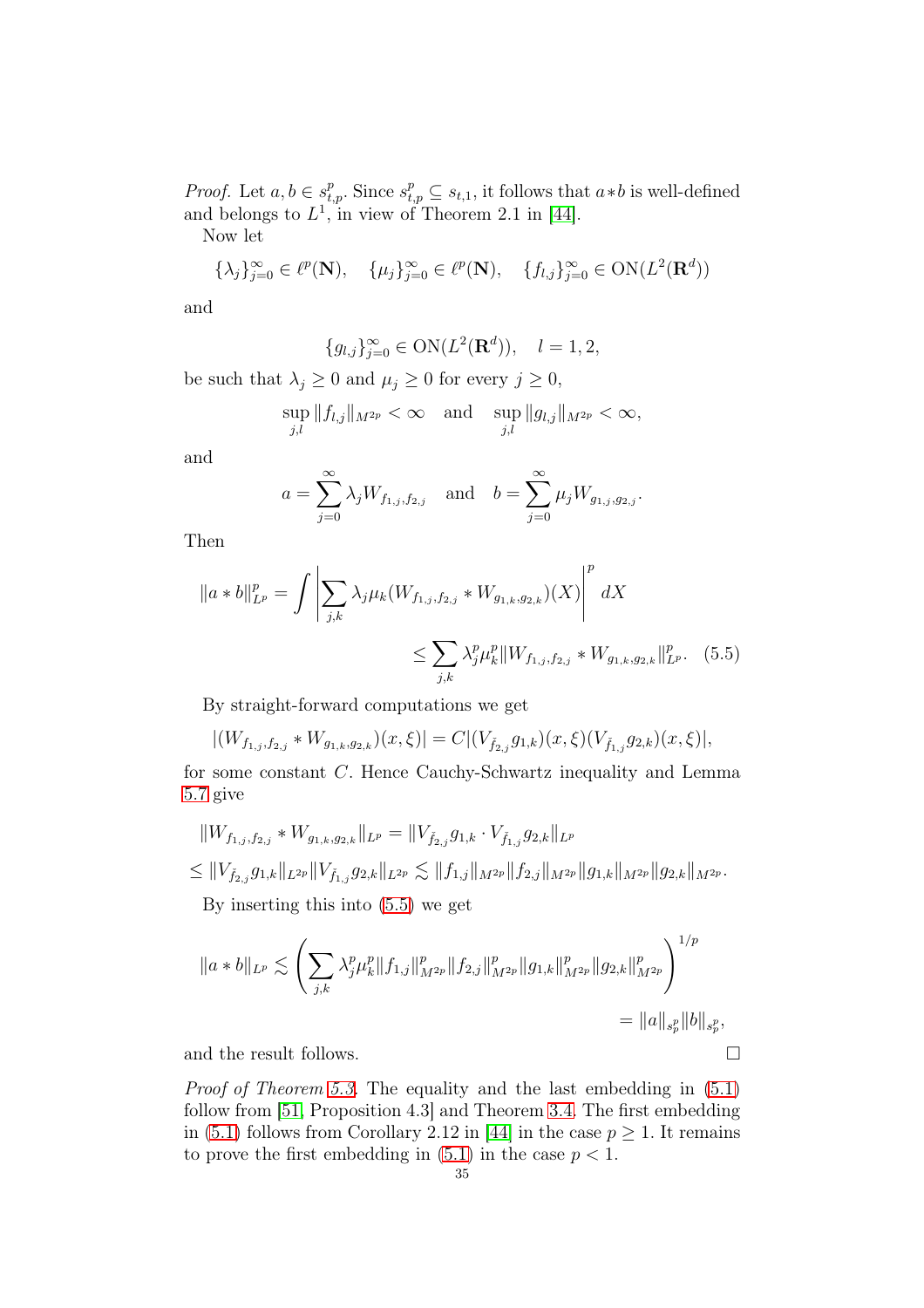*Proof.* Let $a,b \in s_{t,p}^p$. Since $s_{t,p}^p \subseteq s_{t,1}$, it follows that $a*b$ is well-defined and belongs to $L^1$, in view of Theorem 2.1 in [44].

Now let

$$\{\lambda_j\}_{j=0}^\infty \in \ell^p(\mathbf{N}), \quad \{\mu_j\}_{j=0}^\infty \in \ell^p(\mathbf{N}), \quad \{f_{l,j}\}_{j=0}^\infty \in \mathrm{ON}(L^2(\mathbf{R}^d))$$

and

$$\{g_{l,j}\}_{j=0}^\infty \in \mathrm{ON}(L^2(\mathbf{R}^d)), \quad l = 1,2,$$

be such that $\lambda_j \ge 0$ and $\mu_j \ge 0$ for every $j \ge 0$,

$$\sup_{j,l} \|f_{l,j}\|_{M^{2p}} < \infty \quad \text{and} \quad \sup_{j,l} \|g_{l,j}\|_{M^{2p}} < \infty,$$

and

$$a = \sum_{j=0}^\infty \lambda_j W_{f_{1,j},f_{2,j}} \quad \text{and} \quad b = \sum_{j=0}^\infty \mu_j W_{g_{1,j},g_{2,j}}.$$

Then

$$\|a*b\|_{L^p}^p = \int \left| \sum_{j,k} \lambda_j \mu_k (W_{f_{1,j},f_{2,j}} * W_{g_{1,k},g_{2,k}})(X) \right|^p dX$$
$$\le \sum_{j,k} \lambda_j^p \mu_k^p \|W_{f_{1,j},f_{2,j}} * W_{g_{1,k},g_{2,k}}\|_{L^p}^p. \tag{5.5}$$

By straight-forward computations we get

$$|(W_{f_{1,j},f_{2,j}} * W_{g_{1,k},g_{2,k}})(x,\xi)| = C|(V_{\check{f}_{2,j}} g_{1,k})(x,\xi)(V_{\check{f}_{1,j}} g_{2,k})(x,\xi)|,$$

for some constant $C$. Hence Cauchy-Schwartz inequality and Lemma 5.7 give

$$\|W_{f_{1,j},f_{2,j}} * W_{g_{1,k},g_{2,k}}\|_{L^p} = \|V_{\check{f}_{2,j}} g_{1,k} \cdot V_{\check{f}_{1,j}} g_{2,k}\|_{L^p}$$
$$\le \|V_{\check{f}_{2,j}} g_{1,k}\|_{L^{2p}} \|V_{\check{f}_{1,j}} g_{2,k}\|_{L^{2p}} \lesssim \|f_{1,j}\|_{M^{2p}} \|f_{2,j}\|_{M^{2p}} \|g_{1,k}\|_{M^{2p}} \|g_{2,k}\|_{M^{2p}}.$$

By inserting this into (5.5) we get

$$\|a*b\|_{L^p} \lesssim \left( \sum_{j,k} \lambda_j^p \mu_k^p \|f_{1,j}\|_{M^{2p}}^p \|f_{2,j}\|_{M^{2p}}^p \|g_{1,k}\|_{M^{2p}}^p \|g_{2,k}\|_{M^{2p}}^p \right)^{1/p}$$
$$= \|a\|_{s_p^p} \|b\|_{s_p^p},$$

and the result follows. $\square$

*Proof of Theorem 5.3.* The equality and the last embedding in (5.1) follow from [51, Proposition 4.3] and Theorem 3.4. The first embedding in (5.1) follows from Corollary 2.12 in [44] in the case $p \ge 1$. It remains to prove the first embedding in (5.1) in the case $p < 1$.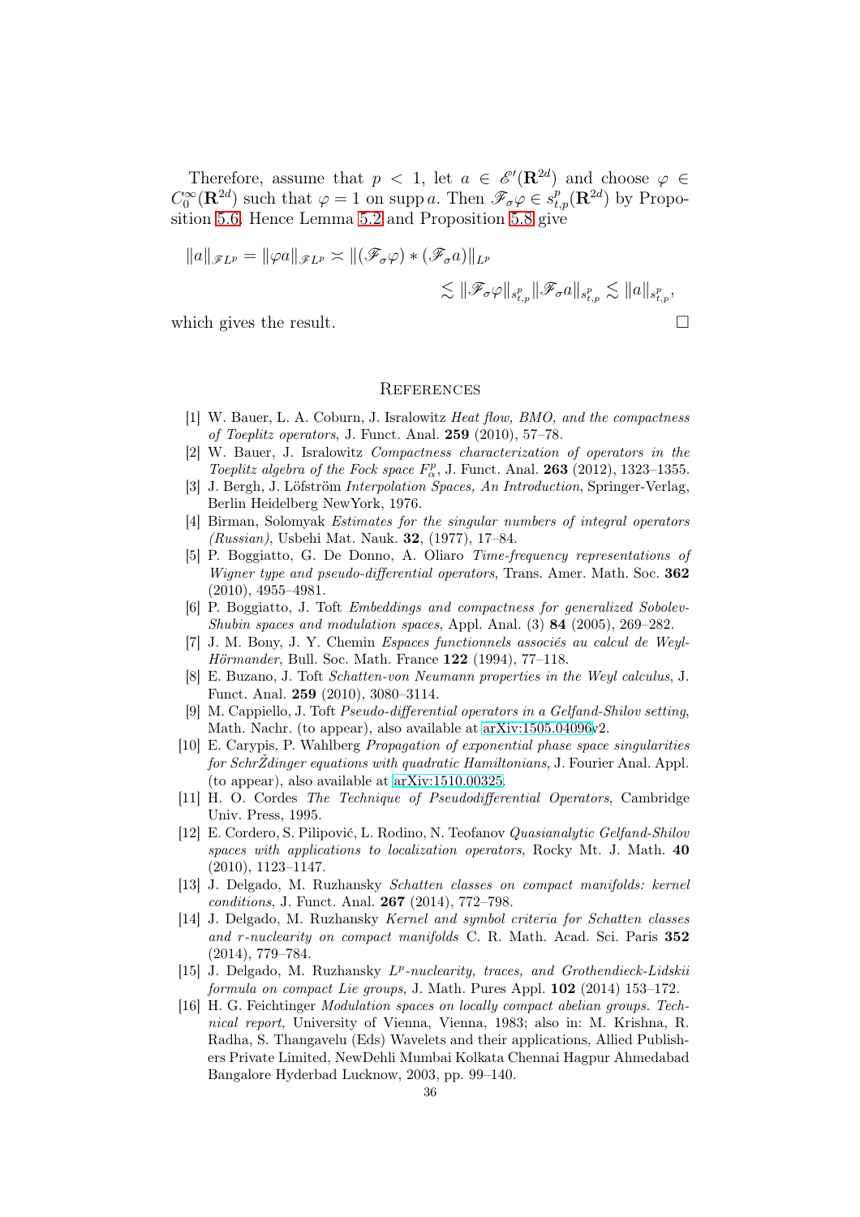Therefore, assume that $p < 1$, let $a \in \mathscr{E}'(\mathbf{R}^{2d})$ and choose $\varphi \in C_0^\infty(\mathbf{R}^{2d})$ such that $\varphi = 1$ on $\operatorname{supp} a$. Then $\mathscr{F}_\sigma \varphi \in s_{t,p}^p(\mathbf{R}^{2d})$ by Proposition 5.6. Hence Lemma 5.2 and Proposition 5.8 give

$$
\begin{aligned}
\|a\|_{\mathscr{F}L^p} = \|\varphi a\|_{\mathscr{F}L^p} \asymp \|(\mathscr{F}_\sigma \varphi) * (\mathscr{F}_\sigma a)\|_{L^p} \\
\lesssim \|\mathscr{F}_\sigma \varphi\|_{s_{t,p}^p} \|\mathscr{F}_\sigma a\|_{s_{t,p}^p} \lesssim \|a\|_{s_{t,p}^p},
\end{aligned}
$$

which gives the result. □

## References

[1] W. Bauer, L. A. Coburn, J. Isralowitz *Heat flow, BMO, and the compactness of Toeplitz operators*, J. Funct. Anal. **259** (2010), 57–78.

[2] W. Bauer, J. Isralowitz *Compactness characterization of operators in the Toeplitz algebra of the Fock space $F_\alpha^p$*, J. Funct. Anal. **263** (2012), 1323–1355.

[3] J. Bergh, J. Löfström *Interpolation Spaces, An Introduction*, Springer-Verlag, Berlin Heidelberg NewYork, 1976.

[4] Birman, Solomyak *Estimates for the singular numbers of integral operators (Russian)*, Usbehi Mat. Nauk. **32**, (1977), 17–84.

[5] P. Boggiatto, G. De Donno, A. Oliaro *Time-frequency representations of Wigner type and pseudo-differential operators*, Trans. Amer. Math. Soc. **362** (2010), 4955–4981.

[6] P. Boggiatto, J. Toft *Embeddings and compactness for generalized Sobolev-Shubin spaces and modulation spaces*, Appl. Anal. (3) **84** (2005), 269–282.

[7] J. M. Bony, J. Y. Chemin *Espaces functionnels associés au calcul de Weyl-Hörmander*, Bull. Soc. Math. France **122** (1994), 77–118.

[8] E. Buzano, J. Toft *Schatten-von Neumann properties in the Weyl calculus*, J. Funct. Anal. **259** (2010), 3080–3114.

[9] M. Cappiello, J. Toft *Pseudo-differential operators in a Gelfand-Shilov setting*, Math. Nachr. (to appear), also available at arXiv:1505.04096v2.

[10] E. Carypis, P. Wahlberg *Propagation of exponential phase space singularities for SchrŽdinger equations with quadratic Hamiltonians*, J. Fourier Anal. Appl. (to appear), also available at arXiv:1510.00325.

[11] H. O. Cordes *The Technique of Pseudodifferential Operators*, Cambridge Univ. Press, 1995.

[12] E. Cordero, S. Pilipović, L. Rodino, N. Teofanov *Quasianalytic Gelfand-Shilov spaces with applications to localization operators*, Rocky Mt. J. Math. **40** (2010), 1123–1147.

[13] J. Delgado, M. Ruzhansky *Schatten classes on compact manifolds: kernel conditions*, J. Funct. Anal. **267** (2014), 772–798.

[14] J. Delgado, M. Ruzhansky *Kernel and symbol criteria for Schatten classes and $r$-nuclearity on compact manifolds* C. R. Math. Acad. Sci. Paris **352** (2014), 779–784.

[15] J. Delgado, M. Ruzhansky *$L^p$-nuclearity, traces, and Grothendieck-Lidskii formula on compact Lie groups*, J. Math. Pures Appl. **102** (2014) 153–172.

[16] H. G. Feichtinger *Modulation spaces on locally compact abelian groups. Technical report*, University of Vienna, Vienna, 1983; also in: M. Krishna, R. Radha, S. Thangavelu (Eds) Wavelets and their applications, Allied Publishers Private Limited, NewDehli Mumbai Kolkata Chennai Hagpur Ahmedabad Bangalore Hyderbad Lucknow, 2003, pp. 99–140.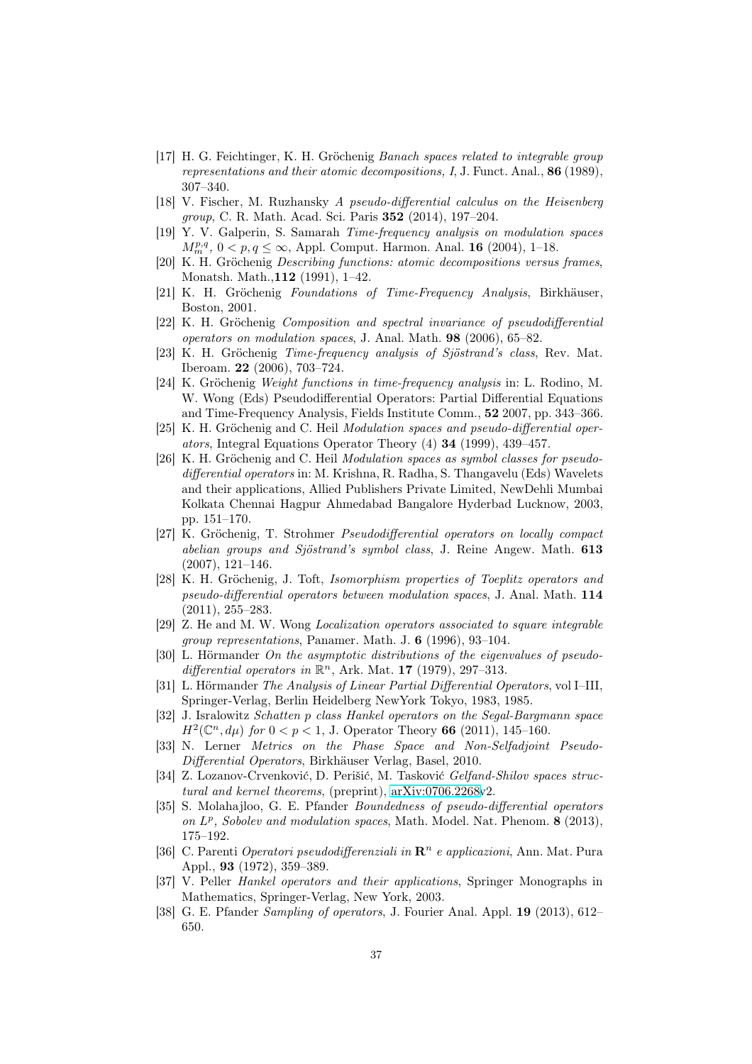[17] H. G. Feichtinger, K. H. Gröchenig *Banach spaces related to integrable group representations and their atomic decompositions, I*, J. Funct. Anal., **86** (1989), 307–340.

[18] V. Fischer, M. Ruzhansky *A pseudo-differential calculus on the Heisenberg group*, C. R. Math. Acad. Sci. Paris **352** (2014), 197–204.

[19] Y. V. Galperin, S. Samarah *Time-frequency analysis on modulation spaces* $M_m^{p,q}$, $0 < p, q \le \infty$, Appl. Comput. Harmon. Anal. **16** (2004), 1–18.

[20] K. H. Gröchenig *Describing functions: atomic decompositions versus frames*, Monatsh. Math.,**112** (1991), 1–42.

[21] K. H. Gröchenig *Foundations of Time-Frequency Analysis*, Birkhäuser, Boston, 2001.

[22] K. H. Gröchenig *Composition and spectral invariance of pseudodifferential operators on modulation spaces*, J. Anal. Math. **98** (2006), 65–82.

[23] K. H. Gröchenig *Time-frequency analysis of Sjöstrand's class*, Rev. Mat. Iberoam. **22** (2006), 703–724.

[24] K. Gröchenig *Weight functions in time-frequency analysis* in: L. Rodino, M. W. Wong (Eds) Pseudodifferential Operators: Partial Differential Equations and Time-Frequency Analysis, Fields Institute Comm., **52** 2007, pp. 343–366.

[25] K. H. Gröchenig and C. Heil *Modulation spaces and pseudo-differential operators*, Integral Equations Operator Theory (4) **34** (1999), 439–457.

[26] K. H. Gröchenig and C. Heil *Modulation spaces as symbol classes for pseudodifferential operators* in: M. Krishna, R. Radha, S. Thangavelu (Eds) Wavelets and their applications, Allied Publishers Private Limited, NewDehli Mumbai Kolkata Chennai Hagpur Ahmedabad Bangalore Hyderbad Lucknow, 2003, pp. 151–170.

[27] K. Gröchenig, T. Strohmer *Pseudodifferential operators on locally compact abelian groups and Sjöstrand's symbol class*, J. Reine Angew. Math. **613** (2007), 121–146.

[28] K. H. Gröchenig, J. Toft, *Isomorphism properties of Toeplitz operators and pseudo-differential operators between modulation spaces*, J. Anal. Math. **114** (2011), 255–283.

[29] Z. He and M. W. Wong *Localization operators associated to square integrable group representations*, Panamer. Math. J. **6** (1996), 93–104.

[30] L. Hörmander *On the asymptotic distributions of the eigenvalues of pseudo-differential operators in* $\mathbb{R}^n$, Ark. Mat. **17** (1979), 297–313.

[31] L. Hörmander *The Analysis of Linear Partial Differential Operators*, vol I–III, Springer-Verlag, Berlin Heidelberg NewYork Tokyo, 1983, 1985.

[32] J. Isralowitz *Schatten p class Hankel operators on the Segal-Bargmann space* $H^2(\mathbb{C}^n, d\mu)$ *for* $0 < p < 1$, J. Operator Theory **66** (2011), 145–160.

[33] N. Lerner *Metrics on the Phase Space and Non-Selfadjoint Pseudo-Differential Operators*, Birkhäuser Verlag, Basel, 2010.

[34] Z. Lozanov-Crvenković, D. Perišić, M. Tasković *Gelfand-Shilov spaces structural and kernel theorems*, (preprint), arXiv:0706.2268v2.

[35] S. Molahajloo, G. E. Pfander *Boundedness of pseudo-differential operators on* $L^p$*, Sobolev and modulation spaces*, Math. Model. Nat. Phenom. **8** (2013), 175–192.

[36] C. Parenti *Operatori pseudodifferenziali in* $\mathbf{R}^n$ *e applicazioni*, Ann. Mat. Pura Appl., **93** (1972), 359–389.

[37] V. Peller *Hankel operators and their applications*, Springer Monographs in Mathematics, Springer-Verlag, New York, 2003.

[38] G. E. Pfander *Sampling of operators*, J. Fourier Anal. Appl. **19** (2013), 612–650.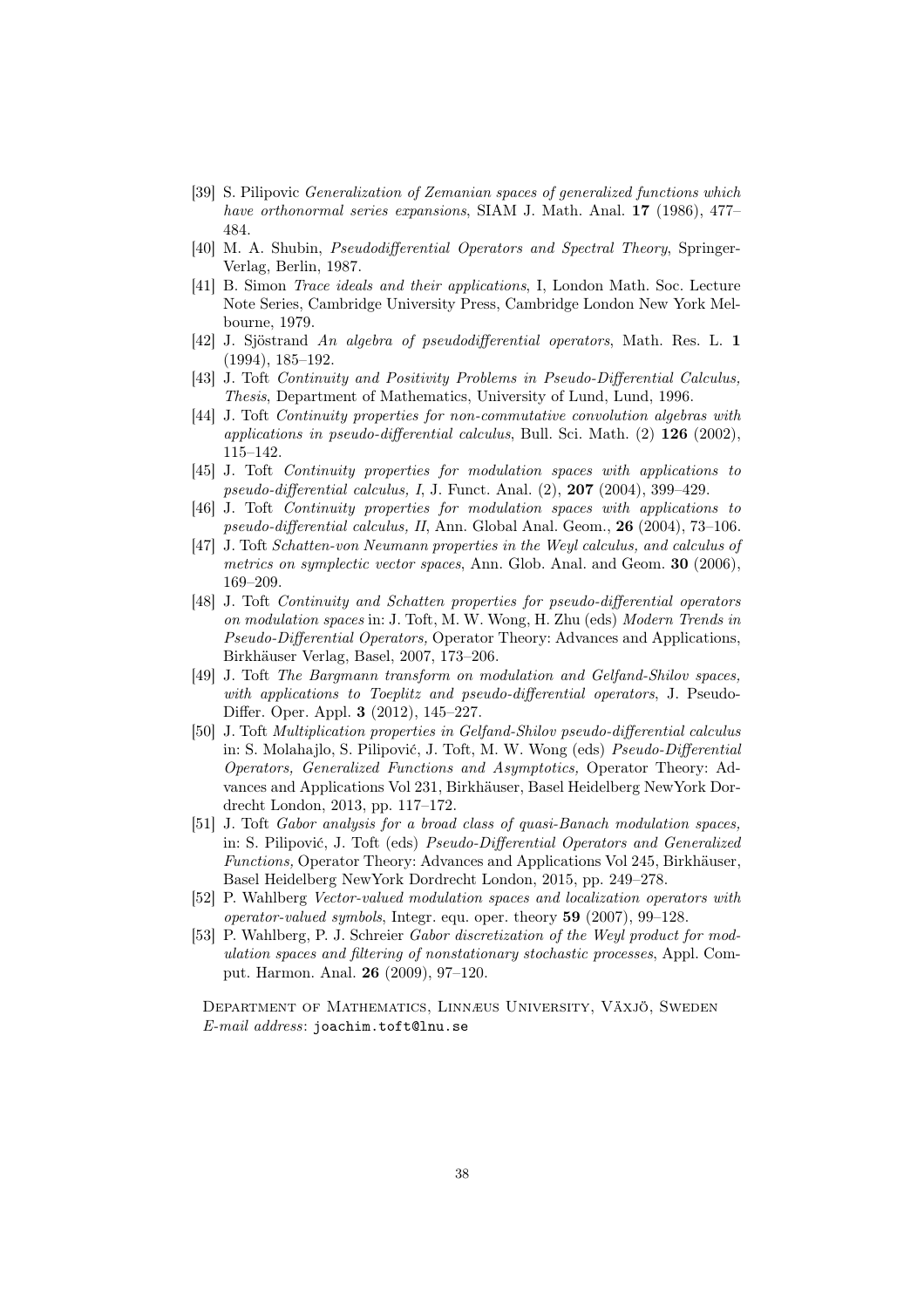[39] S. Pilipovic *Generalization of Zemanian spaces of generalized functions which have orthonormal series expansions*, SIAM J. Math. Anal. **17** (1986), 477–484.

[40] M. A. Shubin, *Pseudodifferential Operators and Spectral Theory*, Springer-Verlag, Berlin, 1987.

[41] B. Simon *Trace ideals and their applications*, I, London Math. Soc. Lecture Note Series, Cambridge University Press, Cambridge London New York Melbourne, 1979.

[42] J. Sjöstrand *An algebra of pseudodifferential operators*, Math. Res. L. **1** (1994), 185–192.

[43] J. Toft *Continuity and Positivity Problems in Pseudo-Differential Calculus, Thesis*, Department of Mathematics, University of Lund, Lund, 1996.

[44] J. Toft *Continuity properties for non-commutative convolution algebras with applications in pseudo-differential calculus*, Bull. Sci. Math. (2) **126** (2002), 115–142.

[45] J. Toft *Continuity properties for modulation spaces with applications to pseudo-differential calculus, I*, J. Funct. Anal. (2), **207** (2004), 399–429.

[46] J. Toft *Continuity properties for modulation spaces with applications to pseudo-differential calculus, II*, Ann. Global Anal. Geom., **26** (2004), 73–106.

[47] J. Toft *Schatten-von Neumann properties in the Weyl calculus, and calculus of metrics on symplectic vector spaces*, Ann. Glob. Anal. and Geom. **30** (2006), 169–209.

[48] J. Toft *Continuity and Schatten properties for pseudo-differential operators on modulation spaces* in: J. Toft, M. W. Wong, H. Zhu (eds) *Modern Trends in Pseudo-Differential Operators,* Operator Theory: Advances and Applications, Birkhäuser Verlag, Basel, 2007, 173–206.

[49] J. Toft *The Bargmann transform on modulation and Gelfand-Shilov spaces, with applications to Toeplitz and pseudo-differential operators*, J. Pseudo-Differ. Oper. Appl. **3** (2012), 145–227.

[50] J. Toft *Multiplication properties in Gelfand-Shilov pseudo-differential calculus* in: S. Molahajlo, S. Pilipović, J. Toft, M. W. Wong (eds) *Pseudo-Differential Operators, Generalized Functions and Asymptotics,* Operator Theory: Advances and Applications Vol 231, Birkhäuser, Basel Heidelberg NewYork Dordrecht London, 2013, pp. 117–172.

[51] J. Toft *Gabor analysis for a broad class of quasi-Banach modulation spaces,* in: S. Pilipović, J. Toft (eds) *Pseudo-Differential Operators and Generalized Functions,* Operator Theory: Advances and Applications Vol 245, Birkhäuser, Basel Heidelberg NewYork Dordrecht London, 2015, pp. 249–278.

[52] P. Wahlberg *Vector-valued modulation spaces and localization operators with operator-valued symbols*, Integr. equ. oper. theory **59** (2007), 99–128.

[53] P. Wahlberg, P. J. Schreier *Gabor discretization of the Weyl product for modulation spaces and filtering of nonstationary stochastic processes*, Appl. Comput. Harmon. Anal. **26** (2009), 97–120.

Department of Mathematics, Linnæus University, Växjö, Sweden
*E-mail address*: joachim.toft@lnu.se